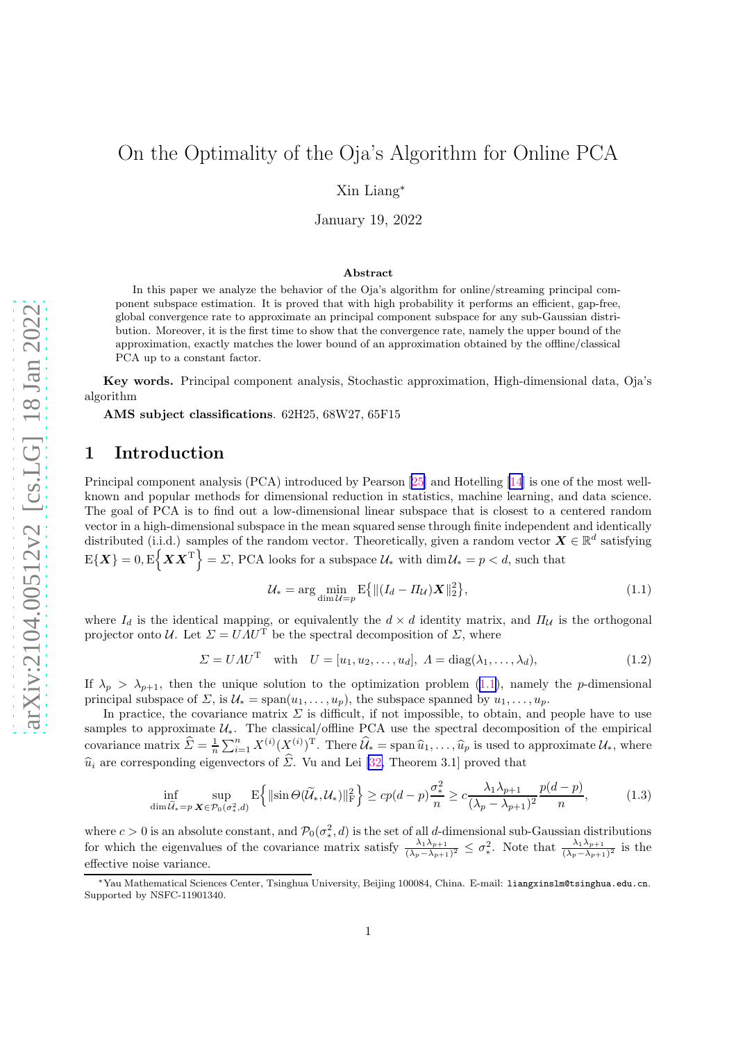# On the Optimality of the Oja's Algorithm for Online PCA

Xin Liang*

January 19, 2022

### Abstract

In this paper we analyze the behavior of the Oja's algorithm for online/streaming principal component subspace estimation. It is proved that with high probability it performs an efficient, gap-free, global convergence rate to approximate an principal component subspace for any sub-Gaussian distribution. Moreover, it is the first time to show that the convergence rate, namely the upper bound of the approximation, exactly matches the lower bound of an approximation obtained by the offline/classical PCA up to a constant factor.

**Key words.** Principal component analysis, Stochastic approximation, High-dimensional data, Oja's algorithm

**AMS subject classifications**. 62H25, 68W27, 65F15

## 1 Introduction

Principal component analysis (PCA) introduced by Pearson [25] and Hotelling [14] is one of the most well-known and popular methods for dimensional reduction in statistics, machine learning, and data science. The goal of PCA is to find out a low-dimensional linear subspace that is closest to a centered random vector in a high-dimensional subspace in the mean squared sense through finite independent and identically distributed (i.i.d.) samples of the random vector. Theoretically, given a random vector $\boldsymbol{X} \in \mathbb{R}^d$ satisfying $\mathrm{E}\{\boldsymbol{X}\} = 0, \mathrm{E}\Big\{\boldsymbol{X}\boldsymbol{X}^{\mathrm{T}}\Big\} = \Sigma$, PCA looks for a subspace $\mathcal{U}_*$ with $\dim \mathcal{U}_* = p < d$, such that

$$\mathcal{U}_* = \arg\min_{\dim \mathcal{U} = p} \mathrm{E}\big\{\|(I_d - \Pi_{\mathcal{U}})\boldsymbol{X}\|_2^2\big\}, \tag{1.1}$$

where $I_d$ is the identical mapping, or equivalently the $d \times d$ identity matrix, and $\Pi_{\mathcal{U}}$ is the orthogonal projector onto $\mathcal{U}$. Let $\Sigma = U\Lambda U^{\mathrm{T}}$ be the spectral decomposition of $\Sigma$, where

$$\Sigma = U\Lambda U^{\mathrm{T}} \quad \text{with} \quad U = [u_1, u_2, \dots, u_d],\ \Lambda = \mathrm{diag}(\lambda_1, \dots, \lambda_d), \tag{1.2}$$

If $\lambda_p > \lambda_{p+1}$, then the unique solution to the optimization problem (1.1), namely the $p$-dimensional principal subspace of $\Sigma$, is $\mathcal{U}_* = \mathrm{span}(u_1, \dots, u_p)$, the subspace spanned by $u_1, \dots, u_p$.

In practice, the covariance matrix $\Sigma$ is difficult, if not impossible, to obtain, and people have to use samples to approximate $\mathcal{U}_*$. The classical/offline PCA use the spectral decomposition of the empirical covariance matrix $\widehat{\Sigma} = \frac{1}{n}\sum_{i=1}^n X^{(i)}(X^{(i)})^{\mathrm{T}}$. There $\widehat{\mathcal{U}}_* = \mathrm{span}\,\widehat{u}_1, \dots, \widehat{u}_p$ is used to approximate $\mathcal{U}_*$, where $\widehat{u}_i$ are corresponding eigenvectors of $\widehat{\Sigma}$. Vu and Lei [32, Theorem 3.1] proved that

$$\inf_{\dim \widetilde{\mathcal{U}}_* = p} \sup_{\boldsymbol{X} \in \mathcal{P}_0(\sigma_*^2, d)} \mathrm{E}\Big\{\|\sin\Theta(\widetilde{\mathcal{U}}_*, \mathcal{U}_*)\|_{\mathrm{F}}^2\Big\} \geq cp(d-p)\frac{\sigma_*^2}{n} \geq c\frac{\lambda_1\lambda_{p+1}}{(\lambda_p - \lambda_{p+1})^2}\frac{p(d-p)}{n}, \tag{1.3}$$

where $c > 0$ is an absolute constant, and $\mathcal{P}_0(\sigma_*^2, d)$ is the set of all $d$-dimensional sub-Gaussian distributions for which the eigenvalues of the covariance matrix satisfy $\frac{\lambda_1\lambda_{p+1}}{(\lambda_p - \lambda_{p+1})^2} \leq \sigma_*^2$. Note that $\frac{\lambda_1\lambda_{p+1}}{(\lambda_p - \lambda_{p+1})^2}$ is the effective noise variance.

---

*Yau Mathematical Sciences Center, Tsinghua University, Beijing 100084, China. E-mail: liangxinslm@tsinghua.edu.cn. Supported by NSFC-11901340.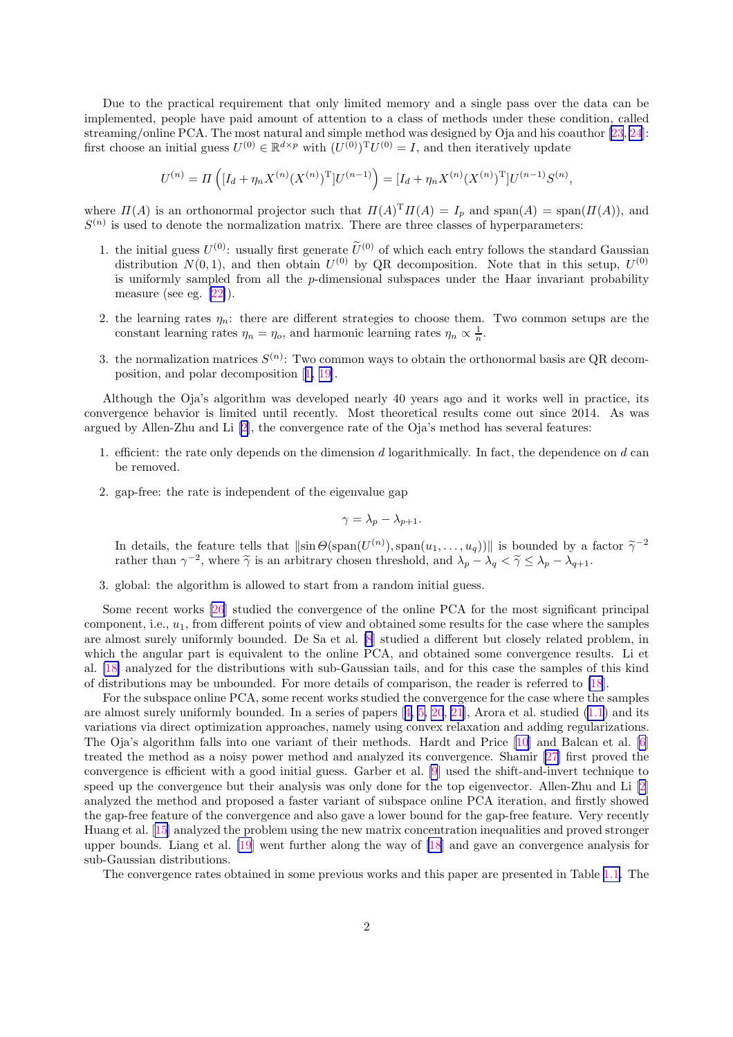Due to the practical requirement that only limited memory and a single pass over the data can be implemented, people have paid amount of attention to a class of methods under these condition, called streaming/online PCA. The most natural and simple method was designed by Oja and his coauthor [23, 24]: first choose an initial guess $U^{(0)} \in \mathbb{R}^{d\times p}$ with $(U^{(0)})^{\mathrm{T}}U^{(0)} = I$, and then iteratively update

$$U^{(n)} = \mathit{\Pi}\left([I_d + \eta_n X^{(n)}(X^{(n)})^{\mathrm{T}}]U^{(n-1)}\right) = [I_d + \eta_n X^{(n)}(X^{(n)})^{\mathrm{T}}]U^{(n-1)}S^{(n)},$$

where $\mathit{\Pi}(A)$ is an orthonormal projector such that $\mathit{\Pi}(A)^{\mathrm{T}}\mathit{\Pi}(A) = I_p$ and $\mathrm{span}(A) = \mathrm{span}(\mathit{\Pi}(A))$, and $S^{(n)}$ is used to denote the normalization matrix. There are three classes of hyperparameters:

1. the initial guess $U^{(0)}$: usually first generate $\widetilde{U}^{(0)}$ of which each entry follows the standard Gaussian distribution $N(0,1)$, and then obtain $U^{(0)}$ by QR decomposition. Note that in this setup, $U^{(0)}$ is uniformly sampled from all the $p$-dimensional subspaces under the Haar invariant probability measure (see eg. [22]).
2. the learning rates $\eta_n$: there are different strategies to choose them. Two common setups are the constant learning rates $\eta_n = \eta_o$, and harmonic learning rates $\eta_n \propto \frac{1}{n}$.
3. the normalization matrices $S^{(n)}$: Two common ways to obtain the orthonormal basis are QR decomposition, and polar decomposition [1, 19].

Although the Oja's algorithm was developed nearly 40 years ago and it works well in practice, its convergence behavior is limited until recently. Most theoretical results come out since 2014. As was argued by Allen-Zhu and Li [2], the convergence rate of the Oja's method has several features:

1. efficient: the rate only depends on the dimension $d$ logarithmically. In fact, the dependence on $d$ can be removed.
2. gap-free: the rate is independent of the eigenvalue gap

$$\gamma = \lambda_p - \lambda_{p+1}.$$

   In details, the feature tells that $\|\sin\mathit{\Theta}(\mathrm{span}(U^{(n)}), \mathrm{span}(u_1,\dots,u_q))\|$ is bounded by a factor $\widetilde{\gamma}^{-2}$ rather than $\gamma^{-2}$, where $\widetilde{\gamma}$ is an arbitrary chosen threshold, and $\lambda_p - \lambda_q < \widetilde{\gamma} \le \lambda_p - \lambda_{q+1}$.
3. global: the algorithm is allowed to start from a random initial guess.

Some recent works [26] studied the convergence of the online PCA for the most significant principal component, i.e., $u_1$, from different points of view and obtained some results for the case where the samples are almost surely uniformly bounded. De Sa et al. [8] studied a different but closely related problem, in which the angular part is equivalent to the online PCA, and obtained some convergence results. Li et al. [18] analyzed for the distributions with sub-Gaussian tails, and for this case the samples of this kind of distributions may be unbounded. For more details of comparison, the reader is referred to [18].

For the subspace online PCA, some recent works studied the convergence for the case where the samples are almost surely uniformly bounded. In a series of papers [4, 5, 20, 21], Arora et al. studied (1.1) and its variations via direct optimization approaches, namely using convex relaxation and adding regularizations. The Oja's algorithm falls into one variant of their methods. Hardt and Price [10] and Balcan et al. [6] treated the method as a noisy power method and analyzed its convergence. Shamir [27] first proved the convergence is efficient with a good initial guess. Garber et al. [9] used the shift-and-invert technique to speed up the convergence but their analysis was only done for the top eigenvector. Allen-Zhu and Li [2] analyzed the method and proposed a faster variant of subspace online PCA iteration, and firstly showed the gap-free feature of the convergence and also gave a lower bound for the gap-free feature. Very recently Huang et al. [15] analyzed the problem using the new matrix concentration inequalities and proved stronger upper bounds. Liang et al. [19] went further along the way of [18] and gave an convergence analysis for sub-Gaussian distributions.

The convergence rates obtained in some previous works and this paper are presented in Table 1.1. The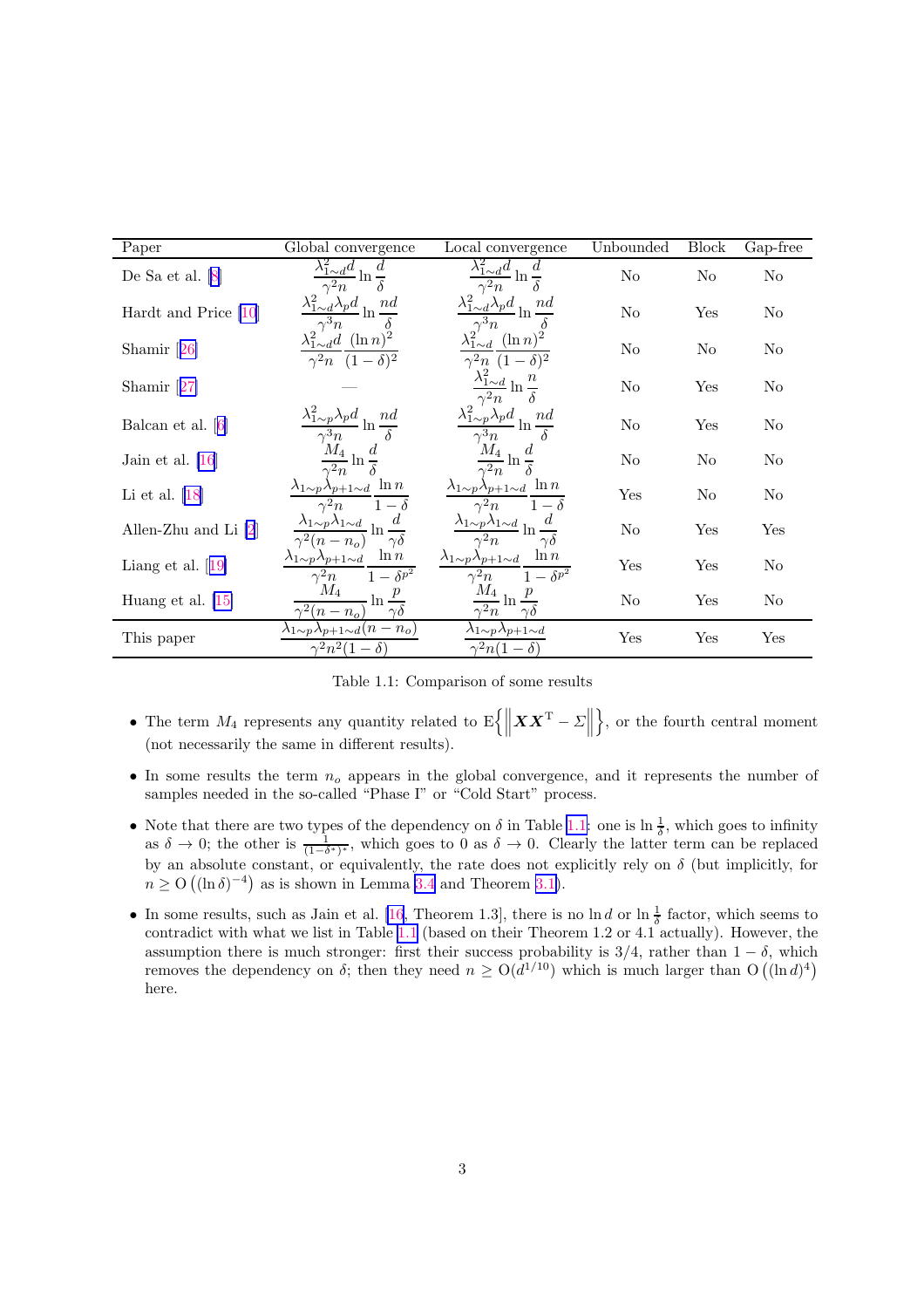| Paper | Global convergence | Local convergence | Unbounded | Block | Gap-free |
|---|---|---|---|---|---|
| De Sa et al. [8] | $\frac{\lambda_{1\sim d}^2 d}{\gamma^2 n} \ln \frac{d}{\delta}$ | $\frac{\lambda_{1\sim d}^2 d}{\gamma^2 n} \ln \frac{d}{\delta}$ | No | No | No |
| Hardt and Price [10] | $\frac{\lambda_{1\sim d}^2 \lambda_p d}{\gamma^3 n} \ln \frac{nd}{\delta}$ | $\frac{\lambda_{1\sim d}^2 \lambda_p d}{\gamma^3 n} \ln \frac{nd}{\delta}$ | No | Yes | No |
| Shamir [26] | $\frac{\lambda_{1\sim d}^2 d}{\gamma^2 n} \frac{(\ln n)^2}{(1-\delta)^2}$ | $\frac{\lambda_{1\sim d}^2}{\gamma^2 n} \frac{(\ln n)^2}{(1-\delta)^2}$ | No | No | No |
| Shamir [27] | — | $\frac{\lambda_{1\sim d}^2}{\gamma^2 n} \ln \frac{n}{\delta}$ | No | Yes | No |
| Balcan et al. [6] | $\frac{\lambda_{1\sim p}^2 \lambda_p d}{\gamma^3 n} \ln \frac{nd}{\delta}$ | $\frac{\lambda_{1\sim p}^2 \lambda_p d}{\gamma^3 n} \ln \frac{nd}{\delta}$ | No | Yes | No |
| Jain et al. [16] | $\frac{M_4}{\gamma^2 n} \ln \frac{d}{\delta}$ | $\frac{M_4}{\gamma^2 n} \ln \frac{d}{\delta}$ | No | No | No |
| Li et al. [18] | $\frac{\lambda_{1\sim p}\lambda_{p+1\sim d}}{\gamma^2 n} \frac{\ln n}{1-\delta}$ | $\frac{\lambda_{1\sim p}\lambda_{p+1\sim d}}{\gamma^2 n} \frac{\ln n}{1-\delta}$ | Yes | No | No |
| Allen-Zhu and Li [2] | $\frac{\lambda_{1\sim p}\lambda_{1\sim d}}{\gamma^2 (n-n_o)} \ln \frac{d}{\gamma\delta}$ | $\frac{\lambda_{1\sim p}\lambda_{1\sim d}}{\gamma^2 n} \ln \frac{d}{\gamma\delta}$ | No | Yes | Yes |
| Liang et al. [19] | $\frac{\lambda_{1\sim p}\lambda_{p+1\sim d}}{\gamma^2 n} \frac{\ln n}{1-\delta^{p^2}}$ | $\frac{\lambda_{1\sim p}\lambda_{p+1\sim d}}{\gamma^2 n} \frac{\ln n}{1-\delta^{p^2}}$ | Yes | Yes | No |
| Huang et al. [15] | $\frac{M_4}{\gamma^2 (n-n_o)} \ln \frac{p}{\gamma\delta}$ | $\frac{M_4}{\gamma^2 n} \ln \frac{p}{\gamma\delta}$ | No | Yes | No |
| This paper | $\frac{\lambda_{1\sim p}\lambda_{p+1\sim d}(n-n_o)}{\gamma^2 n^2 (1-\delta)}$ | $\frac{\lambda_{1\sim p}\lambda_{p+1\sim d}}{\gamma^2 n (1-\delta)}$ | Yes | Yes | Yes |

Table 1.1: Comparison of some results

- The term $M_4$ represents any quantity related to $\mathrm{E}\left\{\left\|\boldsymbol{X}\boldsymbol{X}^{\mathrm{T}} - \Sigma\right\|\right\}$, or the fourth central moment (not necessarily the same in different results).
- In some results the term $n_o$ appears in the global convergence, and it represents the number of samples needed in the so-called "Phase I" or "Cold Start" process.
- Note that there are two types of the dependency on $\delta$ in Table 1.1: one is $\ln \frac{1}{\delta}$, which goes to infinity as $\delta \to 0$; the other is $\frac{1}{(1-\delta^*)^*}$, which goes to 0 as $\delta \to 0$. Clearly the latter term can be replaced by an absolute constant, or equivalently, the rate does not explicitly rely on $\delta$ (but implicitly, for $n \geq \mathrm{O}\left((\ln \delta)^{-4}\right)$ as is shown in Lemma 3.4 and Theorem 3.1).
- In some results, such as Jain et al. [16, Theorem 1.3], there is no $\ln d$ or $\ln \frac{1}{\delta}$ factor, which seems to contradict with what we list in Table 1.1 (based on their Theorem 1.2 or 4.1 actually). However, the assumption there is much stronger: first their success probability is 3/4, rather than $1-\delta$, which removes the dependency on $\delta$; then they need $n \geq \mathrm{O}(d^{1/10})$ which is much larger than $\mathrm{O}\left((\ln d)^4\right)$ here.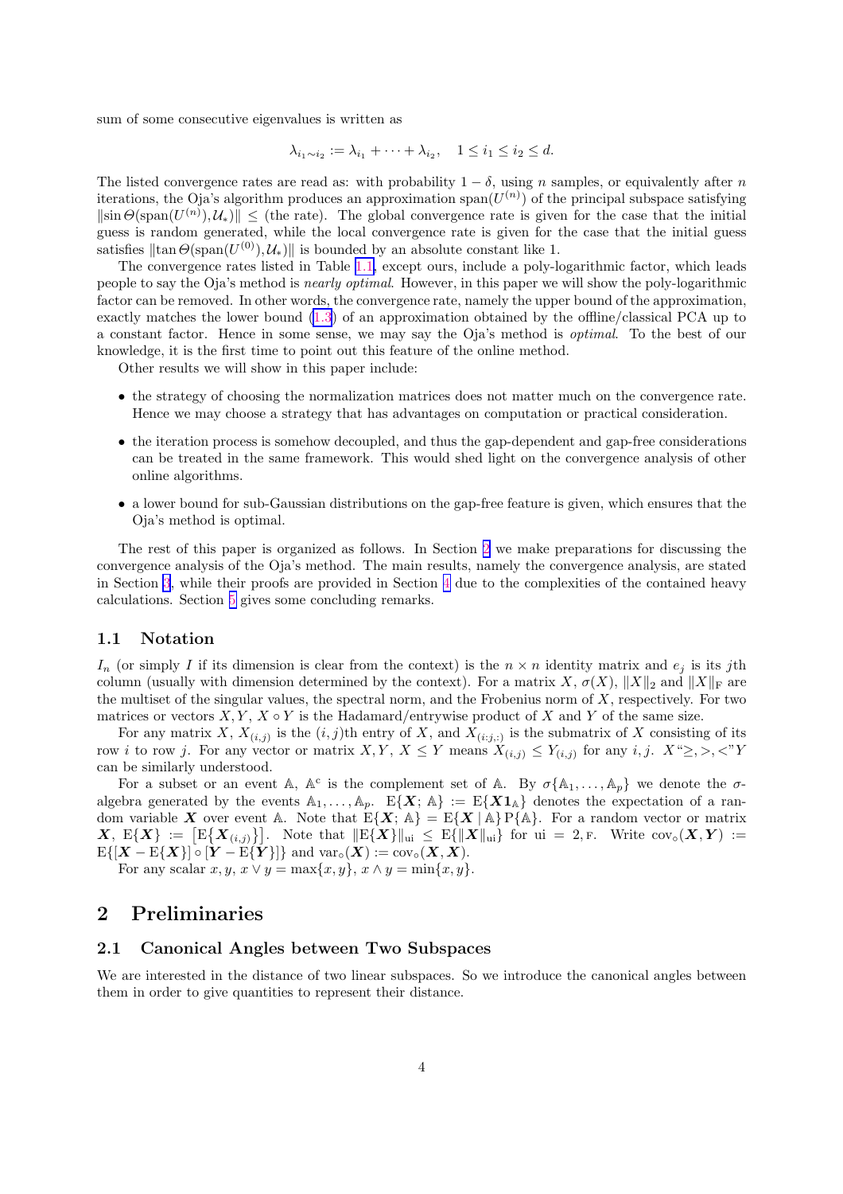sum of some consecutive eigenvalues is written as

$$\lambda_{i_1 \sim i_2} := \lambda_{i_1} + \cdots + \lambda_{i_2}, \quad 1 \le i_1 \le i_2 \le d.$$

The listed convergence rates are read as: with probability $1-\delta$, using $n$ samples, or equivalently after $n$ iterations, the Oja's algorithm produces an approximation $\operatorname{span}(U^{(n)})$ of the principal subspace satisfying $\|\sin\Theta(\operatorname{span}(U^{(n)}), \mathcal{U}_*)\| \le$ (the rate). The global convergence rate is given for the case that the initial guess is random generated, while the local convergence rate is given for the case that the initial guess satisfies $\|\tan\Theta(\operatorname{span}(U^{(0)}), \mathcal{U}_*)\|$ is bounded by an absolute constant like 1.

The convergence rates listed in Table 1.1, except ours, include a poly-logarithmic factor, which leads people to say the Oja's method is *nearly optimal*. However, in this paper we will show the poly-logarithmic factor can be removed. In other words, the convergence rate, namely the upper bound of the approximation, exactly matches the lower bound (1.3) of an approximation obtained by the offline/classical PCA up to a constant factor. Hence in some sense, we may say the Oja's method is *optimal*. To the best of our knowledge, it is the first time to point out this feature of the online method.

Other results we will show in this paper include:

- the strategy of choosing the normalization matrices does not matter much on the convergence rate. Hence we may choose a strategy that has advantages on computation or practical consideration.
- the iteration process is somehow decoupled, and thus the gap-dependent and gap-free considerations can be treated in the same framework. This would shed light on the convergence analysis of other online algorithms.
- a lower bound for sub-Gaussian distributions on the gap-free feature is given, which ensures that the Oja's method is optimal.

The rest of this paper is organized as follows. In Section 2 we make preparations for discussing the convergence analysis of the Oja's method. The main results, namely the convergence analysis, are stated in Section 3, while their proofs are provided in Section 4 due to the complexities of the contained heavy calculations. Section 5 gives some concluding remarks.

### 1.1 Notation

$I_n$ (or simply $I$ if its dimension is clear from the context) is the $n \times n$ identity matrix and $e_j$ is its $j$th column (usually with dimension determined by the context). For a matrix $X$, $\sigma(X)$, $\|X\|_2$ and $\|X\|_{\mathrm{F}}$ are the multiset of the singular values, the spectral norm, and the Frobenius norm of $X$, respectively. For two matrices or vectors $X, Y$, $X \circ Y$ is the Hadamard/entrywise product of $X$ and $Y$ of the same size.

For any matrix $X$, $X_{(i,j)}$ is the $(i,j)$th entry of $X$, and $X_{(i:j,:)}$ is the submatrix of $X$ consisting of its row $i$ to row $j$. For any vector or matrix $X, Y$, $X \le Y$ means $X_{(i,j)} \le Y_{(i,j)}$ for any $i, j$. $X$"$\ge, >, <$"$Y$ can be similarly understood.

For a subset or an event $\mathbb{A}$, $\mathbb{A}^{\mathrm{c}}$ is the complement set of $\mathbb{A}$. By $\sigma\{\mathbb{A}_1, \ldots, \mathbb{A}_p\}$ we denote the $\sigma$-algebra generated by the events $\mathbb{A}_1, \ldots, \mathbb{A}_p$. $\mathrm{E}\{\boldsymbol{X};\, \mathbb{A}\} := \mathrm{E}\{\boldsymbol{X}\mathbf{1}_{\mathbb{A}}\}$ denotes the expectation of a random variable $\boldsymbol{X}$ over event $\mathbb{A}$. Note that $\mathrm{E}\{\boldsymbol{X};\, \mathbb{A}\} = \mathrm{E}\{\boldsymbol{X} \mid \mathbb{A}\}\,\mathrm{P}\{\mathbb{A}\}$. For a random vector or matrix $\boldsymbol{X}$, $\mathrm{E}\{\boldsymbol{X}\} := \big[\mathrm{E}\{\boldsymbol{X}_{(i,j)}\}\big]$. Note that $\|\mathrm{E}\{\boldsymbol{X}\}\|_{\mathrm{ui}} \le \mathrm{E}\{\|\boldsymbol{X}\|_{\mathrm{ui}}\}$ for ui $= 2, \mathrm{F}$. Write $\operatorname{cov}_\circ(\boldsymbol{X}, \boldsymbol{Y}) := \mathrm{E}\{[\boldsymbol{X} - \mathrm{E}\{\boldsymbol{X}\}] \circ [\boldsymbol{Y} - \mathrm{E}\{\boldsymbol{Y}\}]\}$ and $\operatorname{var}_\circ(\boldsymbol{X}) := \operatorname{cov}_\circ(\boldsymbol{X}, \boldsymbol{X})$.

For any scalar $x, y$, $x \vee y = \max\{x, y\}$, $x \wedge y = \min\{x, y\}$.

## 2 Preliminaries

### 2.1 Canonical Angles between Two Subspaces

We are interested in the distance of two linear subspaces. So we introduce the canonical angles between them in order to give quantities to represent their distance.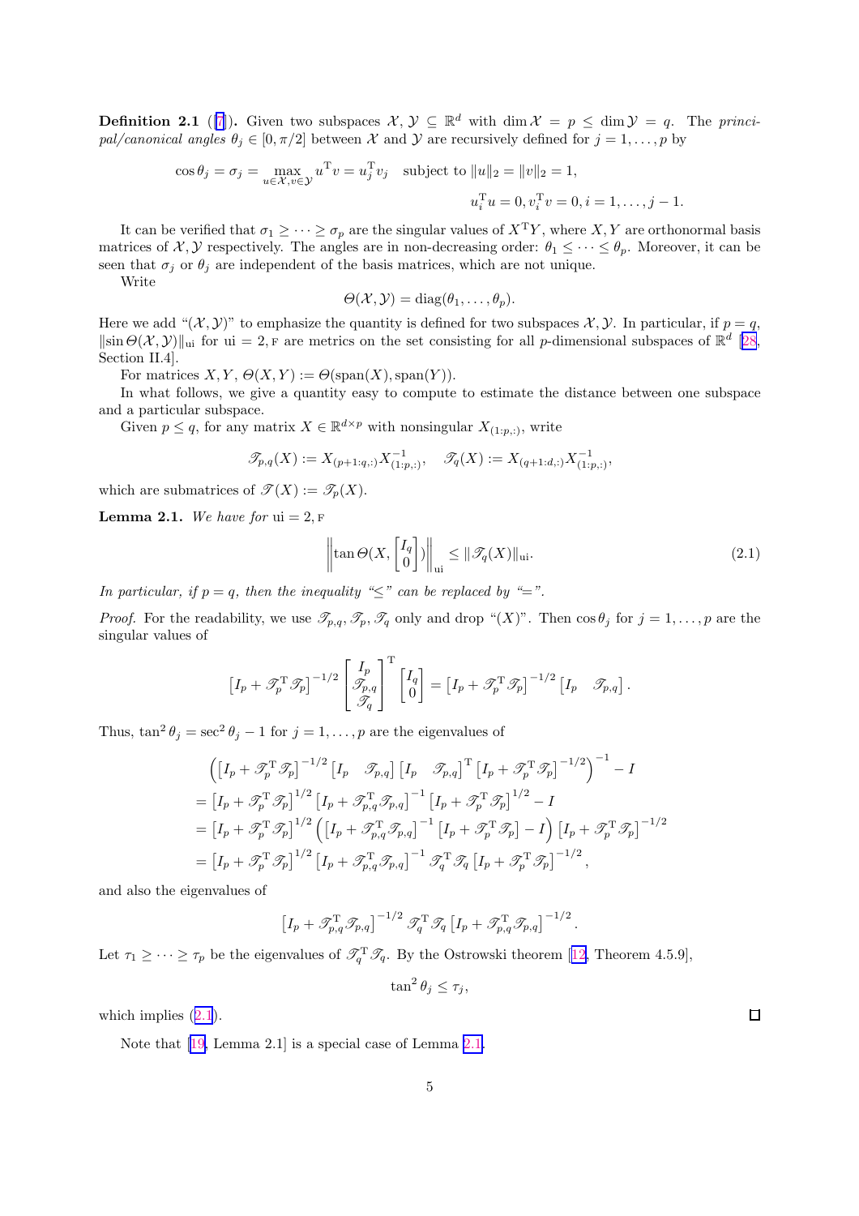**Definition 2.1** ([7]). Given two subspaces $\mathcal{X}, \mathcal{Y} \subseteq \mathbb{R}^d$ with $\dim \mathcal{X} = p \le \dim \mathcal{Y} = q$. The *principal/canonical angles* $\theta_j \in [0, \pi/2]$ between $\mathcal{X}$ and $\mathcal{Y}$ are recursively defined for $j = 1, \dots, p$ by

$$\cos\theta_j = \sigma_j = \max_{u \in \mathcal{X}, v \in \mathcal{Y}} u^{\mathrm{T}} v = u_j^{\mathrm{T}} v_j \quad \text{subject to } \|u\|_2 = \|v\|_2 = 1,$$
$$u_i^{\mathrm{T}} u = 0, v_i^{\mathrm{T}} v = 0, i = 1, \dots, j-1.$$

It can be verified that $\sigma_1 \ge \cdots \ge \sigma_p$ are the singular values of $X^{\mathrm{T}} Y$, where $X, Y$ are orthonormal basis matrices of $\mathcal{X}, \mathcal{Y}$ respectively. The angles are in non-decreasing order: $\theta_1 \le \cdots \le \theta_p$. Moreover, it can be seen that $\sigma_j$ or $\theta_j$ are independent of the basis matrices, which are not unique.

Write

$$\Theta(\mathcal{X}, \mathcal{Y}) = \operatorname{diag}(\theta_1, \dots, \theta_p).$$

Here we add "$(\mathcal{X}, \mathcal{Y})$" to emphasize the quantity is defined for two subspaces $\mathcal{X}, \mathcal{Y}$. In particular, if $p = q$, $\|\sin\Theta(\mathcal{X}, \mathcal{Y})\|_{\mathrm{ui}}$ for $\mathrm{ui} = 2, \mathrm{F}$ are metrics on the set consisting for all $p$-dimensional subspaces of $\mathbb{R}^d$ [28, Section II.4].

For matrices $X, Y$, $\Theta(X, Y) := \Theta(\operatorname{span}(X), \operatorname{span}(Y))$.

In what follows, we give a quantity easy to compute to estimate the distance between one subspace and a particular subspace.

Given $p \le q$, for any matrix $X \in \mathbb{R}^{d \times p}$ with nonsingular $X_{(1:p,:)}$, write

$$\mathscr{T}_{p,q}(X) := X_{(p+1:q,:)} X_{(1:p,:)}^{-1}, \quad \mathscr{T}_q(X) := X_{(q+1:d,:)} X_{(1:p,:)}^{-1},$$

which are submatrices of $\mathscr{T}(X) := \mathscr{T}_p(X)$.

**Lemma 2.1.** *We have for* $\mathrm{ui} = 2, \mathrm{F}$

$$\left\| \tan\Theta(X, \begin{bmatrix} I_q \\ 0 \end{bmatrix}) \right\|_{\mathrm{ui}} \le \|\mathscr{T}_q(X)\|_{\mathrm{ui}}. \tag{2.1}$$

*In particular, if $p = q$, then the inequality "$\le$" can be replaced by "$=$".*

*Proof.* For the readability, we use $\mathscr{T}_{p,q}, \mathscr{T}_p, \mathscr{T}_q$ only and drop "$(X)$". Then $\cos\theta_j$ for $j = 1, \dots, p$ are the singular values of

$$\left[I_p + \mathscr{T}_p^{\mathrm{T}} \mathscr{T}_p\right]^{-1/2} \begin{bmatrix} I_p \\ \mathscr{T}_{p,q} \\ \mathscr{T}_q \end{bmatrix}^{\mathrm{T}} \begin{bmatrix} I_q \\ 0 \end{bmatrix} = \left[I_p + \mathscr{T}_p^{\mathrm{T}} \mathscr{T}_p\right]^{-1/2} \begin{bmatrix} I_p & \mathscr{T}_{p,q} \end{bmatrix}.$$

Thus, $\tan^2\theta_j = \sec^2\theta_j - 1$ for $j = 1, \dots, p$ are the eigenvalues of

$$\begin{aligned}
&\left(\left[I_p + \mathscr{T}_p^{\mathrm{T}} \mathscr{T}_p\right]^{-1/2} \begin{bmatrix} I_p & \mathscr{T}_{p,q} \end{bmatrix} \begin{bmatrix} I_p & \mathscr{T}_{p,q} \end{bmatrix}^{\mathrm{T}} \left[I_p + \mathscr{T}_p^{\mathrm{T}} \mathscr{T}_p\right]^{-1/2}\right)^{-1} - I \\
&= \left[I_p + \mathscr{T}_p^{\mathrm{T}} \mathscr{T}_p\right]^{1/2} \left[I_p + \mathscr{T}_{p,q}^{\mathrm{T}} \mathscr{T}_{p,q}\right]^{-1} \left[I_p + \mathscr{T}_p^{\mathrm{T}} \mathscr{T}_p\right]^{1/2} - I \\
&= \left[I_p + \mathscr{T}_p^{\mathrm{T}} \mathscr{T}_p\right]^{1/2} \left(\left[I_p + \mathscr{T}_{p,q}^{\mathrm{T}} \mathscr{T}_{p,q}\right]^{-1} \left[I_p + \mathscr{T}_p^{\mathrm{T}} \mathscr{T}_p\right] - I\right) \left[I_p + \mathscr{T}_p^{\mathrm{T}} \mathscr{T}_p\right]^{-1/2} \\
&= \left[I_p + \mathscr{T}_p^{\mathrm{T}} \mathscr{T}_p\right]^{1/2} \left[I_p + \mathscr{T}_{p,q}^{\mathrm{T}} \mathscr{T}_{p,q}\right]^{-1} \mathscr{T}_q^{\mathrm{T}} \mathscr{T}_q \left[I_p + \mathscr{T}_p^{\mathrm{T}} \mathscr{T}_p\right]^{-1/2},
\end{aligned}$$

and also the eigenvalues of

$$\left[I_p + \mathscr{T}_{p,q}^{\mathrm{T}} \mathscr{T}_{p,q}\right]^{-1/2} \mathscr{T}_q^{\mathrm{T}} \mathscr{T}_q \left[I_p + \mathscr{T}_{p,q}^{\mathrm{T}} \mathscr{T}_{p,q}\right]^{-1/2}.$$

Let $\tau_1 \ge \cdots \ge \tau_p$ be the eigenvalues of $\mathscr{T}_q^{\mathrm{T}} \mathscr{T}_q$. By the Ostrowski theorem [12, Theorem 4.5.9],

$$\tan^2\theta_j \le \tau_j,$$

which implies (2.1). ∎

Note that [19, Lemma 2.1] is a special case of Lemma 2.1.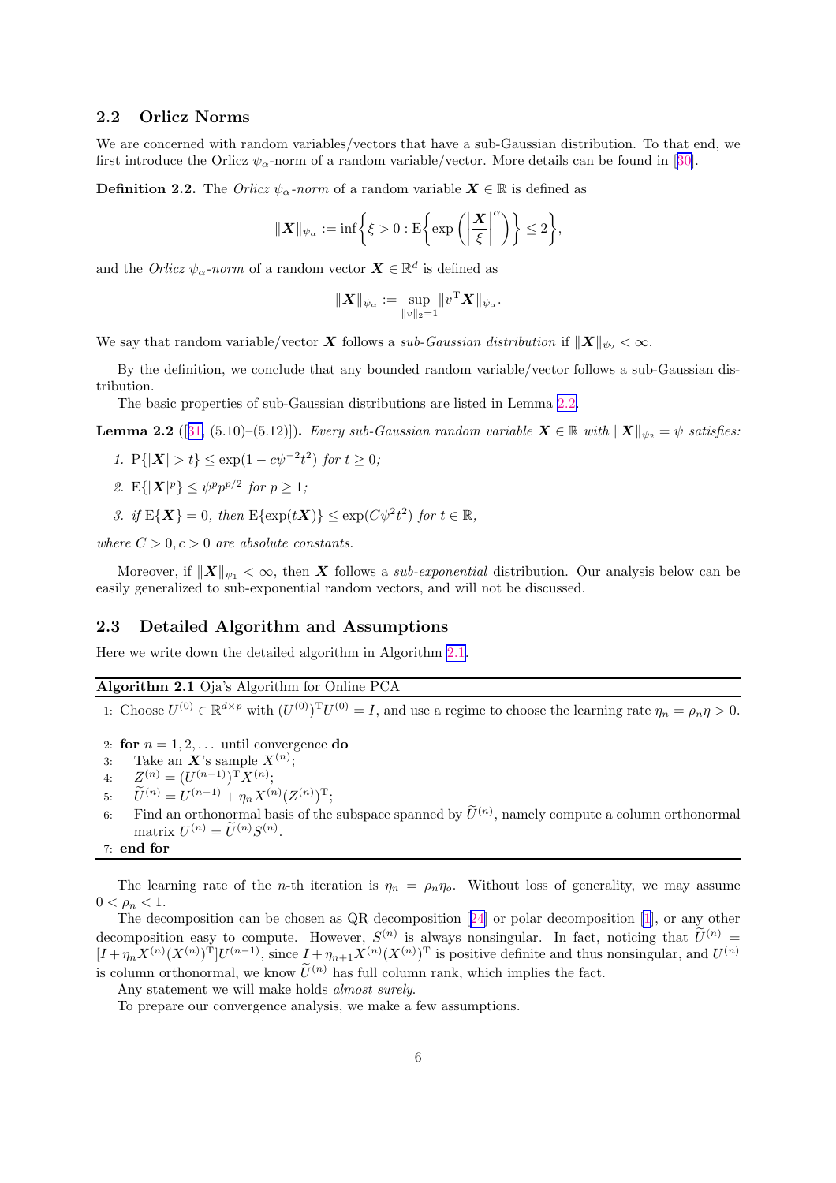## 2.2 Orlicz Norms

We are concerned with random variables/vectors that have a sub-Gaussian distribution. To that end, we first introduce the Orlicz $\psi_\alpha$-norm of a random variable/vector. More details can be found in [30].

**Definition 2.2.** The *Orlicz $\psi_\alpha$-norm* of a random variable $\boldsymbol{X} \in \mathbb{R}$ is defined as

$$\|\boldsymbol{X}\|_{\psi_\alpha} := \inf\left\{\xi > 0 : \mathrm{E}\left\{\exp\left(\left|\frac{\boldsymbol{X}}{\xi}\right|^\alpha\right)\right\} \le 2\right\},$$

and the *Orlicz $\psi_\alpha$-norm* of a random vector $\boldsymbol{X} \in \mathbb{R}^d$ is defined as

$$\|\boldsymbol{X}\|_{\psi_\alpha} := \sup_{\|v\|_2=1} \|v^{\mathrm{T}}\boldsymbol{X}\|_{\psi_\alpha}.$$

We say that random variable/vector $\boldsymbol{X}$ follows a *sub-Gaussian distribution* if $\|\boldsymbol{X}\|_{\psi_2} < \infty$.

By the definition, we conclude that any bounded random variable/vector follows a sub-Gaussian distribution.

The basic properties of sub-Gaussian distributions are listed in Lemma 2.2.

**Lemma 2.2** ([31, (5.10)–(5.12)])**.** *Every sub-Gaussian random variable $\boldsymbol{X} \in \mathbb{R}$ with $\|\boldsymbol{X}\|_{\psi_2} = \psi$ satisfies:*

1. $\mathrm{P}\{|\boldsymbol{X}| > t\} \le \exp(1 - c\psi^{-2}t^2)$ *for $t \ge 0$;*
2. $\mathrm{E}\{|\boldsymbol{X}|^p\} \le \psi^p p^{p/2}$ *for $p \ge 1$;*
3. *if $\mathrm{E}\{\boldsymbol{X}\} = 0$, then $\mathrm{E}\{\exp(t\boldsymbol{X})\} \le \exp(C\psi^2 t^2)$ for $t \in \mathbb{R}$,*

*where $C > 0, c > 0$ are absolute constants.*

Moreover, if $\|\boldsymbol{X}\|_{\psi_1} < \infty$, then $\boldsymbol{X}$ follows a *sub-exponential* distribution. Our analysis below can be easily generalized to sub-exponential random vectors, and will not be discussed.

## 2.3 Detailed Algorithm and Assumptions

Here we write down the detailed algorithm in Algorithm 2.1.

**Algorithm 2.1** Oja's Algorithm for Online PCA

1: Choose $U^{(0)} \in \mathbb{R}^{d\times p}$ with $(U^{(0)})^{\mathrm{T}}U^{(0)} = I$, and use a regime to choose the learning rate $\eta_n = \rho_n\eta > 0$.

2: **for** $n = 1, 2, \ldots$ until convergence **do**

3: Take an $\boldsymbol{X}$'s sample $X^{(n)}$;

4: $Z^{(n)} = (U^{(n-1)})^{\mathrm{T}}X^{(n)}$;

5: $\widetilde{U}^{(n)} = U^{(n-1)} + \eta_n X^{(n)}(Z^{(n)})^{\mathrm{T}}$;

6: Find an orthonormal basis of the subspace spanned by $\widetilde{U}^{(n)}$, namely compute a column orthonormal matrix $U^{(n)} = \widetilde{U}^{(n)}S^{(n)}$.

7: **end for**

The learning rate of the $n$-th iteration is $\eta_n = \rho_n\eta_o$. Without loss of generality, we may assume $0 < \rho_n < 1$.

The decomposition can be chosen as QR decomposition [24] or polar decomposition [1], or any other decomposition easy to compute. However, $S^{(n)}$ is always nonsingular. In fact, noticing that $\widetilde{U}^{(n)} = [I + \eta_n X^{(n)}(X^{(n)})^{\mathrm{T}}]U^{(n-1)}$, since $I + \eta_{n+1}X^{(n)}(X^{(n)})^{\mathrm{T}}$ is positive definite and thus nonsingular, and $U^{(n)}$ is column orthonormal, we know $\widetilde{U}^{(n)}$ has full column rank, which implies the fact.

Any statement we will make holds *almost surely*.

To prepare our convergence analysis, we make a few assumptions.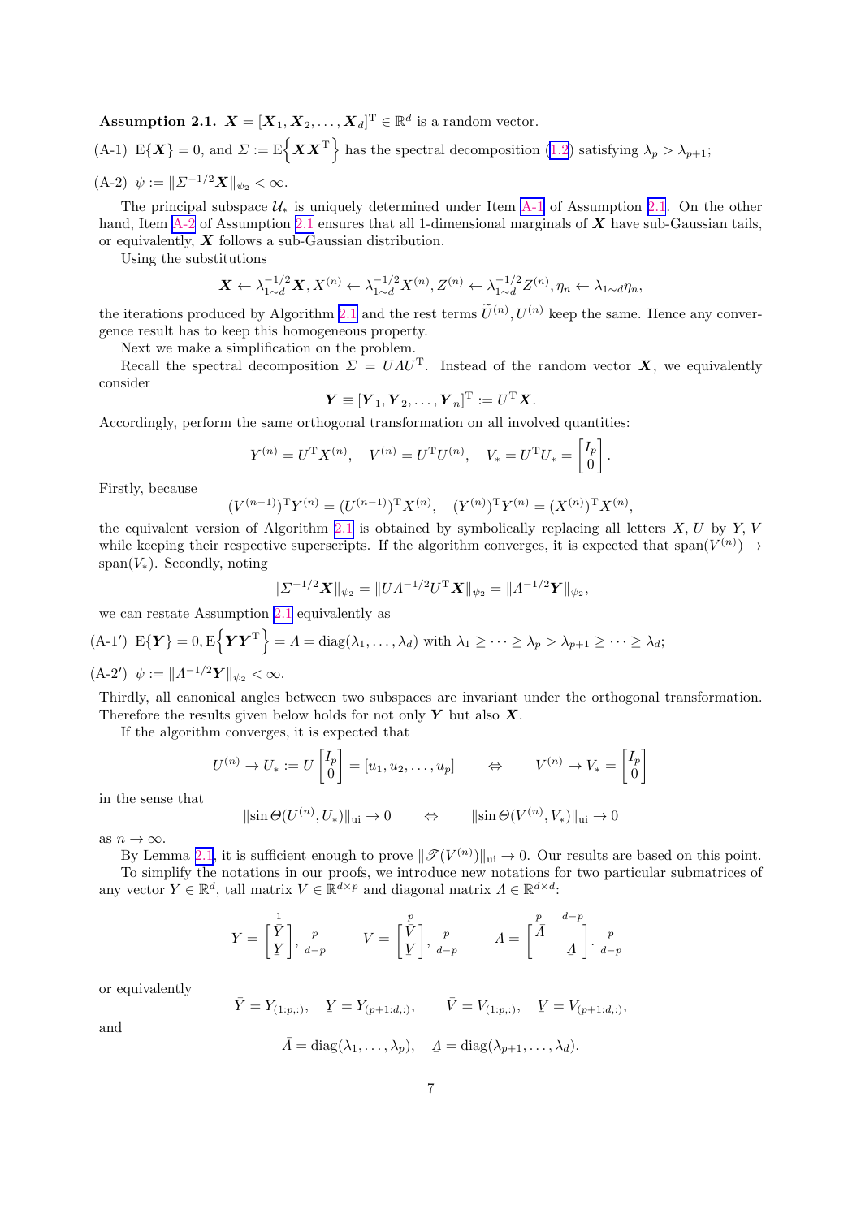**Assumption 2.1.** $\boldsymbol{X} = [\boldsymbol{X}_1, \boldsymbol{X}_2, \dots, \boldsymbol{X}_d]^{\mathrm{T}} \in \mathbb{R}^d$ is a random vector.

(A-1) $\mathrm{E}\{\boldsymbol{X}\} = 0$, and $\Sigma := \mathrm{E}\Big\{\boldsymbol{X}\boldsymbol{X}^{\mathrm{T}}\Big\}$ has the spectral decomposition (1.2) satisfying $\lambda_p > \lambda_{p+1}$;

(A-2) $\psi := \|\Sigma^{-1/2}\boldsymbol{X}\|_{\psi_2} < \infty$.

The principal subspace $\mathcal{U}_*$ is uniquely determined under Item A-1 of Assumption 2.1. On the other hand, Item A-2 of Assumption 2.1 ensures that all 1-dimensional marginals of $\boldsymbol{X}$ have sub-Gaussian tails, or equivalently, $\boldsymbol{X}$ follows a sub-Gaussian distribution.

Using the substitutions

$$\boldsymbol{X} \leftarrow \lambda_{1\sim d}^{-1/2}\boldsymbol{X}, X^{(n)} \leftarrow \lambda_{1\sim d}^{-1/2}X^{(n)}, Z^{(n)} \leftarrow \lambda_{1\sim d}^{-1/2}Z^{(n)}, \eta_n \leftarrow \lambda_{1\sim d}\eta_n,$$

the iterations produced by Algorithm 2.1 and the rest terms $\widetilde{U}^{(n)}, U^{(n)}$ keep the same. Hence any convergence result has to keep this homogeneous property.

Next we make a simplification on the problem.

Recall the spectral decomposition $\Sigma = U\Lambda U^{\mathrm{T}}$. Instead of the random vector $\boldsymbol{X}$, we equivalently consider

$$\boldsymbol{Y} \equiv [\boldsymbol{Y}_1, \boldsymbol{Y}_2, \dots, \boldsymbol{Y}_n]^{\mathrm{T}} := U^{\mathrm{T}}\boldsymbol{X}.$$

Accordingly, perform the same orthogonal transformation on all involved quantities:

$$Y^{(n)} = U^{\mathrm{T}}X^{(n)}, \quad V^{(n)} = U^{\mathrm{T}}U^{(n)}, \quad V_* = U^{\mathrm{T}}U_* = \begin{bmatrix} I_p \\ 0 \end{bmatrix}.$$

Firstly, because

$$(V^{(n-1)})^{\mathrm{T}}Y^{(n)} = (U^{(n-1)})^{\mathrm{T}}X^{(n)}, \quad (Y^{(n)})^{\mathrm{T}}Y^{(n)} = (X^{(n)})^{\mathrm{T}}X^{(n)},$$

the equivalent version of Algorithm 2.1 is obtained by symbolically replacing all letters $X, U$ by $Y, V$ while keeping their respective superscripts. If the algorithm converges, it is expected that $\mathrm{span}(V^{(n)}) \to \mathrm{span}(V_*)$. Secondly, noting

$$\|\Sigma^{-1/2}\boldsymbol{X}\|_{\psi_2} = \|U\Lambda^{-1/2}U^{\mathrm{T}}\boldsymbol{X}\|_{\psi_2} = \|\Lambda^{-1/2}\boldsymbol{Y}\|_{\psi_2},$$

we can restate Assumption 2.1 equivalently as

(A-1′) $\mathrm{E}\{\boldsymbol{Y}\} = 0, \mathrm{E}\Big\{\boldsymbol{Y}\boldsymbol{Y}^{\mathrm{T}}\Big\} = \Lambda = \mathrm{diag}(\lambda_1, \dots, \lambda_d)$ with $\lambda_1 \geq \dots \geq \lambda_p > \lambda_{p+1} \geq \dots \geq \lambda_d$;

(A-2′) $\psi := \|\Lambda^{-1/2}\boldsymbol{Y}\|_{\psi_2} < \infty$.

Thirdly, all canonical angles between two subspaces are invariant under the orthogonal transformation. Therefore the results given below holds for not only $\boldsymbol{Y}$ but also $\boldsymbol{X}$.

If the algorithm converges, it is expected that

$$U^{(n)} \to U_* := U\begin{bmatrix} I_p \\ 0 \end{bmatrix} = [u_1, u_2, \dots, u_p] \qquad \Leftrightarrow \qquad V^{(n)} \to V_* = \begin{bmatrix} I_p \\ 0 \end{bmatrix}$$

in the sense that

$$\|\sin\Theta(U^{(n)}, U_*)\|_{\mathrm{ui}} \to 0 \qquad \Leftrightarrow \qquad \|\sin\Theta(V^{(n)}, V_*)\|_{\mathrm{ui}} \to 0$$

as $n \to \infty$.

By Lemma 2.1, it is sufficient enough to prove $\|\mathscr{T}(V^{(n)})\|_{\mathrm{ui}} \to 0$. Our results are based on this point.

To simplify the notations in our proofs, we introduce new notations for two particular submatrices of any vector $Y \in \mathbb{R}^d$, tall matrix $V \in \mathbb{R}^{d\times p}$ and diagonal matrix $\Lambda \in \mathbb{R}^{d\times d}$:

$$Y = \overset{1}{\begin{bmatrix} \bar{Y} \\ \underline{Y} \end{bmatrix}}\begin{matrix} {\scriptstyle p} \\ {\scriptstyle d-p} \end{matrix}, \qquad V = \overset{p}{\begin{bmatrix} \bar{V} \\ \underline{V} \end{bmatrix}}\begin{matrix} {\scriptstyle p} \\ {\scriptstyle d-p} \end{matrix}, \qquad \Lambda = \begin{matrix} {\scriptstyle p} & {\scriptstyle d-p} \\ \end{matrix}\begin{bmatrix} \bar{\Lambda} & \\ & \underline{\Lambda} \end{bmatrix}\begin{matrix} {\scriptstyle p} \\ {\scriptstyle d-p} \end{matrix}.$$

or equivalently

$$\bar{Y} = Y_{(1:p,:)}, \quad \underline{Y} = Y_{(p+1:d,:)}, \qquad \bar{V} = V_{(1:p,:)}, \quad \underline{V} = V_{(p+1:d,:)},$$

and

$$\bar{\Lambda} = \mathrm{diag}(\lambda_1, \dots, \lambda_p), \quad \underline{\Lambda} = \mathrm{diag}(\lambda_{p+1}, \dots, \lambda_d).$$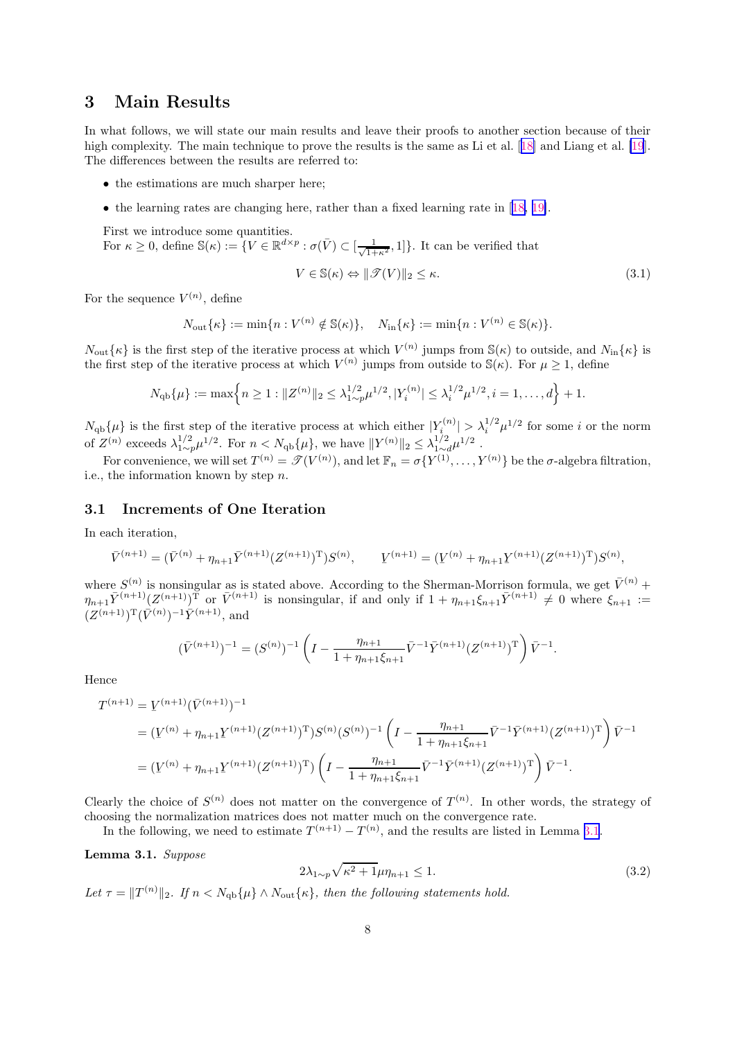# 3 Main Results

In what follows, we will state our main results and leave their proofs to another section because of their high complexity. The main technique to prove the results is the same as Li et al. [18] and Liang et al. [19]. The differences between the results are referred to:

- the estimations are much sharper here;
- the learning rates are changing here, rather than a fixed learning rate in [18, 19].

First we introduce some quantities.

For $\kappa \ge 0$, define $\mathbb{S}(\kappa) := \{V \in \mathbb{R}^{d\times p} : \sigma(\bar{V}) \subset [\frac{1}{\sqrt{1+\kappa^2}}, 1]\}$. It can be verified that

$$V \in \mathbb{S}(\kappa) \Leftrightarrow \|\mathscr{T}(V)\|_2 \le \kappa. \tag{3.1}$$

For the sequence $V^{(n)}$, define

$$N_{\rm out}\{\kappa\} := \min\{n : V^{(n)} \notin \mathbb{S}(\kappa)\}, \quad N_{\rm in}\{\kappa\} := \min\{n : V^{(n)} \in \mathbb{S}(\kappa)\}.$$

$N_{\rm out}\{\kappa\}$ is the first step of the iterative process at which $V^{(n)}$ jumps from $\mathbb{S}(\kappa)$ to outside, and $N_{\rm in}\{\kappa\}$ is the first step of the iterative process at which $V^{(n)}$ jumps from outside to $\mathbb{S}(\kappa)$. For $\mu \ge 1$, define

$$N_{\rm qb}\{\mu\} := \max\Big\{n \ge 1 : \|Z^{(n)}\|_2 \le \lambda_{1\sim p}^{1/2}\mu^{1/2}, |Y_i^{(n)}| \le \lambda_i^{1/2}\mu^{1/2}, i = 1, \dots, d\Big\} + 1.$$

$N_{\rm qb}\{\mu\}$ is the first step of the iterative process at which either $|Y_i^{(n)}| > \lambda_i^{1/2}\mu^{1/2}$ for some $i$ or the norm of $Z^{(n)}$ exceeds $\lambda_{1\sim p}^{1/2}\mu^{1/2}$. For $n < N_{\rm qb}\{\mu\}$, we have $\|Y^{(n)}\|_2 \le \lambda_{1\sim d}^{1/2}\mu^{1/2}$ .

For convenience, we will set $T^{(n)} = \mathscr{T}(V^{(n)})$, and let $\mathbb{F}_n = \sigma\{Y^{(1)}, \dots, Y^{(n)}\}$ be the $\sigma$-algebra filtration, i.e., the information known by step $n$.

## 3.1 Increments of One Iteration

In each iteration,

$$\bar{V}^{(n+1)} = (\bar{V}^{(n)} + \eta_{n+1}\bar{Y}^{(n+1)}(Z^{(n+1)})^{\rm T})S^{(n)}, \qquad \underline{V}^{(n+1)} = (\underline{V}^{(n)} + \eta_{n+1}\underline{Y}^{(n+1)}(Z^{(n+1)})^{\rm T})S^{(n)},$$

where $S^{(n)}$ is nonsingular as is stated above. According to the Sherman-Morrison formula, we get $\bar{V}^{(n)} + \eta_{n+1}\bar{Y}^{(n+1)}(Z^{(n+1)})^{\rm T}$ or $\bar{V}^{(n+1)}$ is nonsingular, if and only if $1 + \eta_{n+1}\xi_{n+1}\bar{Y}^{(n+1)} \ne 0$ where $\xi_{n+1} := (Z^{(n+1)})^{\rm T}(\bar{V}^{(n)})^{-1}\bar{Y}^{(n+1)}$, and

$$(\bar{V}^{(n+1)})^{-1} = (S^{(n)})^{-1}\left(I - \frac{\eta_{n+1}}{1+\eta_{n+1}\xi_{n+1}}\bar{V}^{-1}\bar{Y}^{(n+1)}(Z^{(n+1)})^{\rm T}\right)\bar{V}^{-1}.$$

Hence

$$\begin{aligned}
T^{(n+1)} &= \underline{V}^{(n+1)}(\bar{V}^{(n+1)})^{-1} \\
&= (\underline{V}^{(n)} + \eta_{n+1}\underline{Y}^{(n+1)}(Z^{(n+1)})^{\rm T})S^{(n)}(S^{(n)})^{-1}\left(I - \frac{\eta_{n+1}}{1+\eta_{n+1}\xi_{n+1}}\bar{V}^{-1}\bar{Y}^{(n+1)}(Z^{(n+1)})^{\rm T}\right)\bar{V}^{-1} \\
&= (\underline{V}^{(n)} + \eta_{n+1}\underline{Y}^{(n+1)}(Z^{(n+1)})^{\rm T})\left(I - \frac{\eta_{n+1}}{1+\eta_{n+1}\xi_{n+1}}\bar{V}^{-1}\bar{Y}^{(n+1)}(Z^{(n+1)})^{\rm T}\right)\bar{V}^{-1}.
\end{aligned}$$

Clearly the choice of $S^{(n)}$ does not matter on the convergence of $T^{(n)}$. In other words, the strategy of choosing the normalization matrices does not matter much on the convergence rate.

In the following, we need to estimate $T^{(n+1)} - T^{(n)}$, and the results are listed in Lemma 3.1.

**Lemma 3.1.** *Suppose*

$$2\lambda_{1\sim p}\sqrt{\kappa^2+1}\mu\eta_{n+1} \le 1. \tag{3.2}$$

*Let* $\tau = \|T^{(n)}\|_2$*. If* $n < N_{\rm qb}\{\mu\} \wedge N_{\rm out}\{\kappa\}$*, then the following statements hold.*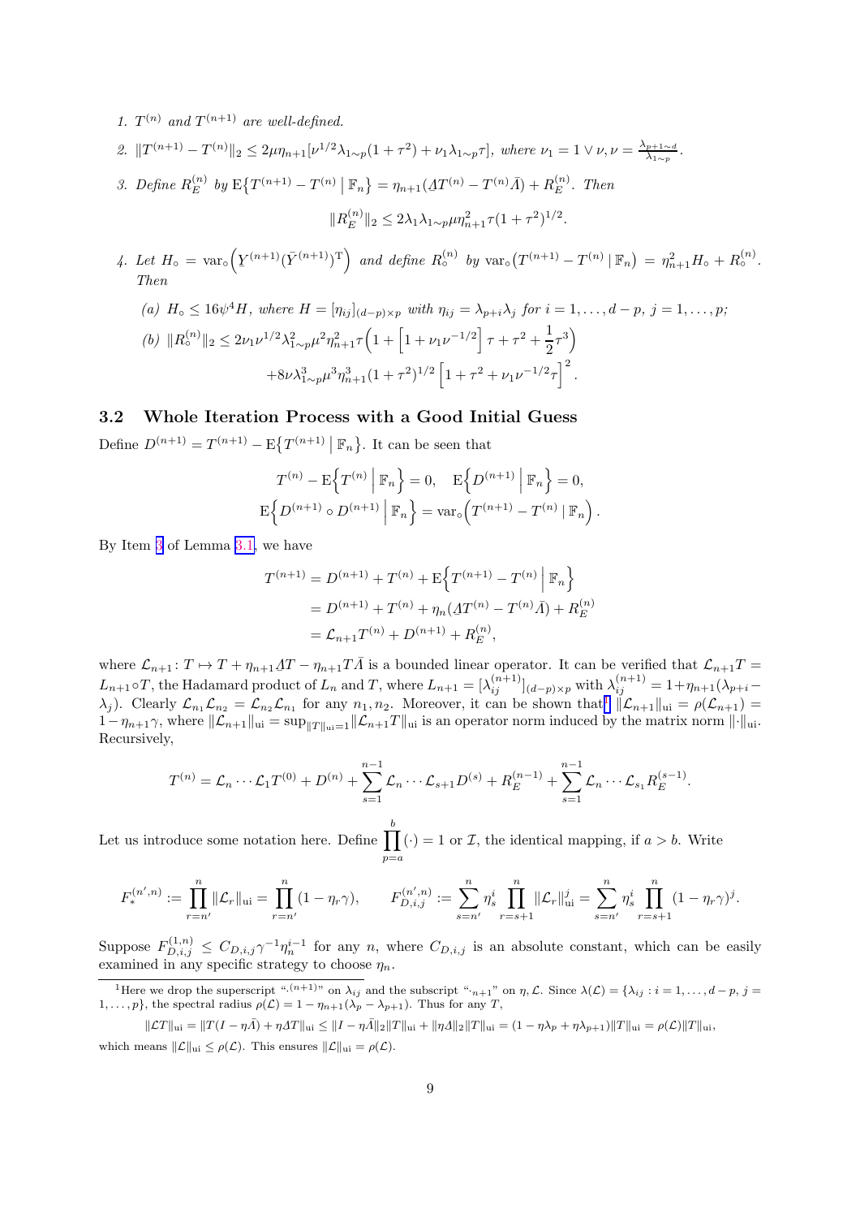1. $T^{(n)}$ and $T^{(n+1)}$ are well-defined.

2. $\|T^{(n+1)} - T^{(n)}\|_2 \le 2\mu\eta_{n+1}[\nu^{1/2}\lambda_{1\sim p}(1+\tau^2) + \nu_1\lambda_{1\sim p}\tau]$, where $\nu_1 = 1 \vee \nu, \nu = \frac{\lambda_{p+1\sim d}}{\lambda_{1\sim p}}$.

3. Define $R_E^{(n)}$ by $\mathrm{E}\{T^{(n+1)} - T^{(n)} \mid \mathbb{F}_n\} = \eta_{n+1}(\underline{\Lambda}T^{(n)} - T^{(n)}\bar{\Lambda}) + R_E^{(n)}$. Then

$$\|R_E^{(n)}\|_2 \le 2\lambda_1\lambda_{1\sim p}\mu\eta_{n+1}^2\tau(1+\tau^2)^{1/2}.$$

4. Let $H_\circ = \mathrm{var}_\circ\Big(\underline{Y}^{(n+1)}(\bar{Y}^{(n+1)})^{\mathrm{T}}\Big)$ and define $R_\circ^{(n)}$ by $\mathrm{var}_\circ\big(T^{(n+1)} - T^{(n)} \mid \mathbb{F}_n\big) = \eta_{n+1}^2 H_\circ + R_\circ^{(n)}$. Then

   (a) $H_\circ \le 16\psi^4 H$, where $H = [\eta_{ij}]_{(d-p)\times p}$ with $\eta_{ij} = \lambda_{p+i}\lambda_j$ for $i = 1, \dots, d-p$, $j = 1, \dots, p$;

   (b) $$\|R_\circ^{(n)}\|_2 \le 2\nu_1\nu^{1/2}\lambda_{1\sim p}^2\mu^2\eta_{n+1}^2\tau\Big(1 + \Big[1 + \nu_1\nu^{-1/2}\Big]\tau + \tau^2 + \frac{1}{2}\tau^3\Big) + 8\nu\lambda_{1\sim p}^3\mu^3\eta_{n+1}^3(1+\tau^2)^{1/2}\Big[1 + \tau^2 + \nu_1\nu^{-1/2}\tau\Big]^2.$$

### 3.2 Whole Iteration Process with a Good Initial Guess

Define $D^{(n+1)} = T^{(n+1)} - \mathrm{E}\{T^{(n+1)} \mid \mathbb{F}_n\}$. It can be seen that

$$T^{(n)} - \mathrm{E}\Big\{T^{(n)} \Big| \mathbb{F}_n\Big\} = 0, \quad \mathrm{E}\Big\{D^{(n+1)} \Big| \mathbb{F}_n\Big\} = 0,$$
$$\mathrm{E}\Big\{D^{(n+1)} \circ D^{(n+1)} \Big| \mathbb{F}_n\Big\} = \mathrm{var}_\circ\Big(T^{(n+1)} - T^{(n)} \mid \mathbb{F}_n\Big).$$

By Item 3 of Lemma 3.1, we have

$$\begin{aligned}
T^{(n+1)} &= D^{(n+1)} + T^{(n)} + \mathrm{E}\Big\{T^{(n+1)} - T^{(n)} \Big| \mathbb{F}_n\Big\} \\
&= D^{(n+1)} + T^{(n)} + \eta_n(\underline{\Lambda}T^{(n)} - T^{(n)}\bar{\Lambda}) + R_E^{(n)} \\
&= \mathcal{L}_{n+1}T^{(n)} + D^{(n+1)} + R_E^{(n)},
\end{aligned}$$

where $\mathcal{L}_{n+1} \colon T \mapsto T + \eta_{n+1}\underline{\Lambda}T - \eta_{n+1}T\bar{\Lambda}$ is a bounded linear operator. It can be verified that $\mathcal{L}_{n+1}T = L_{n+1} \circ T$, the Hadamard product of $L_n$ and $T$, where $L_{n+1} = [\lambda_{ij}^{(n+1)}]_{(d-p)\times p}$ with $\lambda_{ij}^{(n+1)} = 1 + \eta_{n+1}(\lambda_{p+i} - \lambda_j)$. Clearly $\mathcal{L}_{n_1}\mathcal{L}_{n_2} = \mathcal{L}_{n_2}\mathcal{L}_{n_1}$ for any $n_1, n_2$. Moreover, it can be shown that[1] $\|\mathcal{L}_{n+1}\|_{\mathrm{ui}} = \rho(\mathcal{L}_{n+1}) = 1 - \eta_{n+1}\gamma$, where $\|\mathcal{L}_{n+1}\|_{\mathrm{ui}} = \sup_{\|T\|_{\mathrm{ui}}=1}\|\mathcal{L}_{n+1}T\|_{\mathrm{ui}}$ is an operator norm induced by the matrix norm $\|\cdot\|_{\mathrm{ui}}$. Recursively,

$$T^{(n)} = \mathcal{L}_n \cdots \mathcal{L}_1 T^{(0)} + D^{(n)} + \sum_{s=1}^{n-1}\mathcal{L}_n \cdots \mathcal{L}_{s+1}D^{(s)} + R_E^{(n-1)} + \sum_{s=1}^{n-1}\mathcal{L}_n \cdots \mathcal{L}_{s_1}R_E^{(s-1)}.$$

Let us introduce some notation here. Define $\prod_{p=a}^{b}(\cdot) = 1$ or $\mathcal{I}$, the identical mapping, if $a > b$. Write

$$F_*^{(n',n)} := \prod_{r=n'}^{n}\|\mathcal{L}_r\|_{\mathrm{ui}} = \prod_{r=n'}^{n}(1 - \eta_r\gamma), \qquad F_{D,i,j}^{(n',n)} := \sum_{s=n'}^{n}\eta_s^i\prod_{r=s+1}^{n}\|\mathcal{L}_r\|_{\mathrm{ui}}^j = \sum_{s=n'}^{n}\eta_s^i\prod_{r=s+1}^{n}(1 - \eta_r\gamma)^j.$$

Suppose $F_{D,i,j}^{(1,n)} \le C_{D,i,j}\gamma^{-1}\eta_n^{i-1}$ for any $n$, where $C_{D,i,j}$ is an absolute constant, which can be easily examined in any specific strategy to choose $\eta_n$.

[1] Here we drop the superscript "$\cdot^{(n+1)}$" on $\lambda_{ij}$ and the subscript "$\cdot_{n+1}$" on $\eta, \mathcal{L}$. Since $\lambda(\mathcal{L}) = \{\lambda_{ij} : i = 1, \dots, d-p, j = 1, \dots, p\}$, the spectral radius $\rho(\mathcal{L}) = 1 - \eta_{n+1}(\lambda_p - \lambda_{p+1})$. Thus for any $T$,

$$\|\mathcal{L}T\|_{\mathrm{ui}} = \|T(I - \eta\bar{\Lambda}) + \eta\underline{\Lambda}T\|_{\mathrm{ui}} \le \|I - \eta\bar{\Lambda}\|_2\|T\|_{\mathrm{ui}} + \|\eta\underline{\Lambda}\|_2\|T\|_{\mathrm{ui}} = (1 - \eta\lambda_p + \eta\lambda_{p+1})\|T\|_{\mathrm{ui}} = \rho(\mathcal{L})\|T\|_{\mathrm{ui}},$$

which means $\|\mathcal{L}\|_{\mathrm{ui}} \le \rho(\mathcal{L})$. This ensures $\|\mathcal{L}\|_{\mathrm{ui}} = \rho(\mathcal{L})$.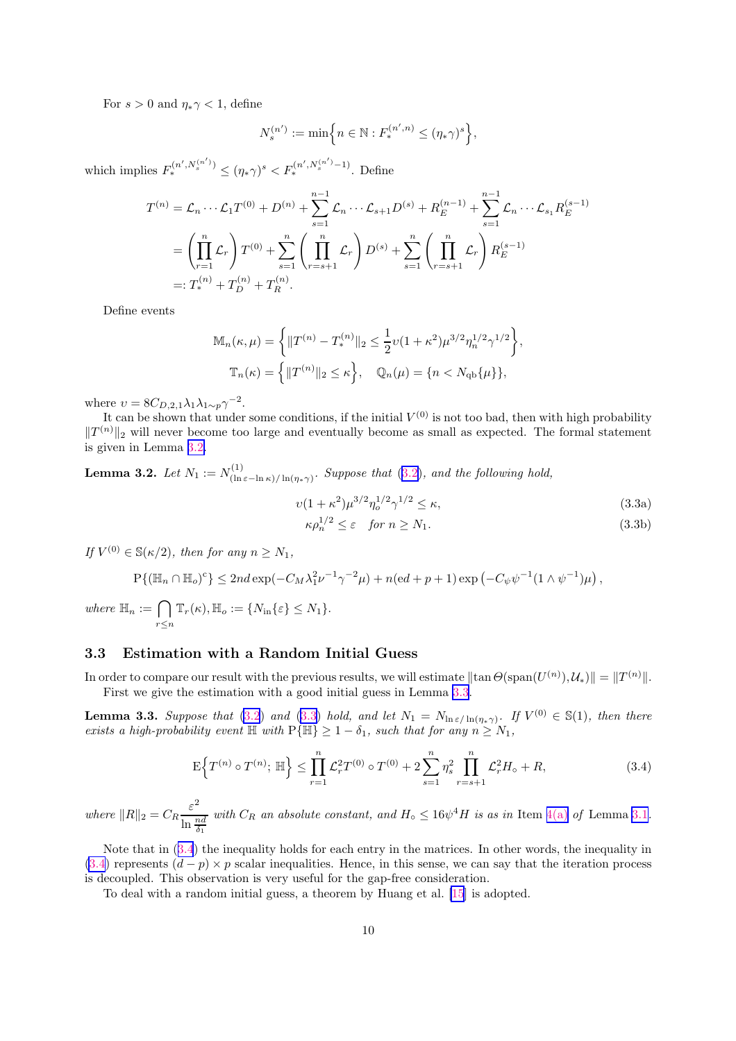For $s > 0$ and $\eta_* \gamma < 1$, define

$$N_s^{(n')} := \min\Big\{ n \in \mathbb{N} : F_*^{(n',n)} \le (\eta_*\gamma)^s \Big\},$$

which implies $F_*^{(n', N_s^{(n')})} \le (\eta_*\gamma)^s < F_*^{(n', N_s^{(n')}-1)}$. Define

$$\begin{aligned}
T^{(n)} &= \mathcal{L}_n \cdots \mathcal{L}_1 T^{(0)} + D^{(n)} + \sum_{s=1}^{n-1} \mathcal{L}_n \cdots \mathcal{L}_{s+1} D^{(s)} + R_E^{(n-1)} + \sum_{s=1}^{n-1} \mathcal{L}_n \cdots \mathcal{L}_{s_1} R_E^{(s-1)} \\
&= \left( \prod_{r=1}^{n} \mathcal{L}_r \right) T^{(0)} + \sum_{s=1}^{n} \left( \prod_{r=s+1}^{n} \mathcal{L}_r \right) D^{(s)} + \sum_{s=1}^{n} \left( \prod_{r=s+1}^{n} \mathcal{L}_r \right) R_E^{(s-1)} \\
&=: T_*^{(n)} + T_D^{(n)} + T_R^{(n)}.
\end{aligned}$$

Define events

$$\mathbb{M}_n(\kappa, \mu) = \Big\{ \|T^{(n)} - T_*^{(n)}\|_2 \le \frac{1}{2} \upsilon (1+\kappa^2) \mu^{3/2} \eta_n^{1/2} \gamma^{1/2} \Big\},$$

$$\mathbb{T}_n(\kappa) = \Big\{ \|T^{(n)}\|_2 \le \kappa \Big\}, \quad \mathbb{Q}_n(\mu) = \{ n < N_{\mathrm{qb}}\{\mu\} \},$$

where $\upsilon = 8 C_{D,2,1} \lambda_1 \lambda_{1\sim p} \gamma^{-2}$.

It can be shown that under some conditions, if the initial $V^{(0)}$ is not too bad, then with high probability $\|T^{(n)}\|_2$ will never become too large and eventually become as small as expected. The formal statement is given in Lemma 3.2.

**Lemma 3.2.** *Let $N_1 := N^{(1)}_{(\ln \varepsilon - \ln \kappa)/\ln(\eta_*\gamma)}$. Suppose that (3.2), and the following hold,*

$$\upsilon (1+\kappa^2) \mu^{3/2} \eta_o^{1/2} \gamma^{1/2} \le \kappa, \tag{3.3a}$$

$$\kappa \rho_n^{1/2} \le \varepsilon \quad \text{for } n \ge N_1. \tag{3.3b}$$

*If $V^{(0)} \in \mathbb{S}(\kappa/2)$, then for any $n \ge N_1$,*

$$\mathrm{P}\{(\mathbb{H}_n \cap \mathbb{H}_o)^{\mathrm{c}}\} \le 2nd \exp(-C_M \lambda_1^2 \nu^{-1} \gamma^{-2} \mu) + n(\mathrm{e}d + p + 1) \exp\left(-C_\psi \psi^{-1}(1 \wedge \psi^{-1}) \mu\right),$$

*where $\mathbb{H}_n := \bigcap_{r \le n} \mathbb{T}_r(\kappa), \mathbb{H}_o := \{N_{\mathrm{in}}\{\varepsilon\} \le N_1\}$.*

### 3.3 Estimation with a Random Initial Guess

In order to compare our result with the previous results, we will estimate $\|\tan \Theta(\mathrm{span}(U^{(n)}), \mathcal{U}_*)\| = \|T^{(n)}\|$.

First we give the estimation with a good initial guess in Lemma 3.3.

**Lemma 3.3.** *Suppose that (3.2) and (3.3) hold, and let $N_1 = N_{\ln \varepsilon / \ln(\eta_*\gamma)}$. If $V^{(0)} \in \mathbb{S}(1)$, then there exists a high-probability event $\mathbb{H}$ with $\mathrm{P}\{\mathbb{H}\} \ge 1 - \delta_1$, such that for any $n \ge N_1$,*

$$\mathrm{E}\Big\{ T^{(n)} \circ T^{(n)};\ \mathbb{H} \Big\} \le \prod_{r=1}^{n} \mathcal{L}_r^2 T^{(0)} \circ T^{(0)} + 2 \sum_{s=1}^{n} \eta_s^2 \prod_{r=s+1}^{n} \mathcal{L}_r^2 H_\circ + R, \tag{3.4}$$

*where $\|R\|_2 = C_R \dfrac{\varepsilon^2}{\ln \frac{nd}{\delta_1}}$ with $C_R$ an absolute constant, and $H_\circ \le 16 \psi^4 H$ is as in Item 4(a) of Lemma 3.1.*

Note that in (3.4) the inequality holds for each entry in the matrices. In other words, the inequality in (3.4) represents $(d-p) \times p$ scalar inequalities. Hence, in this sense, we can say that the iteration process is decoupled. This observation is very useful for the gap-free consideration.

To deal with a random initial guess, a theorem by Huang et al. [15] is adopted.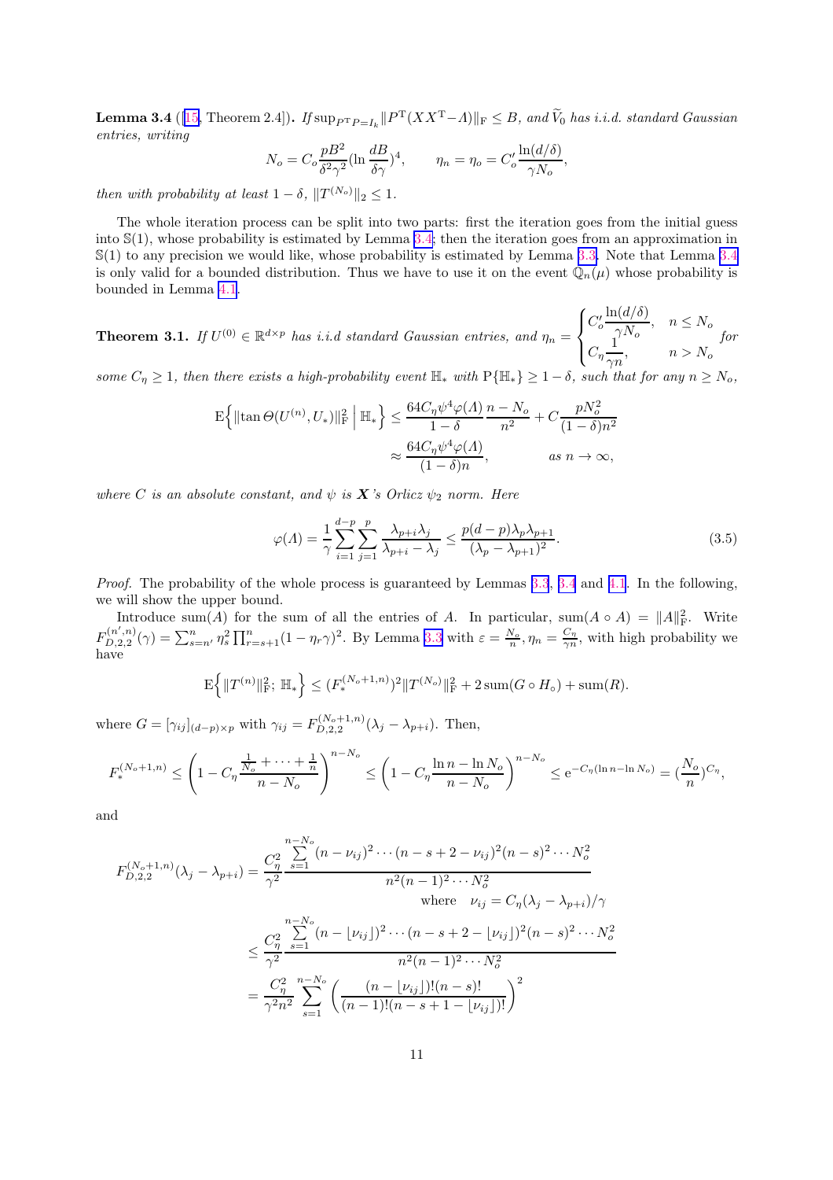**Lemma 3.4** ([15, Theorem 2.4]). *If* $\sup_{P^{\mathrm{T}}P=I_k}\|P^{\mathrm{T}}(XX^{\mathrm{T}}-\Lambda)\|_{\mathrm{F}} \le B$, *and* $\widetilde{V}_0$ *has i.i.d. standard Gaussian entries, writing*

$$N_o = C_o \frac{pB^2}{\delta^2\gamma^2}(\ln\frac{dB}{\delta\gamma})^4, \qquad \eta_n = \eta_o = C_o' \frac{\ln(d/\delta)}{\gamma N_o},$$

*then with probability at least* $1-\delta$, $\|T^{(N_o)}\|_2 \le 1$.

The whole iteration process can be split into two parts: first the iteration goes from the initial guess into $\mathbb{S}(1)$, whose probability is estimated by Lemma 3.4; then the iteration goes from an approximation in $\mathbb{S}(1)$ to any precision we would like, whose probability is estimated by Lemma 3.3. Note that Lemma 3.4 is only valid for a bounded distribution. Thus we have to use it on the event $\mathbb{Q}_n(\mu)$ whose probability is bounded in Lemma 4.1.

**Theorem 3.1.** *If* $U^{(0)} \in \mathbb{R}^{d\times p}$ *has i.i.d standard Gaussian entries, and* $\eta_n = \begin{cases} C_o' \dfrac{\ln(d/\delta)}{\gamma N_o}, & n \le N_o \\ C_\eta \dfrac{1}{\gamma n}, & n > N_o \end{cases}$ *for some* $C_\eta \ge 1$, *then there exists a high-probability event* $\mathbb{H}_*$ *with* $\mathrm{P}\{\mathbb{H}_*\} \ge 1-\delta$, *such that for any* $n \ge N_o$,

$$\begin{aligned}
\mathrm{E}\Big\{\|\tan\Theta(U^{(n)}, U_*)\|_{\mathrm{F}}^2 \;\Big|\; \mathbb{H}_*\Big\} &\le \frac{64C_\eta\psi^4\varphi(\Lambda)}{1-\delta}\frac{n-N_o}{n^2} + C\frac{pN_o^2}{(1-\delta)n^2} \\
&\approx \frac{64C_\eta\psi^4\varphi(\Lambda)}{(1-\delta)n}, \qquad\qquad \textit{as } n\to\infty,
\end{aligned}$$

*where* $C$ *is an absolute constant, and* $\psi$ *is* $\boldsymbol{X}$*'s Orlicz* $\psi_2$ *norm. Here*

$$\varphi(\Lambda) = \frac{1}{\gamma}\sum_{i=1}^{d-p}\sum_{j=1}^{p}\frac{\lambda_{p+i}\lambda_j}{\lambda_{p+i}-\lambda_j} \le \frac{p(d-p)\lambda_p\lambda_{p+1}}{(\lambda_p-\lambda_{p+1})^2}. \tag{3.5}$$

*Proof.* The probability of the whole process is guaranteed by Lemmas 3.3, 3.4 and 4.1. In the following, we will show the upper bound.

Introduce $\operatorname{sum}(A)$ for the sum of all the entries of $A$. In particular, $\operatorname{sum}(A\circ A) = \|A\|_{\mathrm{F}}^2$. Write $F_{D,2,2}^{(n',n)}(\gamma) = \sum_{s=n'}^{n}\eta_s^2\prod_{r=s+1}^{n}(1-\eta_r\gamma)^2$. By Lemma 3.3 with $\varepsilon = \frac{N_o}{n}, \eta_n = \frac{C_\eta}{\gamma n}$, with high probability we have

$$\mathrm{E}\Big\{\|T^{(n)}\|_{\mathrm{F}}^2;\, \mathbb{H}_*\Big\} \le (F_*^{(N_o+1,n)})^2\|T^{(N_o)}\|_{\mathrm{F}}^2 + 2\operatorname{sum}(G\circ H_\circ) + \operatorname{sum}(R).$$

where $G = [\gamma_{ij}]_{(d-p)\times p}$ with $\gamma_{ij} = F_{D,2,2}^{(N_o+1,n)}(\lambda_j-\lambda_{p+i})$. Then,

$$F_*^{(N_o+1,n)} \le \left(1 - C_\eta\frac{\frac{1}{N_o}+\cdots+\frac{1}{n}}{n-N_o}\right)^{n-N_o} \le \left(1 - C_\eta\frac{\ln n - \ln N_o}{n-N_o}\right)^{n-N_o} \le \mathrm{e}^{-C_\eta(\ln n-\ln N_o)} = (\frac{N_o}{n})^{C_\eta},$$

and

$$\begin{aligned}
F_{D,2,2}^{(N_o+1,n)}(\lambda_j-\lambda_{p+i}) &= \frac{C_\eta^2}{\gamma^2}\frac{\sum\limits_{s=1}^{n-N_o}(n-\nu_{ij})^2\cdots(n-s+2-\nu_{ij})^2(n-s)^2\cdots N_o^2}{n^2(n-1)^2\cdots N_o^2} \\
&\qquad\qquad\qquad\qquad \text{where} \quad \nu_{ij} = C_\eta(\lambda_j-\lambda_{p+i})/\gamma \\
&\le \frac{C_\eta^2}{\gamma^2}\frac{\sum\limits_{s=1}^{n-N_o}(n-\lfloor\nu_{ij}\rfloor)^2\cdots(n-s+2-\lfloor\nu_{ij}\rfloor)^2(n-s)^2\cdots N_o^2}{n^2(n-1)^2\cdots N_o^2} \\
&= \frac{C_\eta^2}{\gamma^2 n^2}\sum_{s=1}^{n-N_o}\left(\frac{(n-\lfloor\nu_{ij}\rfloor)!(n-s)!}{(n-1)!(n-s+1-\lfloor\nu_{ij}\rfloor)!}\right)^2
\end{aligned}$$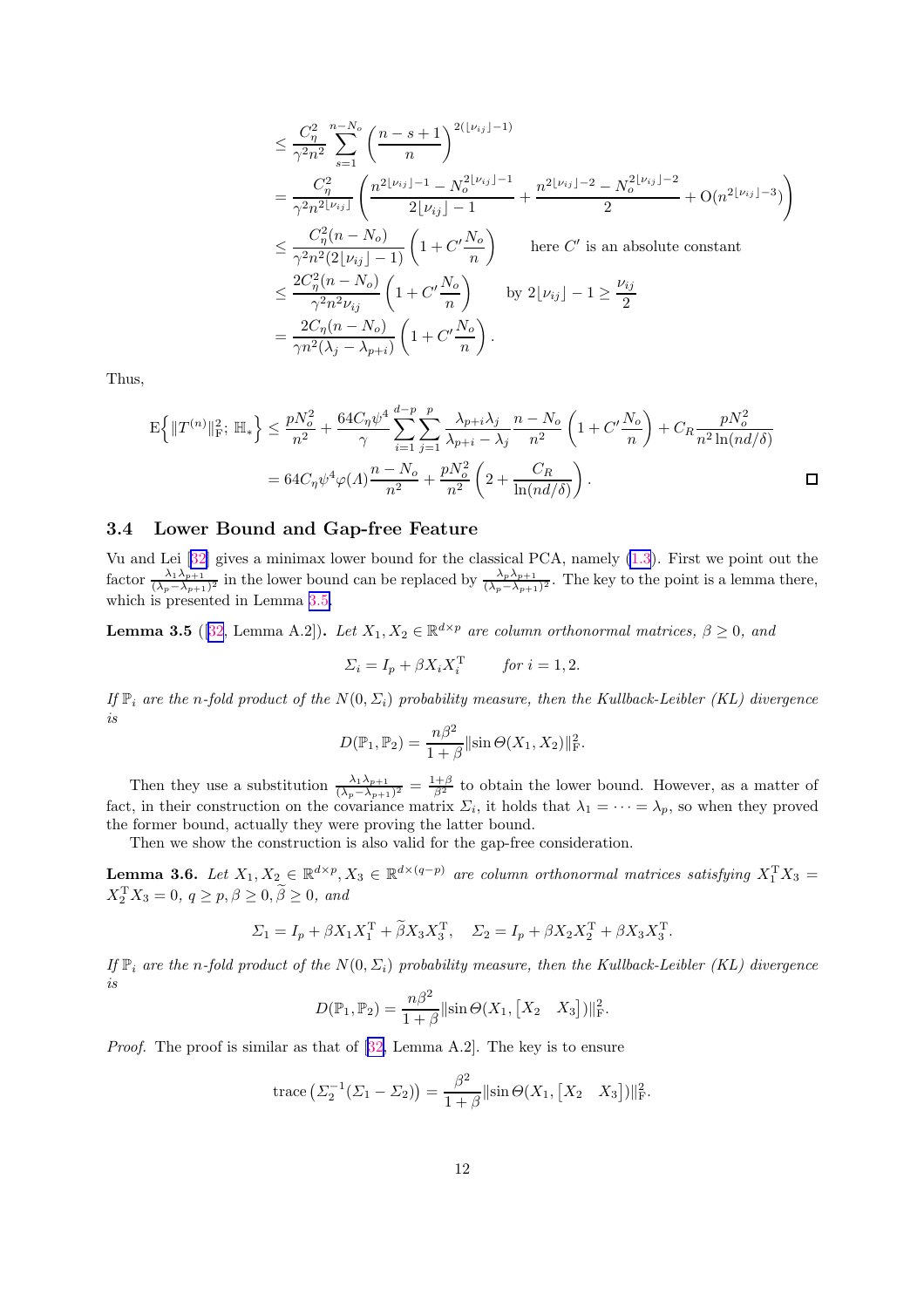$$
\begin{aligned}
&\le \frac{C_\eta^2}{\gamma^2 n^2}\sum_{s=1}^{n-N_o}\left(\frac{n-s+1}{n}\right)^{2(\lfloor\nu_{ij}\rfloor-1)}\\
&= \frac{C_\eta^2}{\gamma^2 n^{2\lfloor\nu_{ij}\rfloor}}\left(\frac{n^{2\lfloor\nu_{ij}\rfloor-1}-N_o^{2\lfloor\nu_{ij}\rfloor-1}}{2\lfloor\nu_{ij}\rfloor-1}+\frac{n^{2\lfloor\nu_{ij}\rfloor-2}-N_o^{2\lfloor\nu_{ij}\rfloor-2}}{2}+\mathrm{O}(n^{2\lfloor\nu_{ij}\rfloor-3})\right)\\
&\le \frac{C_\eta^2(n-N_o)}{\gamma^2 n^2(2\lfloor\nu_{ij}\rfloor-1)}\left(1+C'\frac{N_o}{n}\right) \qquad \text{here } C' \text{ is an absolute constant}\\
&\le \frac{2C_\eta^2(n-N_o)}{\gamma^2 n^2\nu_{ij}}\left(1+C'\frac{N_o}{n}\right) \qquad \text{by } 2\lfloor\nu_{ij}\rfloor-1\ge\frac{\nu_{ij}}{2}\\
&= \frac{2C_\eta(n-N_o)}{\gamma n^2(\lambda_j-\lambda_{p+i})}\left(1+C'\frac{N_o}{n}\right).
\end{aligned}
$$

Thus,

$$
\begin{aligned}
\mathrm{E}\left\{\|T^{(n)}\|_{\mathrm{F}}^2;\,\mathbb{H}_*\right\} &\le \frac{pN_o^2}{n^2}+\frac{64C_\eta\psi^4}{\gamma}\sum_{i=1}^{d-p}\sum_{j=1}^{p}\frac{\lambda_{p+i}\lambda_j}{\lambda_{p+i}-\lambda_j}\frac{n-N_o}{n^2}\left(1+C'\frac{N_o}{n}\right)+C_R\frac{pN_o^2}{n^2\ln(nd/\delta)}\\
&= 64C_\eta\psi^4\varphi(\Lambda)\frac{n-N_o}{n^2}+\frac{pN_o^2}{n^2}\left(2+\frac{C_R}{\ln(nd/\delta)}\right).
\end{aligned}
$$

□

## 3.4 Lower Bound and Gap-free Feature

Vu and Lei [32] gives a minimax lower bound for the classical PCA, namely (1.3). First we point out the factor $\frac{\lambda_1\lambda_{p+1}}{(\lambda_p-\lambda_{p+1})^2}$ in the lower bound can be replaced by $\frac{\lambda_p\lambda_{p+1}}{(\lambda_p-\lambda_{p+1})^2}$. The key to the point is a lemma there, which is presented in Lemma 3.5.

**Lemma 3.5** ([32, Lemma A.2]). *Let $X_1, X_2\in\mathbb{R}^{d\times p}$ are column orthonormal matrices, $\beta\ge 0$, and*

$$
\Sigma_i = I_p+\beta X_iX_i^{\mathrm{T}} \qquad \text{for } i=1,2.
$$

*If $\mathbb{P}_i$ are the $n$-fold product of the $N(0,\Sigma_i)$ probability measure, then the Kullback-Leibler (KL) divergence is*

$$
D(\mathbb{P}_1,\mathbb{P}_2)=\frac{n\beta^2}{1+\beta}\|\sin\Theta(X_1,X_2)\|_{\mathrm{F}}^2.
$$

Then they use a substitution $\frac{\lambda_1\lambda_{p+1}}{(\lambda_p-\lambda_{p+1})^2}=\frac{1+\beta}{\beta^2}$ to obtain the lower bound. However, as a matter of fact, in their construction on the covariance matrix $\Sigma_i$, it holds that $\lambda_1=\cdots=\lambda_p$, so when they proved the former bound, actually they were proving the latter bound.

Then we show the construction is also valid for the gap-free consideration.

**Lemma 3.6.** *Let $X_1,X_2\in\mathbb{R}^{d\times p}, X_3\in\mathbb{R}^{d\times(q-p)}$ are column orthonormal matrices satisfying $X_1^{\mathrm{T}}X_3 = X_2^{\mathrm{T}}X_3=0$, $q\ge p, \beta\ge 0, \widetilde\beta\ge 0$, and*

$$
\Sigma_1 = I_p+\beta X_1X_1^{\mathrm{T}}+\widetilde\beta X_3X_3^{\mathrm{T}}, \quad \Sigma_2 = I_p+\beta X_2X_2^{\mathrm{T}}+\beta X_3X_3^{\mathrm{T}}.
$$

*If $\mathbb{P}_i$ are the $n$-fold product of the $N(0,\Sigma_i)$ probability measure, then the Kullback-Leibler (KL) divergence is*

$$
D(\mathbb{P}_1,\mathbb{P}_2)=\frac{n\beta^2}{1+\beta}\|\sin\Theta(X_1,\begin{bmatrix}X_2 & X_3\end{bmatrix})\|_{\mathrm{F}}^2.
$$

*Proof.* The proof is similar as that of [32, Lemma A.2]. The key is to ensure

$$
\operatorname{trace}\left(\Sigma_2^{-1}(\Sigma_1-\Sigma_2)\right)=\frac{\beta^2}{1+\beta}\|\sin\Theta(X_1,\begin{bmatrix}X_2 & X_3\end{bmatrix})\|_{\mathrm{F}}^2.
$$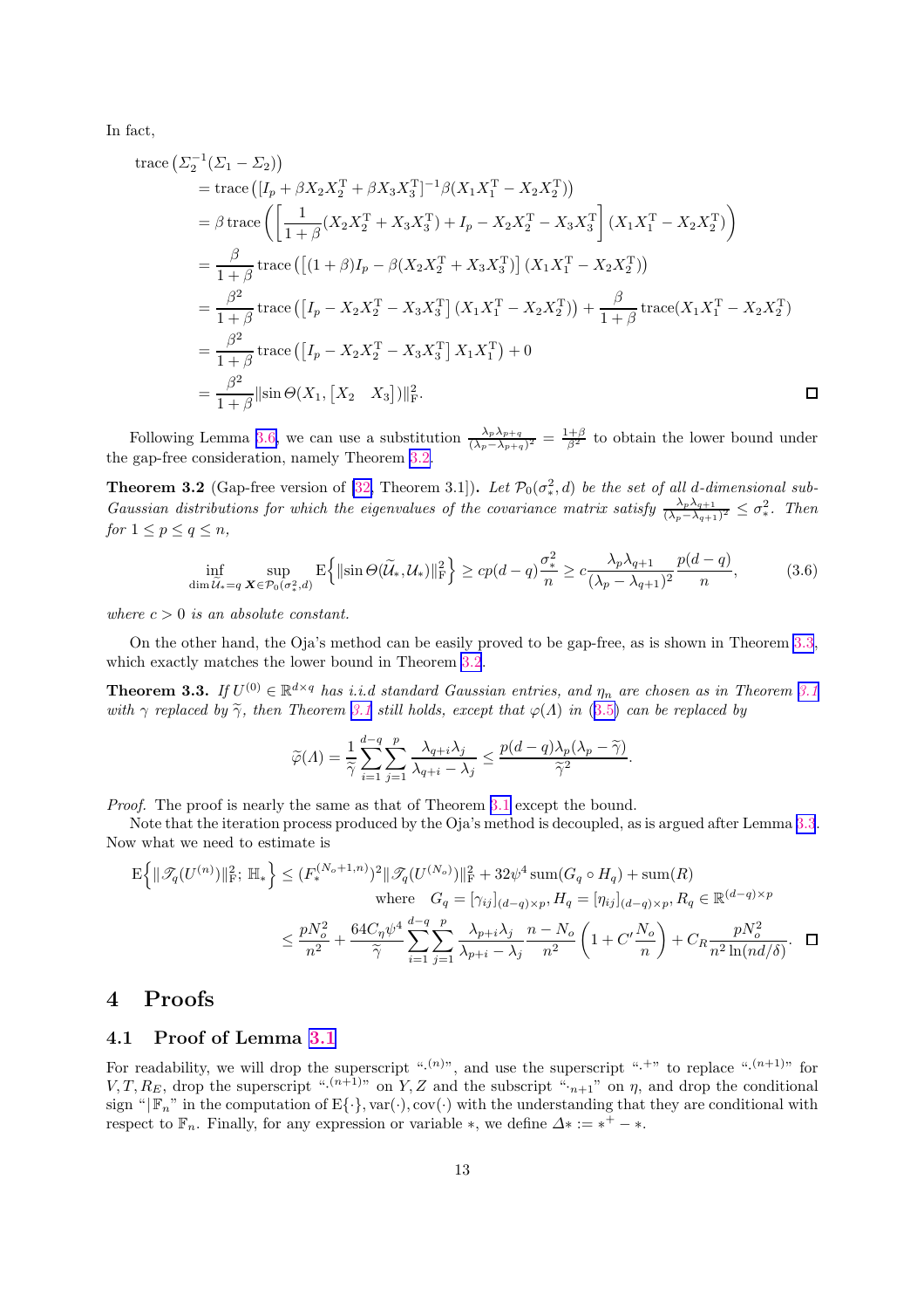In fact,

$$
\begin{aligned}
&\operatorname{trace}\left(\Sigma_2^{-1}(\Sigma_1-\Sigma_2)\right)\\
&= \operatorname{trace}\left([I_p+\beta X_2X_2^{\mathrm T}+\beta X_3X_3^{\mathrm T}]^{-1}\beta(X_1X_1^{\mathrm T}-X_2X_2^{\mathrm T})\right)\\
&= \beta\operatorname{trace}\left(\left[\frac{1}{1+\beta}(X_2X_2^{\mathrm T}+X_3X_3^{\mathrm T})+I_p-X_2X_2^{\mathrm T}-X_3X_3^{\mathrm T}\right](X_1X_1^{\mathrm T}-X_2X_2^{\mathrm T})\right)\\
&= \frac{\beta}{1+\beta}\operatorname{trace}\left(\left[(1+\beta)I_p-\beta(X_2X_2^{\mathrm T}+X_3X_3^{\mathrm T})\right](X_1X_1^{\mathrm T}-X_2X_2^{\mathrm T})\right)\\
&= \frac{\beta^2}{1+\beta}\operatorname{trace}\left(\left[I_p-X_2X_2^{\mathrm T}-X_3X_3^{\mathrm T}\right](X_1X_1^{\mathrm T}-X_2X_2^{\mathrm T})\right)+\frac{\beta}{1+\beta}\operatorname{trace}(X_1X_1^{\mathrm T}-X_2X_2^{\mathrm T})\\
&= \frac{\beta^2}{1+\beta}\operatorname{trace}\left(\left[I_p-X_2X_2^{\mathrm T}-X_3X_3^{\mathrm T}\right]X_1X_1^{\mathrm T}\right)+0\\
&= \frac{\beta^2}{1+\beta}\|\sin\Theta(X_1,\begin{bmatrix}X_2 & X_3\end{bmatrix})\|_{\mathrm F}^2. \qquad \square
\end{aligned}
$$

Following Lemma 3.6, we can use a substitution $\frac{\lambda_p\lambda_{p+q}}{(\lambda_p-\lambda_{p+q})^2}=\frac{1+\beta}{\beta^2}$ to obtain the lower bound under the gap-free consideration, namely Theorem 3.2.

**Theorem 3.2** (Gap-free version of [32, Theorem 3.1])**.** *Let $\mathcal{P}_0(\sigma_*^2,d)$ be the set of all $d$-dimensional sub-Gaussian distributions for which the eigenvalues of the covariance matrix satisfy $\frac{\lambda_p\lambda_{q+1}}{(\lambda_p-\lambda_{q+1})^2}\le\sigma_*^2$. Then for $1\le p\le q\le n$,*

$$
\inf_{\dim\widetilde{\mathcal U}_*=q}\ \sup_{\boldsymbol X\in\mathcal P_0(\sigma_*^2,d)}\mathrm E\left\{\|\sin\Theta(\widetilde{\mathcal U}_*,\mathcal U_*)\|_{\mathrm F}^2\right\}\ge cp(d-q)\frac{\sigma_*^2}{n}\ge c\frac{\lambda_p\lambda_{q+1}}{(\lambda_p-\lambda_{q+1})^2}\frac{p(d-q)}{n}, \tag{3.6}
$$

*where $c>0$ is an absolute constant.*

On the other hand, the Oja's method can be easily proved to be gap-free, as is shown in Theorem 3.3, which exactly matches the lower bound in Theorem 3.2.

**Theorem 3.3.** *If $U^{(0)}\in\mathbb R^{d\times q}$ has i.i.d standard Gaussian entries, and $\eta_n$ are chosen as in Theorem 3.1 with $\gamma$ replaced by $\widetilde\gamma$, then Theorem 3.1 still holds, except that $\varphi(\Lambda)$ in (3.5) can be replaced by*

$$
\widetilde\varphi(\Lambda)=\frac{1}{\widetilde\gamma}\sum_{i=1}^{d-q}\sum_{j=1}^{p}\frac{\lambda_{q+i}\lambda_j}{\lambda_{q+i}-\lambda_j}\le\frac{p(d-q)\lambda_p(\lambda_p-\widetilde\gamma)}{\widetilde\gamma^2}.
$$

*Proof.* The proof is nearly the same as that of Theorem 3.1 except the bound.

Note that the iteration process produced by the Oja's method is decoupled, as is argued after Lemma 3.3. Now what we need to estimate is

$$
\begin{aligned}
\mathrm E\left\{\|\mathscr T_q(U^{(n)})\|_{\mathrm F}^2;\ \mathbb H_*\right\}&\le (F_*^{(N_o+1,n)})^2\|\mathscr T_q(U^{(N_o)})\|_{\mathrm F}^2+32\psi^4\operatorname{sum}(G_q\circ H_q)+\operatorname{sum}(R)\\
&\qquad\text{where}\quad G_q=[\gamma_{ij}]_{(d-q)\times p},H_q=[\eta_{ij}]_{(d-q)\times p},R_q\in\mathbb R^{(d-q)\times p}\\
&\le\frac{pN_o^2}{n^2}+\frac{64C_\eta\psi^4}{\widetilde\gamma}\sum_{i=1}^{d-q}\sum_{j=1}^{p}\frac{\lambda_{p+i}\lambda_j}{\lambda_{p+i}-\lambda_j}\frac{n-N_o}{n^2}\left(1+C'\frac{N_o}{n}\right)+C_R\frac{pN_o^2}{n^2\ln(nd/\delta)}. \qquad \square
\end{aligned}
$$

# 4 Proofs

## 4.1 Proof of Lemma 3.1

For readability, we will drop the superscript "$\cdot^{(n)}$", and use the superscript "$\cdot^{+}$" to replace "$\cdot^{(n+1)}$" for $V,T,R_E$, drop the superscript "$\cdot^{(n+1)}$" on $Y,Z$ and the subscript "$\cdot_{n+1}$" on $\eta$, and drop the conditional sign "$|\,\mathbb F_n$" in the computation of $\mathrm E\{\cdot\},\operatorname{var}(\cdot),\operatorname{cov}(\cdot)$ with the understanding that they are conditional with respect to $\mathbb F_n$. Finally, for any expression or variable $*$, we define $\Delta* := *^{+}-*$.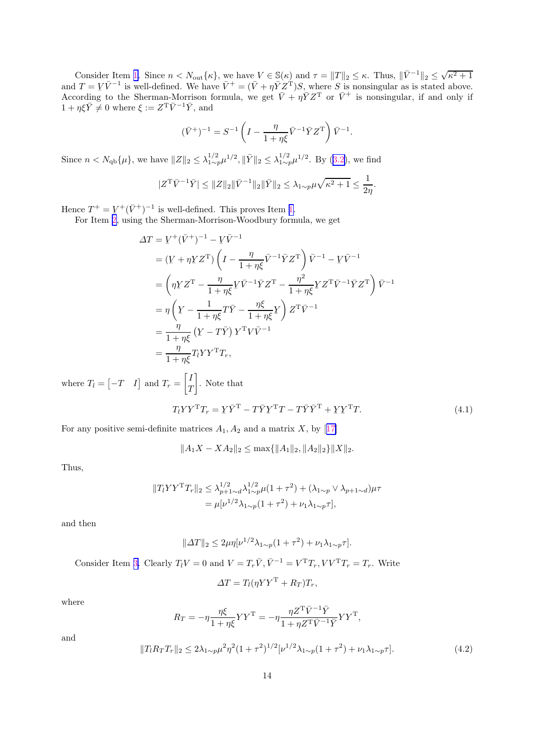Consider Item 1. Since $n < N_{\rm out}\{\kappa\}$, we have $V \in \mathbb{S}(\kappa)$ and $\tau = \|T\|_2 \le \kappa$. Thus, $\|\bar V^{-1}\|_2 \le \sqrt{\kappa^2+1}$ and $T = \underline{V}\bar V^{-1}$ is well-defined. We have $\bar V^+ = (\bar V + \eta \bar Y Z^{\rm T})S$, where $S$ is nonsingular as is stated above. According to the Sherman-Morrison formula, we get $\bar V + \eta \bar Y Z^{\rm T}$ or $\bar V^+$ is nonsingular, if and only if $1+\eta\xi\bar Y \neq 0$ where $\xi := Z^{\rm T}\bar V^{-1}\bar Y$, and

$$(\bar V^+)^{-1} = S^{-1}\left(I - \frac{\eta}{1+\eta\xi}\bar V^{-1}\bar Y Z^{\rm T}\right)\bar V^{-1}.$$

Since $n < N_{\rm qb}\{\mu\}$, we have $\|Z\|_2 \le \lambda_{1\sim p}^{1/2}\mu^{1/2}, \|\bar Y\|_2 \le \lambda_{1\sim p}^{1/2}\mu^{1/2}$. By (3.2), we find

$$|Z^{\rm T}\bar V^{-1}\bar Y| \le \|Z\|_2\|\bar V^{-1}\|_2\|\bar Y\|_2 \le \lambda_{1\sim p}\mu\sqrt{\kappa^2+1} \le \frac{1}{2\eta}.$$

Hence $T^+ = \underline{V}^+(\bar V^+)^{-1}$ is well-defined. This proves Item 1.

For Item 2, using the Sherman-Morrison-Woodbury formula, we get

$$\begin{aligned}
\varDelta T &= \underline{V}^+(\bar V^+)^{-1} - \underline{V}\bar V^{-1}\\
&= (\underline{V} + \eta \underline{Y} Z^{\rm T})\left(I - \frac{\eta}{1+\eta\xi}\bar V^{-1}\bar Y Z^{\rm T}\right)\bar V^{-1} - \underline{V}\bar V^{-1}\\
&= \left(\eta \underline{Y} Z^{\rm T} - \frac{\eta}{1+\eta\xi}\underline{V}\bar V^{-1}\bar Y Z^{\rm T} - \frac{\eta^2}{1+\eta\xi}\underline{Y} Z^{\rm T}\bar V^{-1}\bar Y Z^{\rm T}\right)\bar V^{-1}\\
&= \eta\left(\underline{Y} - \frac{1}{1+\eta\xi}T\bar Y - \frac{\eta\xi}{1+\eta\xi}\underline{Y}\right)Z^{\rm T}\bar V^{-1}\\
&= \frac{\eta}{1+\eta\xi}\left(\underline{Y} - T\bar Y\right)Y^{\rm T}V\bar V^{-1}\\
&= \frac{\eta}{1+\eta\xi}T_l Y Y^{\rm T} T_r,
\end{aligned}$$

where $T_l = \begin{bmatrix} -T & I\end{bmatrix}$ and $T_r = \begin{bmatrix} I \\ T\end{bmatrix}$. Note that

$$T_l Y Y^{\rm T} T_r = \underline{Y}\bar Y^{\rm T} - T\bar Y \underline{Y}^{\rm T} T - T\bar Y\bar Y^{\rm T} + \underline{Y}\underline{Y}^{\rm T} T. \tag{4.1}$$

For any positive semi-definite matrices $A_1, A_2$ and a matrix $X$, by [17]

$$\|A_1 X - X A_2\|_2 \le \max\{\|A_1\|_2, \|A_2\|_2\}\|X\|_2.$$

Thus,

$$\begin{aligned}
\|T_l Y Y^{\rm T} T_r\|_2 &\le \lambda_{p+1\sim d}^{1/2}\lambda_{1\sim p}^{1/2}\mu(1+\tau^2) + (\lambda_{1\sim p}\vee\lambda_{p+1\sim d})\mu\tau\\
&= \mu[\nu^{1/2}\lambda_{1\sim p}(1+\tau^2) + \nu_1\lambda_{1\sim p}\tau],
\end{aligned}$$

and then

$$\|\varDelta T\|_2 \le 2\mu\eta[\nu^{1/2}\lambda_{1\sim p}(1+\tau^2) + \nu_1\lambda_{1\sim p}\tau].$$

Consider Item 3. Clearly $T_l V = 0$ and $V = T_r\bar V, \bar V^{-1} = V^{\rm T}T_r, VV^{\rm T}T_r = T_r$. Write

$$\varDelta T = T_l(\eta Y Y^{\rm T} + R_T)T_r,$$

where

$$R_T = -\eta\frac{\eta\xi}{1+\eta\xi}YY^{\rm T} = -\eta\frac{\eta Z^{\rm T}\bar V^{-1}\bar Y}{1+\eta Z^{\rm T}\bar V^{-1}\bar Y}YY^{\rm T},$$

and

$$\|T_l R_T T_r\|_2 \le 2\lambda_{1\sim p}\mu^2\eta^2(1+\tau^2)^{1/2}[\nu^{1/2}\lambda_{1\sim p}(1+\tau^2) + \nu_1\lambda_{1\sim p}\tau]. \tag{4.2}$$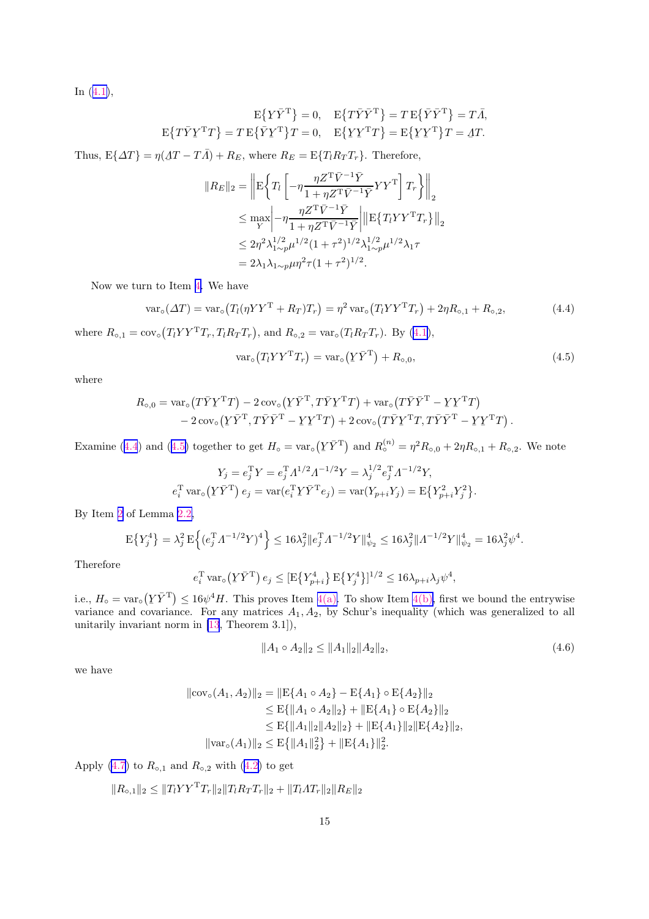In (4.1),

$$
\mathrm{E}\{Y\bar{Y}^{\mathrm{T}}\} = 0, \quad \mathrm{E}\{T\bar{Y}\bar{Y}^{\mathrm{T}}\} = T\,\mathrm{E}\{\bar{Y}\bar{Y}^{\mathrm{T}}\} = T\bar{\Lambda},
$$

$$
\mathrm{E}\{T\bar{Y}\underline{Y}^{\mathrm{T}}T\} = T\,\mathrm{E}\{\bar{Y}\underline{Y}^{\mathrm{T}}\}T = 0, \quad \mathrm{E}\{\underline{Y}\underline{Y}^{\mathrm{T}}T\} = \mathrm{E}\{\underline{Y}\underline{Y}^{\mathrm{T}}\}T = \underline{\Lambda}T.
$$

Thus, $\mathrm{E}\{\Delta T\} = \eta(\underline{\Lambda}T - T\bar{\Lambda}) + R_E$, where $R_E = \mathrm{E}\{T_l R_T T_r\}$. Therefore,

$$
\begin{aligned}
\|R_E\|_2 &= \left\| \mathrm{E}\left\{ T_l \left[ -\eta \frac{\eta Z^{\mathrm{T}}\bar{V}^{-1}\bar{Y}}{1+\eta Z^{\mathrm{T}}\bar{V}^{-1}\bar{Y}} YY^{\mathrm{T}} \right] T_r \right\} \right\|_2 \\
&\le \max_{Y} \left| -\eta \frac{\eta Z^{\mathrm{T}}\bar{V}^{-1}\bar{Y}}{1+\eta Z^{\mathrm{T}}\bar{V}^{-1}\bar{Y}} \right| \left\| \mathrm{E}\{T_l YY^{\mathrm{T}} T_r\} \right\|_2 \\
&\le 2\eta^2 \lambda_{1\sim p}^{1/2} \mu^{1/2} (1+\tau^2)^{1/2} \lambda_{1\sim p}^{1/2} \mu^{1/2} \lambda_1 \tau \\
&= 2\lambda_1 \lambda_{1\sim p} \mu \eta^2 \tau (1+\tau^2)^{1/2}.
\end{aligned}
$$

Now we turn to Item 4. We have

$$
\mathrm{var}_\circ(\Delta T) = \mathrm{var}_\circ\big(T_l(\eta YY^{\mathrm{T}} + R_T)T_r\big) = \eta^2\,\mathrm{var}_\circ\big(T_l YY^{\mathrm{T}} T_r\big) + 2\eta R_{\circ,1} + R_{\circ,2}, \tag{4.4}
$$

where $R_{\circ,1} = \mathrm{cov}_\circ\big(T_l YY^{\mathrm{T}} T_r, T_l R_T T_r\big)$, and $R_{\circ,2} = \mathrm{var}_\circ(T_l R_T T_r)$. By (4.1),

$$
\mathrm{var}_\circ\big(T_l YY^{\mathrm{T}} T_r\big) = \mathrm{var}_\circ\big(\underline{Y}\bar{Y}^{\mathrm{T}}\big) + R_{\circ,0}, \tag{4.5}
$$

where

$$
\begin{aligned}
R_{\circ,0} = {}& \mathrm{var}_\circ\big(T\bar{Y}\underline{Y}^{\mathrm{T}}T\big) - 2\,\mathrm{cov}_\circ\big(\underline{Y}\bar{Y}^{\mathrm{T}}, T\bar{Y}\underline{Y}^{\mathrm{T}}T\big) + \mathrm{var}_\circ\big(T\bar{Y}\bar{Y}^{\mathrm{T}} - \underline{Y}\underline{Y}^{\mathrm{T}}T\big) \\
& - 2\,\mathrm{cov}_\circ\big(\underline{Y}\bar{Y}^{\mathrm{T}}, T\bar{Y}\bar{Y}^{\mathrm{T}} - \underline{Y}\underline{Y}^{\mathrm{T}}T\big) + 2\,\mathrm{cov}_\circ\big(T\bar{Y}\underline{Y}^{\mathrm{T}}T, T\bar{Y}\bar{Y}^{\mathrm{T}} - \underline{Y}\underline{Y}^{\mathrm{T}}T\big).
\end{aligned}
$$

Examine (4.4) and (4.5) together to get $H_\circ = \mathrm{var}_\circ\big(\underline{Y}\bar{Y}^{\mathrm{T}}\big)$ and $R_\circ^{(n)} = \eta^2 R_{\circ,0} + 2\eta R_{\circ,1} + R_{\circ,2}$. We note

$$
Y_j = e_j^{\mathrm{T}} Y = e_j^{\mathrm{T}} \Lambda^{1/2}\Lambda^{-1/2} Y = \lambda_j^{1/2} e_j^{\mathrm{T}} \Lambda^{-1/2} Y,
$$

$$
e_i^{\mathrm{T}}\,\mathrm{var}_\circ\big(\underline{Y}\bar{Y}^{\mathrm{T}}\big)\,e_j = \mathrm{var}(e_i^{\mathrm{T}}\underline{Y}\bar{Y}^{\mathrm{T}}e_j) = \mathrm{var}(Y_{p+i}Y_j) = \mathrm{E}\{Y_{p+i}^2 Y_j^2\}.
$$

By Item 2 of Lemma 2.2,

$$
\mathrm{E}\{Y_j^4\} = \lambda_j^2\,\mathrm{E}\Big\{(e_j^{\mathrm{T}}\Lambda^{-1/2}Y)^4\Big\} \le 16\lambda_j^2 \|e_j^{\mathrm{T}}\Lambda^{-1/2}Y\|_{\psi_2}^4 \le 16\lambda_j^2 \|\Lambda^{-1/2}Y\|_{\psi_2}^4 = 16\lambda_j^2\psi^4.
$$

Therefore

$$
e_i^{\mathrm{T}}\,\mathrm{var}_\circ\big(\underline{Y}\bar{Y}^{\mathrm{T}}\big)\,e_j \le [\mathrm{E}\{Y_{p+i}^4\}\,\mathrm{E}\{Y_j^4\}]^{1/2} \le 16\lambda_{p+i}\lambda_j\psi^4,
$$

i.e., $H_\circ = \mathrm{var}_\circ\big(\underline{Y}\bar{Y}^{\mathrm{T}}\big) \le 16\psi^4 H$. This proves Item 4(a). To show Item 4(b), first we bound the entrywise variance and covariance. For any matrices $A_1, A_2$, by Schur's inequality (which was generalized to all unitarily invariant norm in [13, Theorem 3.1]),

$$
\|A_1 \circ A_2\|_2 \le \|A_1\|_2 \|A_2\|_2, \tag{4.6}
$$

we have

$$
\begin{aligned}
\|\mathrm{cov}_\circ(A_1, A_2)\|_2 &= \|\mathrm{E}\{A_1 \circ A_2\} - \mathrm{E}\{A_1\} \circ \mathrm{E}\{A_2\}\|_2 \\
&\le \mathrm{E}\{\|A_1 \circ A_2\|_2\} + \|\mathrm{E}\{A_1\} \circ \mathrm{E}\{A_2\}\|_2 \\
&\le \mathrm{E}\{\|A_1\|_2\|A_2\|_2\} + \|\mathrm{E}\{A_1\}\|_2\|\mathrm{E}\{A_2\}\|_2, \\
\|\mathrm{var}_\circ(A_1)\|_2 &\le \mathrm{E}\{\|A_1\|_2^2\} + \|\mathrm{E}\{A_1\}\|_2^2.
\end{aligned}
$$

Apply (4.7) to $R_{\circ,1}$ and $R_{\circ,2}$ with (4.2) to get

$$
\|R_{\circ,1}\|_2 \le \|T_l YY^{\mathrm{T}} T_r\|_2 \|T_l R_T T_r\|_2 + \|T_l \Lambda T_r\|_2 \|R_E\|_2
$$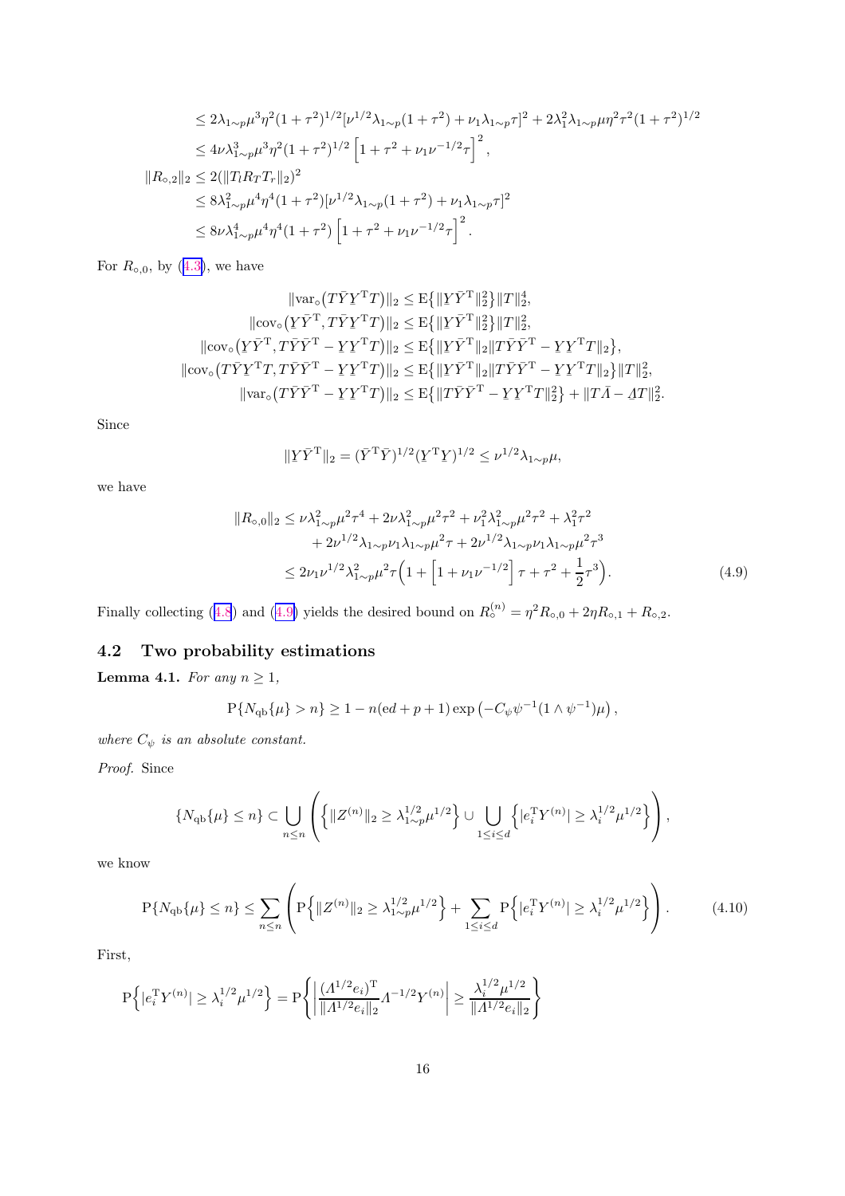$$
\begin{aligned}
&\le 2\lambda_{1\sim p}\mu^3\eta^2(1+\tau^2)^{1/2}[\nu^{1/2}\lambda_{1\sim p}(1+\tau^2)+\nu_1\lambda_{1\sim p}\tau]^2 + 2\lambda_1^2\lambda_{1\sim p}\mu\eta^2\tau^2(1+\tau^2)^{1/2}\\
&\le 4\nu\lambda_{1\sim p}^3\mu^3\eta^2(1+\tau^2)^{1/2}\left[1+\tau^2+\nu_1\nu^{-1/2}\tau\right]^2,\\
\|R_{\circ,2}\|_2 &\le 2(\|T_l R_T T_r\|_2)^2\\
&\le 8\lambda_{1\sim p}^2\mu^4\eta^4(1+\tau^2)[\nu^{1/2}\lambda_{1\sim p}(1+\tau^2)+\nu_1\lambda_{1\sim p}\tau]^2\\
&\le 8\nu\lambda_{1\sim p}^4\mu^4\eta^4(1+\tau^2)\left[1+\tau^2+\nu_1\nu^{-1/2}\tau\right]^2.
\end{aligned}
$$

For $R_{\circ,0}$, by (4.3), we have

$$
\begin{aligned}
\|\mathrm{var}_\circ\big(T\bar{Y}\underline{Y}^{\mathrm{T}}T\big)\|_2 &\le \mathrm{E}\{\|\underline{Y}\bar{Y}^{\mathrm{T}}\|_2^2\}\|T\|_2^4,\\
\|\mathrm{cov}_\circ\big(\underline{Y}\bar{Y}^{\mathrm{T}}, T\bar{Y}\underline{Y}^{\mathrm{T}}T\big)\|_2 &\le \mathrm{E}\{\|\underline{Y}\bar{Y}^{\mathrm{T}}\|_2^2\}\|T\|_2^2,\\
\|\mathrm{cov}_\circ\big(\underline{Y}\bar{Y}^{\mathrm{T}}, T\bar{Y}\bar{Y}^{\mathrm{T}}-\underline{Y}\underline{Y}^{\mathrm{T}}T\big)\|_2 &\le \mathrm{E}\{\|\underline{Y}\bar{Y}^{\mathrm{T}}\|_2\|T\bar{Y}\bar{Y}^{\mathrm{T}}-\underline{Y}\underline{Y}^{\mathrm{T}}T\|_2\},\\
\|\mathrm{cov}_\circ\big(T\bar{Y}\underline{Y}^{\mathrm{T}}T, T\bar{Y}\bar{Y}^{\mathrm{T}}-\underline{Y}\underline{Y}^{\mathrm{T}}T\big)\|_2 &\le \mathrm{E}\{\|\underline{Y}\bar{Y}^{\mathrm{T}}\|_2\|T\bar{Y}\bar{Y}^{\mathrm{T}}-\underline{Y}\underline{Y}^{\mathrm{T}}T\|_2\}\|T\|_2^2,\\
\|\mathrm{var}_\circ\big(T\bar{Y}\bar{Y}^{\mathrm{T}}-\underline{Y}\underline{Y}^{\mathrm{T}}T\big)\|_2 &\le \mathrm{E}\{\|T\bar{Y}\bar{Y}^{\mathrm{T}}-\underline{Y}\underline{Y}^{\mathrm{T}}T\|_2^2\}+\|T\bar{\Lambda}-\underline{\Lambda}T\|_2^2.
\end{aligned}
$$

Since

$$
\|\underline{Y}\bar{Y}^{\mathrm{T}}\|_2 = (\bar{Y}^{\mathrm{T}}\bar{Y})^{1/2}(\underline{Y}^{\mathrm{T}}\underline{Y})^{1/2} \le \nu^{1/2}\lambda_{1\sim p}\mu,
$$

we have

$$
\begin{aligned}
\|R_{\circ,0}\|_2 &\le \nu\lambda_{1\sim p}^2\mu^2\tau^4 + 2\nu\lambda_{1\sim p}^2\mu^2\tau^2 + \nu_1^2\lambda_{1\sim p}^2\mu^2\tau^2 + \lambda_1^2\tau^2\\
&\quad + 2\nu^{1/2}\lambda_{1\sim p}\nu_1\lambda_{1\sim p}\mu^2\tau + 2\nu^{1/2}\lambda_{1\sim p}\nu_1\lambda_{1\sim p}\mu^2\tau^3\\
&\le 2\nu_1\nu^{1/2}\lambda_{1\sim p}^2\mu^2\tau\Big(1+\Big[1+\nu_1\nu^{-1/2}\Big]\tau+\tau^2+\frac{1}{2}\tau^3\Big).
\end{aligned}
\tag{4.9}
$$

Finally collecting (4.8) and (4.9) yields the desired bound on $R_\circ^{(n)} = \eta^2 R_{\circ,0} + 2\eta R_{\circ,1} + R_{\circ,2}$.

## 4.2 Two probability estimations

**Lemma 4.1.** *For any $n \ge 1$,*

$$
\mathrm{P}\{N_{\mathrm{qb}}\{\mu\} > n\} \ge 1 - n(\mathrm{e}d+p+1)\exp\left(-C_\psi\psi^{-1}(1\wedge\psi^{-1})\mu\right),
$$

*where $C_\psi$ is an absolute constant.*

*Proof.* Since

$$
\{N_{\mathrm{qb}}\{\mu\} \le n\} \subset \bigcup_{n\le n}\left(\Big\{\|Z^{(n)}\|_2 \ge \lambda_{1\sim p}^{1/2}\mu^{1/2}\Big\} \cup \bigcup_{1\le i\le d}\Big\{|e_i^{\mathrm{T}}Y^{(n)}| \ge \lambda_i^{1/2}\mu^{1/2}\Big\}\right),
$$

we know

$$
\mathrm{P}\{N_{\mathrm{qb}}\{\mu\} \le n\} \le \sum_{n\le n}\left(\mathrm{P}\Big\{\|Z^{(n)}\|_2 \ge \lambda_{1\sim p}^{1/2}\mu^{1/2}\Big\} + \sum_{1\le i\le d}\mathrm{P}\Big\{|e_i^{\mathrm{T}}Y^{(n)}| \ge \lambda_i^{1/2}\mu^{1/2}\Big\}\right).
\tag{4.10}
$$

First,

$$
\mathrm{P}\Big\{|e_i^{\mathrm{T}}Y^{(n)}| \ge \lambda_i^{1/2}\mu^{1/2}\Big\} = \mathrm{P}\left\{\left|\frac{(\Lambda^{1/2}e_i)^{\mathrm{T}}}{\|\Lambda^{1/2}e_i\|_2}\Lambda^{-1/2}Y^{(n)}\right| \ge \frac{\lambda_i^{1/2}\mu^{1/2}}{\|\Lambda^{1/2}e_i\|_2}\right\}
$$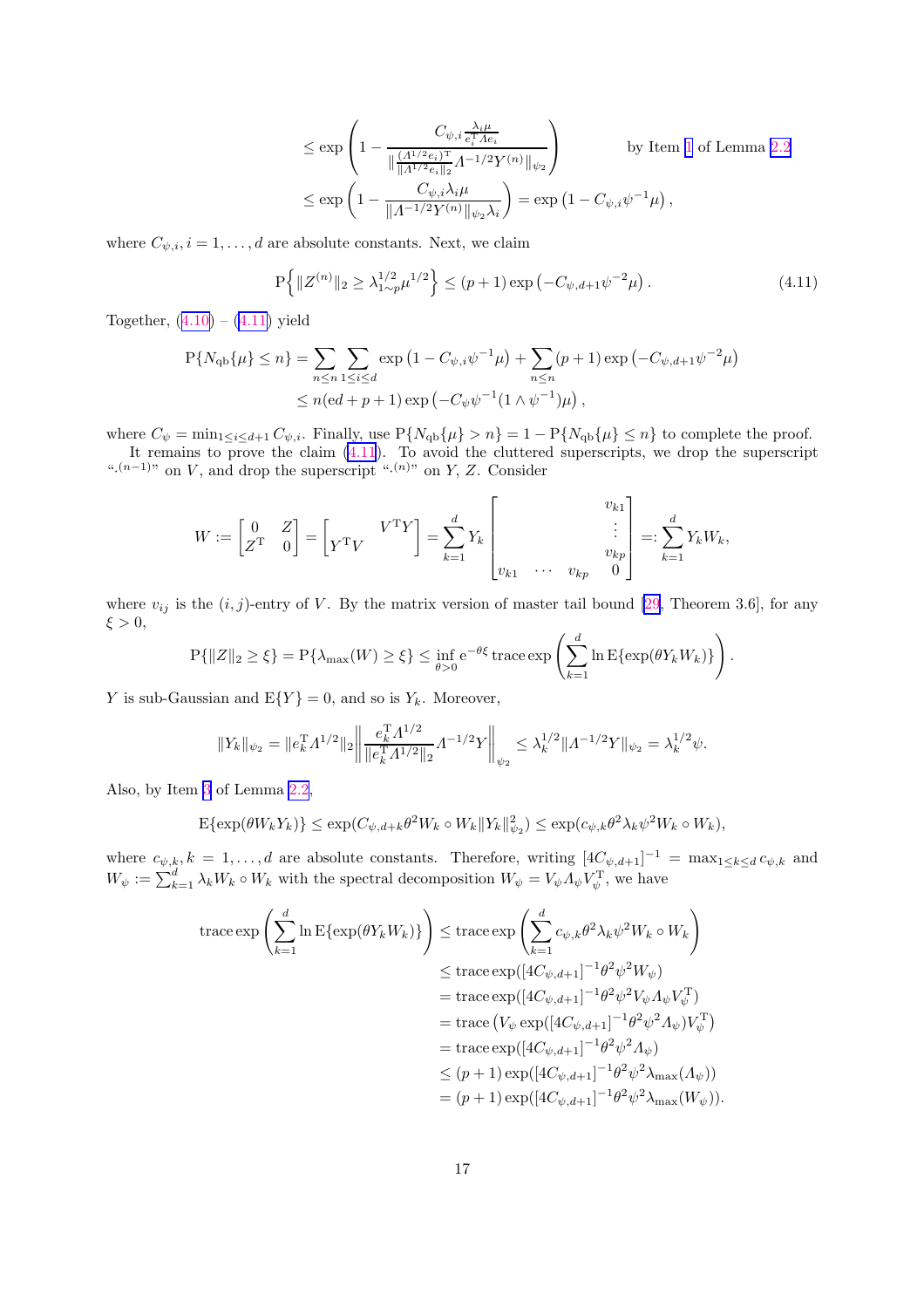$$\le \exp\left(1 - \frac{C_{\psi,i}\frac{\lambda_i\mu}{e_i^{\mathrm{T}}\Lambda e_i}}{\|\frac{(\Lambda^{1/2}e_i)^{\mathrm{T}}}{\|\Lambda^{1/2}e_i\|_2}\Lambda^{-1/2}Y^{(n)}\|_{\psi_2}}\right) \qquad \text{by Item 1 of Lemma 2.2}$$

$$\le \exp\left(1 - \frac{C_{\psi,i}\lambda_i\mu}{\|\Lambda^{-1/2}Y^{(n)}\|_{\psi_2}\lambda_i}\right) = \exp\left(1 - C_{\psi,i}\psi^{-1}\mu\right),$$

where $C_{\psi,i}, i = 1,\dots,d$ are absolute constants. Next, we claim

$$\mathrm{P}\Big\{\|Z^{(n)}\|_2 \ge \lambda_{1\sim p}^{1/2}\mu^{1/2}\Big\} \le (p+1)\exp\left(-C_{\psi,d+1}\psi^{-2}\mu\right). \tag{4.11}$$

Together, (4.10) – (4.11) yield

$$\begin{aligned}
\mathrm{P}\{N_{\mathrm{qb}}\{\mu\} \le n\} &= \sum_{n\le n}\sum_{1\le i\le d}\exp\left(1 - C_{\psi,i}\psi^{-1}\mu\right) + \sum_{n\le n}(p+1)\exp\left(-C_{\psi,d+1}\psi^{-2}\mu\right) \\
&\le n(\mathrm{e}d + p + 1)\exp\left(-C_\psi\psi^{-1}(1\wedge\psi^{-1})\mu\right),
\end{aligned}$$

where $C_\psi = \min_{1\le i\le d+1} C_{\psi,i}$. Finally, use $\mathrm{P}\{N_{\mathrm{qb}}\{\mu\} > n\} = 1 - \mathrm{P}\{N_{\mathrm{qb}}\{\mu\} \le n\}$ to complete the proof.

It remains to prove the claim (4.11). To avoid the cluttered superscripts, we drop the superscript "$\cdot^{(n-1)}$" on $V$, and drop the superscript "$\cdot^{(n)}$" on $Y$, $Z$. Consider

$$W := \begin{bmatrix} 0 & Z \\ Z^{\mathrm{T}} & 0\end{bmatrix} = \begin{bmatrix} & V^{\mathrm{T}}Y \\ Y^{\mathrm{T}}V & \end{bmatrix} = \sum_{k=1}^d Y_k \begin{bmatrix} & & & v_{k1} \\ & & & \vdots \\ & & & v_{kp} \\ v_{k1} & \cdots & v_{kp} & 0\end{bmatrix} =: \sum_{k=1}^d Y_k W_k,$$

where $v_{ij}$ is the $(i,j)$-entry of $V$. By the matrix version of master tail bound [29, Theorem 3.6], for any $\xi > 0$,

$$\mathrm{P}\{\|Z\|_2 \ge \xi\} = \mathrm{P}\{\lambda_{\max}(W) \ge \xi\} \le \inf_{\theta>0} \mathrm{e}^{-\theta\xi}\,\mathrm{trace}\exp\left(\sum_{k=1}^d \ln \mathrm{E}\{\exp(\theta Y_k W_k)\}\right).$$

$Y$ is sub-Gaussian and $\mathrm{E}\{Y\} = 0$, and so is $Y_k$. Moreover,

$$\|Y_k\|_{\psi_2} = \|e_k^{\mathrm{T}}\Lambda^{1/2}\|_2 \left\|\frac{e_k^{\mathrm{T}}\Lambda^{1/2}}{\|e_k^{\mathrm{T}}\Lambda^{1/2}\|_2}\Lambda^{-1/2}Y\right\|_{\psi_2} \le \lambda_k^{1/2}\|\Lambda^{-1/2}Y\|_{\psi_2} = \lambda_k^{1/2}\psi.$$

Also, by Item 3 of Lemma 2.2,

$$\mathrm{E}\{\exp(\theta W_k Y_k)\} \le \exp(C_{\psi,d+k}\theta^2 W_k \circ W_k \|Y_k\|_{\psi_2}^2) \le \exp(c_{\psi,k}\theta^2\lambda_k\psi^2 W_k \circ W_k),$$

where $c_{\psi,k}, k = 1,\dots,d$ are absolute constants. Therefore, writing $[4C_{\psi,d+1}]^{-1} = \max_{1\le k\le d} c_{\psi,k}$ and $W_\psi := \sum_{k=1}^d \lambda_k W_k \circ W_k$ with the spectral decomposition $W_\psi = V_\psi \Lambda_\psi V_\psi^{\mathrm{T}}$, we have

$$\begin{aligned}
\mathrm{trace}\exp\left(\sum_{k=1}^d \ln \mathrm{E}\{\exp(\theta Y_k W_k)\}\right) &\le \mathrm{trace}\exp\left(\sum_{k=1}^d c_{\psi,k}\theta^2\lambda_k\psi^2 W_k\circ W_k\right) \\
&\le \mathrm{trace}\exp([4C_{\psi,d+1}]^{-1}\theta^2\psi^2 W_\psi) \\
&= \mathrm{trace}\exp([4C_{\psi,d+1}]^{-1}\theta^2\psi^2 V_\psi\Lambda_\psi V_\psi^{\mathrm{T}}) \\
&= \mathrm{trace}\left(V_\psi\exp([4C_{\psi,d+1}]^{-1}\theta^2\psi^2\Lambda_\psi)V_\psi^{\mathrm{T}}\right) \\
&= \mathrm{trace}\exp([4C_{\psi,d+1}]^{-1}\theta^2\psi^2\Lambda_\psi) \\
&\le (p+1)\exp([4C_{\psi,d+1}]^{-1}\theta^2\psi^2\lambda_{\max}(\Lambda_\psi)) \\
&= (p+1)\exp([4C_{\psi,d+1}]^{-1}\theta^2\psi^2\lambda_{\max}(W_\psi)).
\end{aligned}$$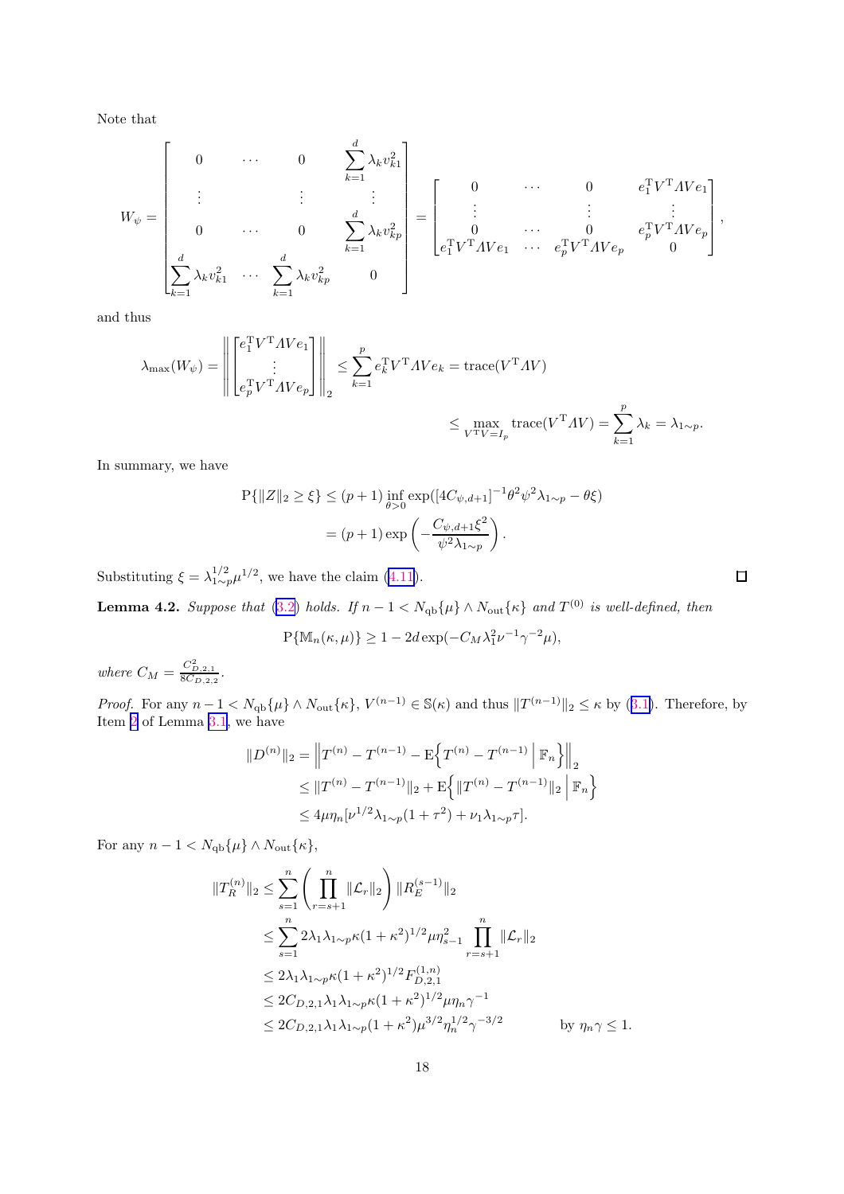Note that

$$
W_\psi = \begin{bmatrix} 0 & \cdots & 0 & \sum_{k=1}^d \lambda_k v_{k1}^2 \\ \vdots & & \vdots & \vdots \\ 0 & \cdots & 0 & \sum_{k=1}^d \lambda_k v_{kp}^2 \\ \sum_{k=1}^d \lambda_k v_{k1}^2 & \cdots & \sum_{k=1}^d \lambda_k v_{kp}^2 & 0 \end{bmatrix} = \begin{bmatrix} 0 & \cdots & 0 & e_1^{\mathrm{T}} V^{\mathrm{T}} \varLambda V e_1 \\ \vdots & & \vdots & \vdots \\ 0 & \cdots & 0 & e_p^{\mathrm{T}} V^{\mathrm{T}} \varLambda V e_p \\ e_1^{\mathrm{T}} V^{\mathrm{T}} \varLambda V e_1 & \cdots & e_p^{\mathrm{T}} V^{\mathrm{T}} \varLambda V e_p & 0 \end{bmatrix},
$$

and thus

$$
\begin{aligned}
\lambda_{\max}(W_\psi) = \left\| \begin{bmatrix} e_1^{\mathrm{T}} V^{\mathrm{T}} \varLambda V e_1 \\ \vdots \\ e_p^{\mathrm{T}} V^{\mathrm{T}} \varLambda V e_p \end{bmatrix} \right\|_2 &\le \sum_{k=1}^p e_k^{\mathrm{T}} V^{\mathrm{T}} \varLambda V e_k = \operatorname{trace}(V^{\mathrm{T}} \varLambda V) \\
&\le \max_{V^{\mathrm{T}} V = I_p} \operatorname{trace}(V^{\mathrm{T}} \varLambda V) = \sum_{k=1}^p \lambda_k = \lambda_{1\sim p}.
\end{aligned}
$$

In summary, we have

$$
\begin{aligned}
\mathrm{P}\{\|Z\|_2 \ge \xi\} &\le (p+1) \inf_{\theta > 0} \exp([4C_{\psi,d+1}]^{-1} \theta^2 \psi^2 \lambda_{1\sim p} - \theta \xi) \\
&= (p+1) \exp\left( -\frac{C_{\psi,d+1} \xi^2}{\psi^2 \lambda_{1\sim p}} \right).
\end{aligned}
$$

Substituting $\xi = \lambda_{1\sim p}^{1/2} \mu^{1/2}$, we have the claim (4.11). □

**Lemma 4.2.** *Suppose that (3.2) holds. If $n - 1 < N_{\mathrm{qb}}\{\mu\} \wedge N_{\mathrm{out}}\{\kappa\}$ and $T^{(0)}$ is well-defined, then*

$$
\mathrm{P}\{\mathbb{M}_n(\kappa, \mu)\} \ge 1 - 2d \exp(-C_M \lambda_1^2 \nu^{-1} \gamma^{-2} \mu),
$$

*where $C_M = \frac{C_{D,2,1}^2}{8C_{D,2,2}}$.*

*Proof.* For any $n - 1 < N_{\mathrm{qb}}\{\mu\} \wedge N_{\mathrm{out}}\{\kappa\}$, $V^{(n-1)} \in \mathbb{S}(\kappa)$ and thus $\|T^{(n-1)}\|_2 \le \kappa$ by (3.1). Therefore, by Item 2 of Lemma 3.1, we have

$$
\begin{aligned}
\|D^{(n)}\|_2 &= \left\| T^{(n)} - T^{(n-1)} - \mathrm{E}\left\{ T^{(n)} - T^{(n-1)} \,\middle|\, \mathbb{F}_n \right\} \right\|_2 \\
&\le \|T^{(n)} - T^{(n-1)}\|_2 + \mathrm{E}\left\{ \|T^{(n)} - T^{(n-1)}\|_2 \,\middle|\, \mathbb{F}_n \right\} \\
&\le 4\mu \eta_n [\nu^{1/2} \lambda_{1\sim p} (1 + \tau^2) + \nu_1 \lambda_{1\sim p} \tau].
\end{aligned}
$$

For any $n - 1 < N_{\mathrm{qb}}\{\mu\} \wedge N_{\mathrm{out}}\{\kappa\}$,

$$
\begin{aligned}
\|T_R^{(n)}\|_2 &\le \sum_{s=1}^n \left( \prod_{r=s+1}^n \|\mathcal{L}_r\|_2 \right) \|R_E^{(s-1)}\|_2 \\
&\le \sum_{s=1}^n 2\lambda_1 \lambda_{1\sim p} \kappa (1 + \kappa^2)^{1/2} \mu \eta_{s-1}^2 \prod_{r=s+1}^n \|\mathcal{L}_r\|_2 \\
&\le 2\lambda_1 \lambda_{1\sim p} \kappa (1 + \kappa^2)^{1/2} F_{D,2,1}^{(1,n)} \\
&\le 2C_{D,2,1} \lambda_1 \lambda_{1\sim p} \kappa (1 + \kappa^2)^{1/2} \mu \eta_n \gamma^{-1} \\
&\le 2C_{D,2,1} \lambda_1 \lambda_{1\sim p} (1 + \kappa^2) \mu^{3/2} \eta_n^{1/2} \gamma^{-3/2} \qquad \text{by } \eta_n \gamma \le 1.
\end{aligned}
$$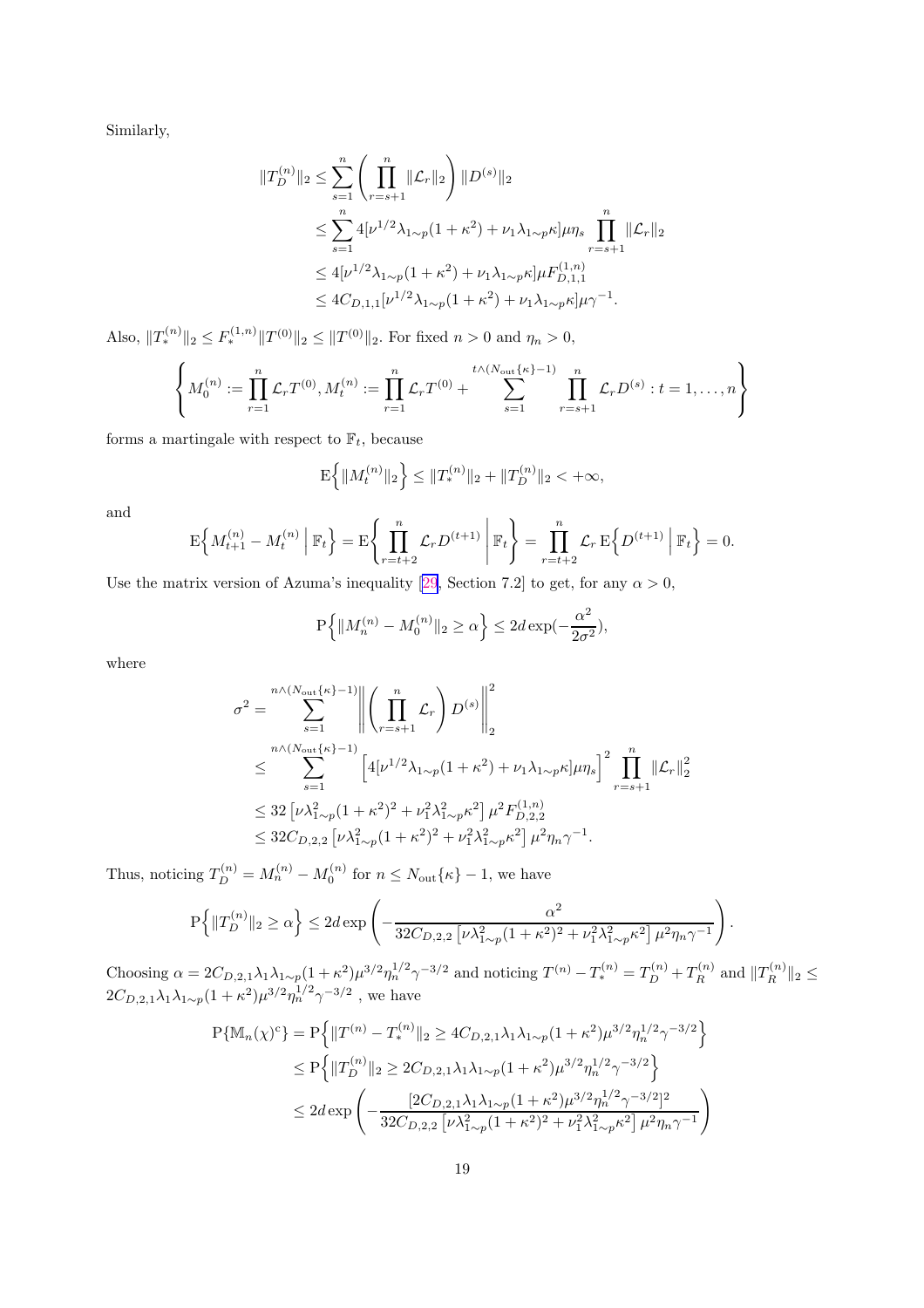Similarly,

$$
\begin{aligned}
\|T_D^{(n)}\|_2 &\le \sum_{s=1}^{n} \left( \prod_{r=s+1}^{n} \|\mathcal{L}_r\|_2 \right) \|D^{(s)}\|_2 \\
&\le \sum_{s=1}^{n} 4[\nu^{1/2}\lambda_{1\sim p}(1+\kappa^2) + \nu_1\lambda_{1\sim p}\kappa]\mu\eta_s \prod_{r=s+1}^{n} \|\mathcal{L}_r\|_2 \\
&\le 4[\nu^{1/2}\lambda_{1\sim p}(1+\kappa^2) + \nu_1\lambda_{1\sim p}\kappa]\mu F_{D,1,1}^{(1,n)} \\
&\le 4C_{D,1,1}[\nu^{1/2}\lambda_{1\sim p}(1+\kappa^2) + \nu_1\lambda_{1\sim p}\kappa]\mu\gamma^{-1}.
\end{aligned}
$$

Also, $\|T_*^{(n)}\|_2 \le F_*^{(1,n)}\|T^{(0)}\|_2 \le \|T^{(0)}\|_2$. For fixed $n > 0$ and $\eta_n > 0$,

$$
\left\{ M_0^{(n)} := \prod_{r=1}^{n} \mathcal{L}_r T^{(0)}, M_t^{(n)} := \prod_{r=1}^{n} \mathcal{L}_r T^{(0)} + \sum_{s=1}^{t\wedge(N_{\text{out}}\{\kappa\}-1)} \prod_{r=s+1}^{n} \mathcal{L}_r D^{(s)} : t = 1, \ldots, n \right\}
$$

forms a martingale with respect to $\mathbb{F}_t$, because

$$
\mathrm{E}\Big\{ \|M_t^{(n)}\|_2 \Big\} \le \|T_*^{(n)}\|_2 + \|T_D^{(n)}\|_2 < +\infty,
$$

and

$$
\mathrm{E}\Big\{ M_{t+1}^{(n)} - M_t^{(n)} \,\Big|\, \mathbb{F}_t \Big\} = \mathrm{E}\Bigg\{ \prod_{r=t+2}^{n} \mathcal{L}_r D^{(t+1)} \,\Bigg|\, \mathbb{F}_t \Bigg\} = \prod_{r=t+2}^{n} \mathcal{L}_r \,\mathrm{E}\Big\{ D^{(t+1)} \,\Big|\, \mathbb{F}_t \Big\} = 0.
$$

Use the matrix version of Azuma's inequality [29, Section 7.2] to get, for any $\alpha > 0$,

$$
\mathrm{P}\Big\{ \|M_n^{(n)} - M_0^{(n)}\|_2 \ge \alpha \Big\} \le 2d \exp(-\frac{\alpha^2}{2\sigma^2}),
$$

where

$$
\begin{aligned}
\sigma^2 &= \sum_{s=1}^{n\wedge(N_{\text{out}}\{\kappa\}-1)} \left\| \left( \prod_{r=s+1}^{n} \mathcal{L}_r \right) D^{(s)} \right\|_2^2 \\
&\le \sum_{s=1}^{n\wedge(N_{\text{out}}\{\kappa\}-1)} \Big[ 4[\nu^{1/2}\lambda_{1\sim p}(1+\kappa^2) + \nu_1\lambda_{1\sim p}\kappa]\mu\eta_s \Big]^2 \prod_{r=s+1}^{n} \|\mathcal{L}_r\|_2^2 \\
&\le 32\left[ \nu\lambda_{1\sim p}^2(1+\kappa^2)^2 + \nu_1^2\lambda_{1\sim p}^2\kappa^2 \right] \mu^2 F_{D,2,2}^{(1,n)} \\
&\le 32C_{D,2,2}\left[ \nu\lambda_{1\sim p}^2(1+\kappa^2)^2 + \nu_1^2\lambda_{1\sim p}^2\kappa^2 \right] \mu^2\eta_n\gamma^{-1}.
\end{aligned}
$$

Thus, noticing $T_D^{(n)} = M_n^{(n)} - M_0^{(n)}$ for $n \le N_{\text{out}}\{\kappa\} - 1$, we have

$$
\mathrm{P}\Big\{ \|T_D^{(n)}\|_2 \ge \alpha \Big\} \le 2d \exp\left( -\frac{\alpha^2}{32C_{D,2,2}\left[ \nu\lambda_{1\sim p}^2(1+\kappa^2)^2 + \nu_1^2\lambda_{1\sim p}^2\kappa^2 \right] \mu^2\eta_n\gamma^{-1}} \right).
$$

Choosing $\alpha = 2C_{D,2,1}\lambda_1\lambda_{1\sim p}(1+\kappa^2)\mu^{3/2}\eta_n^{1/2}\gamma^{-3/2}$ and noticing $T^{(n)} - T_*^{(n)} = T_D^{(n)} + T_R^{(n)}$ and $\|T_R^{(n)}\|_2 \le 2C_{D,2,1}\lambda_1\lambda_{1\sim p}(1+\kappa^2)\mu^{3/2}\eta_n^{1/2}\gamma^{-3/2}$ , we have

$$
\begin{aligned}
\mathrm{P}\{\mathbb{M}_n(\chi)^c\} &= \mathrm{P}\Big\{ \|T^{(n)} - T_*^{(n)}\|_2 \ge 4C_{D,2,1}\lambda_1\lambda_{1\sim p}(1+\kappa^2)\mu^{3/2}\eta_n^{1/2}\gamma^{-3/2} \Big\} \\
&\le \mathrm{P}\Big\{ \|T_D^{(n)}\|_2 \ge 2C_{D,2,1}\lambda_1\lambda_{1\sim p}(1+\kappa^2)\mu^{3/2}\eta_n^{1/2}\gamma^{-3/2} \Big\} \\
&\le 2d \exp\left( -\frac{[2C_{D,2,1}\lambda_1\lambda_{1\sim p}(1+\kappa^2)\mu^{3/2}\eta_n^{1/2}\gamma^{-3/2}]^2}{32C_{D,2,2}\left[ \nu\lambda_{1\sim p}^2(1+\kappa^2)^2 + \nu_1^2\lambda_{1\sim p}^2\kappa^2 \right] \mu^2\eta_n\gamma^{-1}} \right)
\end{aligned}
$$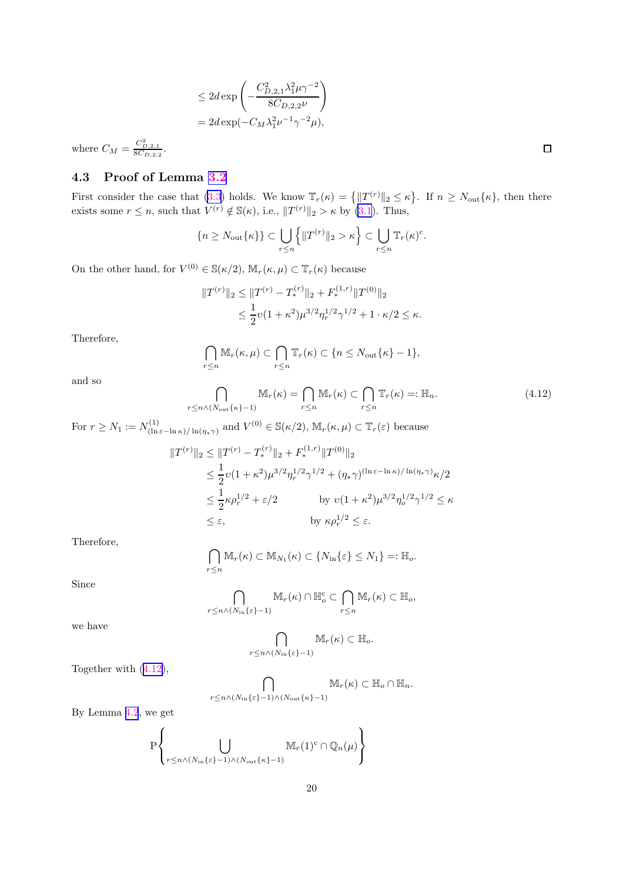$$
\begin{aligned}
&\le 2d \exp\left( -\frac{C_{D,2,1}^2 \lambda_1^2 \mu \gamma^{-2}}{8 C_{D,2,2} \nu} \right) \\
&= 2d \exp(-C_M \lambda_1^2 \nu^{-1} \gamma^{-2} \mu),
\end{aligned}
$$

where $C_M = \frac{C_{D,2,1}^2}{8 C_{D,2,2}}$. □

### 4.3 Proof of Lemma 3.2

First consider the case that (3.3) holds. We know $\mathbb{T}_r(\kappa) = \left\{ \|T^{(r)}\|_2 \le \kappa \right\}$. If $n \ge N_{\text{out}}\{\kappa\}$, then there exists some $r \le n$, such that $V^{(r)} \notin \mathbb{S}(\kappa)$, i.e., $\|T^{(r)}\|_2 > \kappa$ by (3.1). Thus,

$$
\{n \ge N_{\text{out}}\{\kappa\}\} \subset \bigcup_{r \le n} \left\{ \|T^{(r)}\|_2 > \kappa \right\} \subset \bigcup_{r \le n} \mathbb{T}_r(\kappa)^{\text{c}}.
$$

On the other hand, for $V^{(0)} \in \mathbb{S}(\kappa/2)$, $\mathbb{M}_r(\kappa, \mu) \subset \mathbb{T}_r(\kappa)$ because

$$
\begin{aligned}
\|T^{(r)}\|_2 &\le \|T^{(r)} - T_*^{(r)}\|_2 + F_*^{(1,r)} \|T^{(0)}\|_2 \\
&\le \frac{1}{2} \upsilon (1 + \kappa^2) \mu^{3/2} \eta_r^{1/2} \gamma^{1/2} + 1 \cdot \kappa/2 \le \kappa.
\end{aligned}
$$

Therefore,

$$
\bigcap_{r \le n} \mathbb{M}_r(\kappa, \mu) \subset \bigcap_{r \le n} \mathbb{T}_r(\kappa) \subset \{n \le N_{\text{out}}\{\kappa\} - 1\},
$$

and so

$$
\bigcap_{r \le n \wedge (N_{\text{out}}\{\kappa\} - 1)} \mathbb{M}_r(\kappa) = \bigcap_{r \le n} \mathbb{M}_r(\kappa) \subset \bigcap_{r \le n} \mathbb{T}_r(\kappa) =: \mathbb{H}_n. \tag{4.12}
$$

For $r \ge N_1 := N^{(1)}_{(\ln \varepsilon - \ln \kappa)/\ln(\eta_* \gamma)}$ and $V^{(0)} \in \mathbb{S}(\kappa/2)$, $\mathbb{M}_r(\kappa, \mu) \subset \mathbb{T}_r(\varepsilon)$ because

$$
\begin{aligned}
\|T^{(r)}\|_2 &\le \|T^{(r)} - T_*^{(r)}\|_2 + F_*^{(1,r)} \|T^{(0)}\|_2 \\
&\le \frac{1}{2} \upsilon (1 + \kappa^2) \mu^{3/2} \eta_r^{1/2} \gamma^{1/2} + (\eta_* \gamma)^{(\ln \varepsilon - \ln \kappa)/\ln(\eta_* \gamma)} \kappa/2 \\
&\le \frac{1}{2} \kappa \rho_r^{1/2} + \varepsilon/2 \qquad \text{by } \upsilon (1 + \kappa^2) \mu^{3/2} \eta_o^{1/2} \gamma^{1/2} \le \kappa \\
&\le \varepsilon, \qquad\qquad\qquad\quad \text{by } \kappa \rho_r^{1/2} \le \varepsilon.
\end{aligned}
$$

Therefore,

$$
\bigcap_{r \le n} \mathbb{M}_r(\kappa) \subset \mathbb{M}_{N_1}(\kappa) \subset \{N_{\text{in}}\{\varepsilon\} \le N_1\} =: \mathbb{H}_o.
$$

Since

$$
\bigcap_{r \le n \wedge (N_{\text{in}}\{\varepsilon\} - 1)} \mathbb{M}_r(\kappa) \cap \mathbb{H}_o^{\text{c}} \subset \bigcap_{r \le n} \mathbb{M}_r(\kappa) \subset \mathbb{H}_o,
$$

we have

$$
\bigcap_{r \le n \wedge (N_{\text{in}}\{\varepsilon\} - 1)} \mathbb{M}_r(\kappa) \subset \mathbb{H}_o.
$$

Together with (4.12),

$$
\bigcap_{r \le n \wedge (N_{\text{in}}\{\varepsilon\} - 1) \wedge (N_{\text{out}}\{\kappa\} - 1)} \mathbb{M}_r(\kappa) \subset \mathbb{H}_o \cap \mathbb{H}_n.
$$

By Lemma 4.2, we get

$$
\mathrm{P}\left\{ \bigcup_{r \le n \wedge (N_{\text{in}}\{\varepsilon\} - 1) \wedge (N_{\text{out}}\{\kappa\} - 1)} \mathbb{M}_r(1)^{\text{c}} \cap \mathbb{Q}_n(\mu) \right\}
$$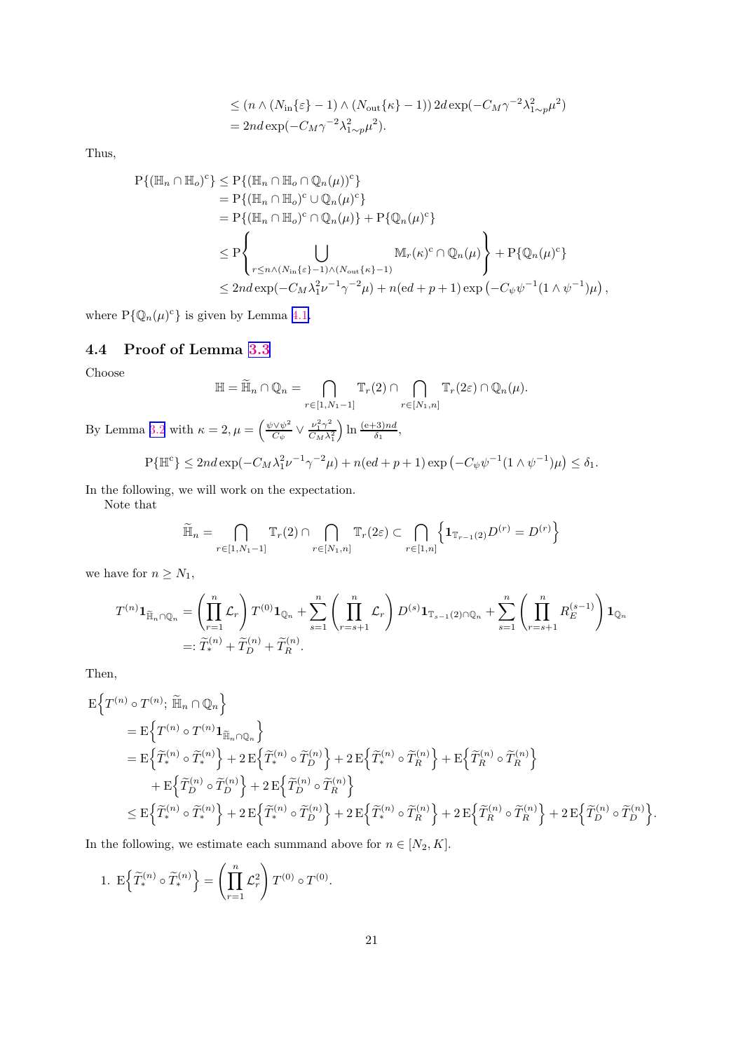$$
\begin{aligned}
&\leq (n \wedge (N_{\text{in}}\{\varepsilon\} - 1) \wedge (N_{\text{out}}\{\kappa\} - 1))\, 2d \exp(-C_M \gamma^{-2} \lambda_{1\sim p}^2 \mu^2) \\
&= 2nd \exp(-C_M \gamma^{-2} \lambda_{1\sim p}^2 \mu^2).
\end{aligned}
$$

Thus,

$$
\begin{aligned}
\mathrm{P}\{(\mathbb{H}_n \cap \mathbb{H}_o)^{\mathrm{c}}\} &\leq \mathrm{P}\{(\mathbb{H}_n \cap \mathbb{H}_o \cap \mathbb{Q}_n(\mu))^{\mathrm{c}}\} \\
&= \mathrm{P}\{(\mathbb{H}_n \cap \mathbb{H}_o)^{\mathrm{c}} \cup \mathbb{Q}_n(\mu)^{\mathrm{c}}\} \\
&= \mathrm{P}\{(\mathbb{H}_n \cap \mathbb{H}_o)^{\mathrm{c}} \cap \mathbb{Q}_n(\mu)\} + \mathrm{P}\{\mathbb{Q}_n(\mu)^{\mathrm{c}}\} \\
&\leq \mathrm{P}\left\{ \bigcup_{r \leq n \wedge (N_{\text{in}}\{\varepsilon\}-1) \wedge (N_{\text{out}}\{\kappa\}-1)} \mathbb{M}_r(\kappa)^{\mathrm{c}} \cap \mathbb{Q}_n(\mu) \right\} + \mathrm{P}\{\mathbb{Q}_n(\mu)^{\mathrm{c}}\} \\
&\leq 2nd \exp(-C_M \lambda_1^2 \nu^{-1} \gamma^{-2} \mu) + n(\mathrm{e}d + p + 1) \exp\left(-C_\psi \psi^{-1}(1 \wedge \psi^{-1})\mu\right),
\end{aligned}
$$

where $\mathrm{P}\{\mathbb{Q}_n(\mu)^{\mathrm{c}}\}$ is given by Lemma 4.1.

### 4.4 Proof of Lemma 3.3

Choose

$$
\mathbb{H} = \widetilde{\mathbb{H}}_n \cap \mathbb{Q}_n = \bigcap_{r \in [1, N_1 - 1]} \mathbb{T}_r(2) \cap \bigcap_{r \in [N_1, n]} \mathbb{T}_r(2\varepsilon) \cap \mathbb{Q}_n(\mu).
$$

By Lemma 3.2 with $\kappa = 2, \mu = \left(\frac{\psi \vee \psi^2}{C_\psi} \vee \frac{\nu_1^2 \gamma^2}{C_M \lambda_1^2}\right) \ln \frac{(\mathrm{e}+3)nd}{\delta_1}$,

$$
\mathrm{P}\{\mathbb{H}^{\mathrm{c}}\} \leq 2nd \exp(-C_M \lambda_1^2 \nu^{-1} \gamma^{-2} \mu) + n(\mathrm{e}d + p + 1) \exp\left(-C_\psi \psi^{-1}(1 \wedge \psi^{-1})\mu\right) \leq \delta_1.
$$

In the following, we will work on the expectation.

Note that

$$
\widetilde{\mathbb{H}}_n = \bigcap_{r \in [1, N_1 - 1]} \mathbb{T}_r(2) \cap \bigcap_{r \in [N_1, n]} \mathbb{T}_r(2\varepsilon) \subset \bigcap_{r \in [1, n]} \left\{ \mathbf{1}_{\mathbb{T}_{r-1}(2)} D^{(r)} = D^{(r)} \right\}
$$

we have for $n \geq N_1$,

$$
\begin{aligned}
T^{(n)} \mathbf{1}_{\widetilde{\mathbb{H}}_n \cap \mathbb{Q}_n} &= \left( \prod_{r=1}^n \mathcal{L}_r \right) T^{(0)} \mathbf{1}_{\mathbb{Q}_n} + \sum_{s=1}^n \left( \prod_{r=s+1}^n \mathcal{L}_r \right) D^{(s)} \mathbf{1}_{\mathbb{T}_{s-1}(2) \cap \mathbb{Q}_n} + \sum_{s=1}^n \left( \prod_{r=s+1}^n R_E^{(s-1)} \right) \mathbf{1}_{\mathbb{Q}_n} \\
&=: \widetilde{T}_*^{(n)} + \widetilde{T}_D^{(n)} + \widetilde{T}_R^{(n)}.
\end{aligned}
$$

Then,

$$
\begin{aligned}
&\mathrm{E}\Big\{ T^{(n)} \circ T^{(n)};\, \widetilde{\mathbb{H}}_n \cap \mathbb{Q}_n \Big\} \\
&\quad = \mathrm{E}\Big\{ T^{(n)} \circ T^{(n)} \mathbf{1}_{\widetilde{\mathbb{H}}_n \cap \mathbb{Q}_n} \Big\} \\
&\quad = \mathrm{E}\Big\{ \widetilde{T}_*^{(n)} \circ \widetilde{T}_*^{(n)} \Big\} + 2\,\mathrm{E}\Big\{ \widetilde{T}_*^{(n)} \circ \widetilde{T}_D^{(n)} \Big\} + 2\,\mathrm{E}\Big\{ \widetilde{T}_*^{(n)} \circ \widetilde{T}_R^{(n)} \Big\} + \mathrm{E}\Big\{ \widetilde{T}_R^{(n)} \circ \widetilde{T}_R^{(n)} \Big\} \\
&\quad\quad + \mathrm{E}\Big\{ \widetilde{T}_D^{(n)} \circ \widetilde{T}_D^{(n)} \Big\} + 2\,\mathrm{E}\Big\{ \widetilde{T}_D^{(n)} \circ \widetilde{T}_R^{(n)} \Big\} \\
&\quad \leq \mathrm{E}\Big\{ \widetilde{T}_*^{(n)} \circ \widetilde{T}_*^{(n)} \Big\} + 2\,\mathrm{E}\Big\{ \widetilde{T}_*^{(n)} \circ \widetilde{T}_D^{(n)} \Big\} + 2\,\mathrm{E}\Big\{ \widetilde{T}_*^{(n)} \circ \widetilde{T}_R^{(n)} \Big\} + 2\,\mathrm{E}\Big\{ \widetilde{T}_R^{(n)} \circ \widetilde{T}_R^{(n)} \Big\} + 2\,\mathrm{E}\Big\{ \widetilde{T}_D^{(n)} \circ \widetilde{T}_D^{(n)} \Big\}.
\end{aligned}
$$

In the following, we estimate each summand above for $n \in [N_2, K]$.

1. $\mathrm{E}\Big\{ \widetilde{T}_*^{(n)} \circ \widetilde{T}_*^{(n)} \Big\} = \left( \prod_{r=1}^n \mathcal{L}_r^2 \right) T^{(0)} \circ T^{(0)}$.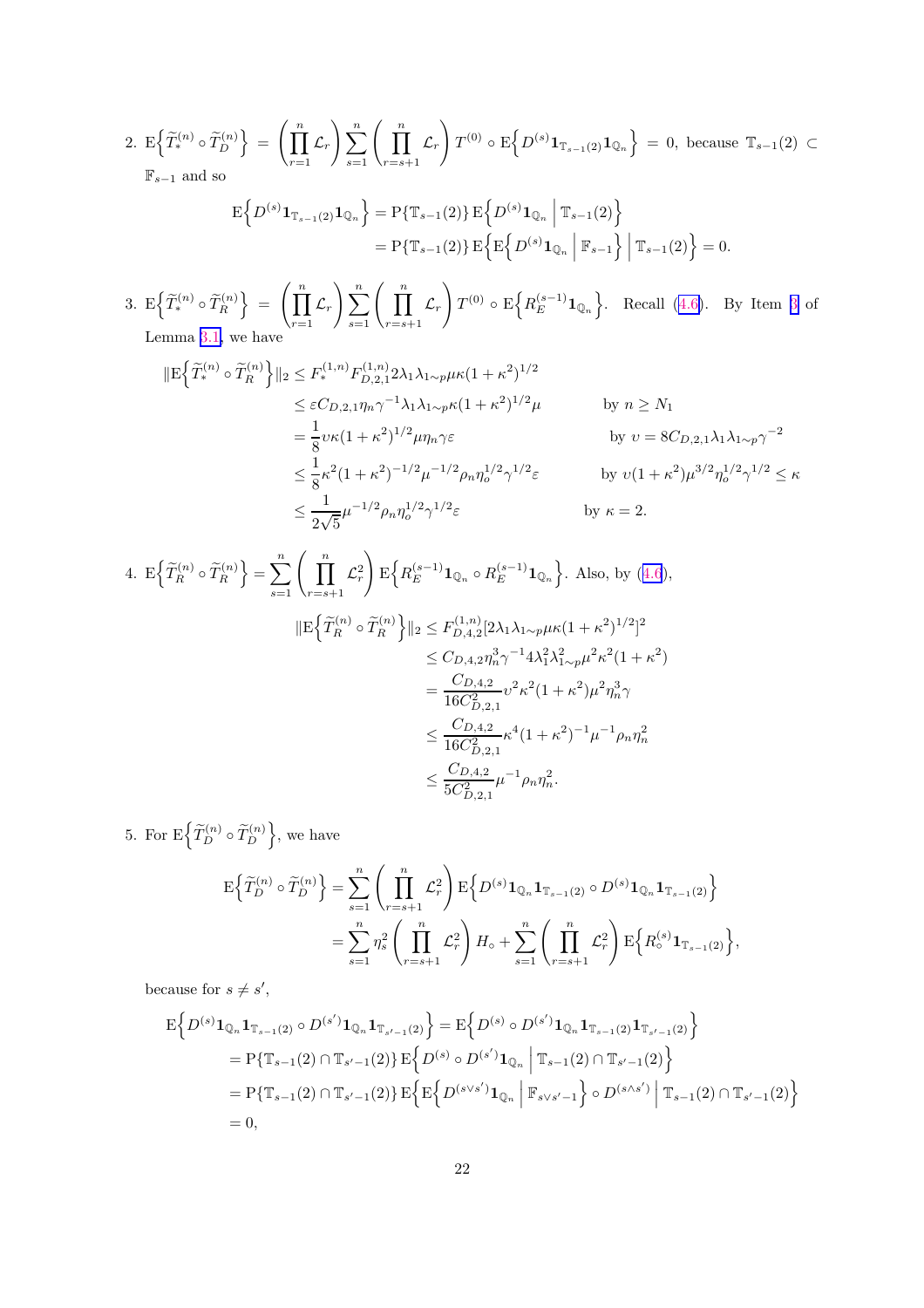2. $\mathrm{E}\Big\{\widetilde{T}_*^{(n)} \circ \widetilde{T}_D^{(n)}\Big\} = \left(\prod_{r=1}^n \mathcal{L}_r\right) \sum_{s=1}^n \left(\prod_{r=s+1}^n \mathcal{L}_r\right) T^{(0)} \circ \mathrm{E}\Big\{D^{(s)} \mathbf{1}_{\mathbb{T}_{s-1}(2)} \mathbf{1}_{\mathbb{Q}_n}\Big\} = 0$, because $\mathbb{T}_{s-1}(2) \subset \mathbb{F}_{s-1}$ and so

$$
\begin{aligned}
\mathrm{E}\Big\{D^{(s)} \mathbf{1}_{\mathbb{T}_{s-1}(2)} \mathbf{1}_{\mathbb{Q}_n}\Big\} &= \mathrm{P}\{\mathbb{T}_{s-1}(2)\}\, \mathrm{E}\Big\{D^{(s)} \mathbf{1}_{\mathbb{Q}_n} \,\Big|\, \mathbb{T}_{s-1}(2)\Big\} \\
&= \mathrm{P}\{\mathbb{T}_{s-1}(2)\}\, \mathrm{E}\Big\{\mathrm{E}\Big\{D^{(s)} \mathbf{1}_{\mathbb{Q}_n} \,\Big|\, \mathbb{F}_{s-1}\Big\} \,\Big|\, \mathbb{T}_{s-1}(2)\Big\} = 0.
\end{aligned}
$$

3. $\mathrm{E}\Big\{\widetilde{T}_*^{(n)} \circ \widetilde{T}_R^{(n)}\Big\} = \left(\prod_{r=1}^n \mathcal{L}_r\right) \sum_{s=1}^n \left(\prod_{r=s+1}^n \mathcal{L}_r\right) T^{(0)} \circ \mathrm{E}\Big\{R_E^{(s-1)} \mathbf{1}_{\mathbb{Q}_n}\Big\}$. Recall (4.6). By Item 3 of Lemma 3.1, we have

$$
\begin{aligned}
\|\mathrm{E}\Big\{\widetilde{T}_*^{(n)} \circ \widetilde{T}_R^{(n)}\Big\}\|_2 &\le F_*^{(1,n)} F_{D,2,1}^{(1,n)} 2\lambda_1 \lambda_{1\sim p} \mu\kappa (1+\kappa^2)^{1/2} \\
&\le \varepsilon C_{D,2,1} \eta_n \gamma^{-1} \lambda_1 \lambda_{1\sim p} \kappa (1+\kappa^2)^{1/2} \mu && \text{by } n \ge N_1 \\
&= \frac{1}{8} \upsilon \kappa (1+\kappa^2)^{1/2} \mu \eta_n \gamma \varepsilon && \text{by } \upsilon = 8 C_{D,2,1} \lambda_1 \lambda_{1\sim p} \gamma^{-2} \\
&\le \frac{1}{8} \kappa^2 (1+\kappa^2)^{-1/2} \mu^{-1/2} \rho_n \eta_o^{1/2} \gamma^{1/2} \varepsilon && \text{by } \upsilon (1+\kappa^2) \mu^{3/2} \eta_o^{1/2} \gamma^{1/2} \le \kappa \\
&\le \frac{1}{2\sqrt{5}} \mu^{-1/2} \rho_n \eta_o^{1/2} \gamma^{1/2} \varepsilon && \text{by } \kappa = 2.
\end{aligned}
$$

4. $\mathrm{E}\Big\{\widetilde{T}_R^{(n)} \circ \widetilde{T}_R^{(n)}\Big\} = \sum_{s=1}^n \left(\prod_{r=s+1}^n \mathcal{L}_r^2\right) \mathrm{E}\Big\{R_E^{(s-1)} \mathbf{1}_{\mathbb{Q}_n} \circ R_E^{(s-1)} \mathbf{1}_{\mathbb{Q}_n}\Big\}$. Also, by (4.6),

$$
\begin{aligned}
\|\mathrm{E}\Big\{\widetilde{T}_R^{(n)} \circ \widetilde{T}_R^{(n)}\Big\}\|_2 &\le F_{D,4,2}^{(1,n)} [2\lambda_1 \lambda_{1\sim p} \mu\kappa (1+\kappa^2)^{1/2}]^2 \\
&\le C_{D,4,2} \eta_n^3 \gamma^{-1} 4 \lambda_1^2 \lambda_{1\sim p}^2 \mu^2 \kappa^2 (1+\kappa^2) \\
&= \frac{C_{D,4,2}}{16 C_{D,2,1}^2} \upsilon^2 \kappa^2 (1+\kappa^2) \mu^2 \eta_n^3 \gamma \\
&\le \frac{C_{D,4,2}}{16 C_{D,2,1}^2} \kappa^4 (1+\kappa^2)^{-1} \mu^{-1} \rho_n \eta_n^2 \\
&\le \frac{C_{D,4,2}}{5 C_{D,2,1}^2} \mu^{-1} \rho_n \eta_n^2.
\end{aligned}
$$

5. For $\mathrm{E}\Big\{\widetilde{T}_D^{(n)} \circ \widetilde{T}_D^{(n)}\Big\}$, we have

$$
\begin{aligned}
\mathrm{E}\Big\{\widetilde{T}_D^{(n)} \circ \widetilde{T}_D^{(n)}\Big\} &= \sum_{s=1}^n \left(\prod_{r=s+1}^n \mathcal{L}_r^2\right) \mathrm{E}\Big\{D^{(s)} \mathbf{1}_{\mathbb{Q}_n} \mathbf{1}_{\mathbb{T}_{s-1}(2)} \circ D^{(s)} \mathbf{1}_{\mathbb{Q}_n} \mathbf{1}_{\mathbb{T}_{s-1}(2)}\Big\} \\
&= \sum_{s=1}^n \eta_s^2 \left(\prod_{r=s+1}^n \mathcal{L}_r^2\right) H_\circ + \sum_{s=1}^n \left(\prod_{r=s+1}^n \mathcal{L}_r^2\right) \mathrm{E}\Big\{R_\circ^{(s)} \mathbf{1}_{\mathbb{T}_{s-1}(2)}\Big\},
\end{aligned}
$$

because for $s \neq s'$,

$$
\begin{aligned}
&\mathrm{E}\Big\{D^{(s)} \mathbf{1}_{\mathbb{Q}_n} \mathbf{1}_{\mathbb{T}_{s-1}(2)} \circ D^{(s')} \mathbf{1}_{\mathbb{Q}_n} \mathbf{1}_{\mathbb{T}_{s'-1}(2)}\Big\} = \mathrm{E}\Big\{D^{(s)} \circ D^{(s')} \mathbf{1}_{\mathbb{Q}_n} \mathbf{1}_{\mathbb{T}_{s-1}(2)} \mathbf{1}_{\mathbb{T}_{s'-1}(2)}\Big\} \\
&\quad = \mathrm{P}\{\mathbb{T}_{s-1}(2) \cap \mathbb{T}_{s'-1}(2)\}\, \mathrm{E}\Big\{D^{(s)} \circ D^{(s')} \mathbf{1}_{\mathbb{Q}_n} \,\Big|\, \mathbb{T}_{s-1}(2) \cap \mathbb{T}_{s'-1}(2)\Big\} \\
&\quad = \mathrm{P}\{\mathbb{T}_{s-1}(2) \cap \mathbb{T}_{s'-1}(2)\}\, \mathrm{E}\Big\{\mathrm{E}\Big\{D^{(s \vee s')} \mathbf{1}_{\mathbb{Q}_n} \,\Big|\, \mathbb{F}_{s \vee s' - 1}\Big\} \circ D^{(s \wedge s')} \,\Big|\, \mathbb{T}_{s-1}(2) \cap \mathbb{T}_{s'-1}(2)\Big\} \\
&\quad = 0,
\end{aligned}
$$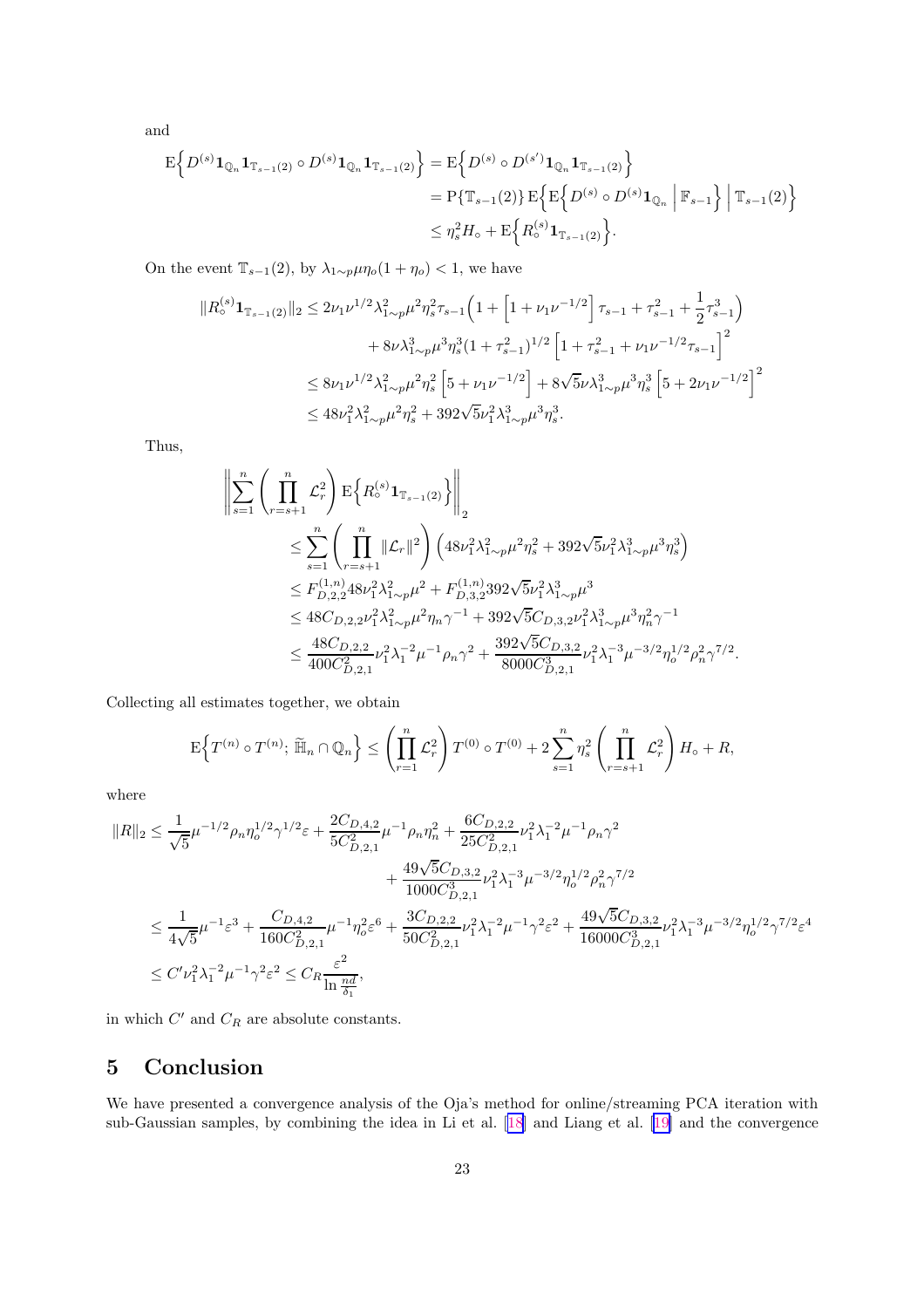and

$$
\begin{aligned}
\mathrm{E}\Big\{ D^{(s)} \mathbf{1}_{\mathbb{Q}_n} \mathbf{1}_{\mathbb{T}_{s-1}(2)} \circ D^{(s)} \mathbf{1}_{\mathbb{Q}_n} \mathbf{1}_{\mathbb{T}_{s-1}(2)} \Big\} &= \mathrm{E}\Big\{ D^{(s)} \circ D^{(s')} \mathbf{1}_{\mathbb{Q}_n} \mathbf{1}_{\mathbb{T}_{s-1}(2)} \Big\} \\
&= \mathrm{P}\{\mathbb{T}_{s-1}(2)\} \, \mathrm{E}\Big\{ \mathrm{E}\Big\{ D^{(s)} \circ D^{(s)} \mathbf{1}_{\mathbb{Q}_n} \;\Big|\; \mathbb{F}_{s-1} \Big\} \;\Big|\; \mathbb{T}_{s-1}(2) \Big\} \\
&\le \eta_s^2 H_\circ + \mathrm{E}\Big\{ R_\circ^{(s)} \mathbf{1}_{\mathbb{T}_{s-1}(2)} \Big\}.
\end{aligned}
$$

On the event $\mathbb{T}_{s-1}(2)$, by $\lambda_{1\sim p}\mu\eta_o(1+\eta_o) < 1$, we have

$$
\begin{aligned}
\|R_\circ^{(s)} \mathbf{1}_{\mathbb{T}_{s-1}(2)}\|_2 &\le 2\nu_1 \nu^{1/2} \lambda_{1\sim p}^2 \mu^2 \eta_s^2 \tau_{s-1} \Big( 1 + \Big[ 1 + \nu_1 \nu^{-1/2} \Big] \tau_{s-1} + \tau_{s-1}^2 + \frac{1}{2}\tau_{s-1}^3 \Big) \\
&\quad + 8\nu \lambda_{1\sim p}^3 \mu^3 \eta_s^3 (1 + \tau_{s-1}^2)^{1/2} \Big[ 1 + \tau_{s-1}^2 + \nu_1 \nu^{-1/2} \tau_{s-1} \Big]^2 \\
&\le 8\nu_1 \nu^{1/2} \lambda_{1\sim p}^2 \mu^2 \eta_s^2 \Big[ 5 + \nu_1 \nu^{-1/2} \Big] + 8\sqrt{5}\nu \lambda_{1\sim p}^3 \mu^3 \eta_s^3 \Big[ 5 + 2\nu_1 \nu^{-1/2} \Big]^2 \\
&\le 48 \nu_1^2 \lambda_{1\sim p}^2 \mu^2 \eta_s^2 + 392\sqrt{5} \nu_1^2 \lambda_{1\sim p}^3 \mu^3 \eta_s^3.
\end{aligned}
$$

Thus,

$$
\begin{aligned}
&\left\| \sum_{s=1}^n \left( \prod_{r=s+1}^n \mathcal{L}_r^2 \right) \mathrm{E}\Big\{ R_\circ^{(s)} \mathbf{1}_{\mathbb{T}_{s-1}(2)} \Big\} \right\|_2 \\
&\quad \le \sum_{s=1}^n \left( \prod_{r=s+1}^n \|\mathcal{L}_r\|^2 \right) \Big( 48 \nu_1^2 \lambda_{1\sim p}^2 \mu^2 \eta_s^2 + 392\sqrt{5} \nu_1^2 \lambda_{1\sim p}^3 \mu^3 \eta_s^3 \Big) \\
&\quad \le F_{D,2,2}^{(1,n)} 48 \nu_1^2 \lambda_{1\sim p}^2 \mu^2 + F_{D,3,2}^{(1,n)} 392\sqrt{5} \nu_1^2 \lambda_{1\sim p}^3 \mu^3 \\
&\quad \le 48 C_{D,2,2} \nu_1^2 \lambda_{1\sim p}^2 \mu^2 \eta_n \gamma^{-1} + 392\sqrt{5} C_{D,3,2} \nu_1^2 \lambda_{1\sim p}^3 \mu^3 \eta_n^2 \gamma^{-1} \\
&\quad \le \frac{48 C_{D,2,2}}{400 C_{D,2,1}^2} \nu_1^2 \lambda_1^{-2} \mu^{-1} \rho_n \gamma^2 + \frac{392\sqrt{5} C_{D,3,2}}{8000 C_{D,2,1}^3} \nu_1^2 \lambda_1^{-3} \mu^{-3/2} \eta_o^{1/2} \rho_n^2 \gamma^{7/2}.
\end{aligned}
$$

Collecting all estimates together, we obtain

$$
\mathrm{E}\Big\{ T^{(n)} \circ T^{(n)};\, \widetilde{\mathbb{H}}_n \cap \mathbb{Q}_n \Big\} \le \left( \prod_{r=1}^n \mathcal{L}_r^2 \right) T^{(0)} \circ T^{(0)} + 2 \sum_{s=1}^n \eta_s^2 \left( \prod_{r=s+1}^n \mathcal{L}_r^2 \right) H_\circ + R,
$$

where

$$
\begin{aligned}
\|R\|_2 &\le \frac{1}{\sqrt{5}} \mu^{-1/2} \rho_n \eta_o^{1/2} \gamma^{1/2} \varepsilon + \frac{2 C_{D,4,2}}{5 C_{D,2,1}^2} \mu^{-1} \rho_n \eta_n^2 + \frac{6 C_{D,2,2}}{25 C_{D,2,1}^2} \nu_1^2 \lambda_1^{-2} \mu^{-1} \rho_n \gamma^2 \\
&\quad + \frac{49\sqrt{5} C_{D,3,2}}{1000 C_{D,2,1}^3} \nu_1^2 \lambda_1^{-3} \mu^{-3/2} \eta_o^{1/2} \rho_n^2 \gamma^{7/2} \\
&\le \frac{1}{4\sqrt{5}} \mu^{-1} \varepsilon^3 + \frac{C_{D,4,2}}{160 C_{D,2,1}^2} \mu^{-1} \eta_o^2 \varepsilon^6 + \frac{3 C_{D,2,2}}{50 C_{D,2,1}^2} \nu_1^2 \lambda_1^{-2} \mu^{-1} \gamma^2 \varepsilon^2 + \frac{49\sqrt{5} C_{D,3,2}}{16000 C_{D,2,1}^3} \nu_1^2 \lambda_1^{-3} \mu^{-3/2} \eta_o^{1/2} \gamma^{7/2} \varepsilon^4 \\
&\le C' \nu_1^2 \lambda_1^{-2} \mu^{-1} \gamma^2 \varepsilon^2 \le C_R \frac{\varepsilon^2}{\ln \frac{nd}{\delta_1}},
\end{aligned}
$$

in which $C'$ and $C_R$ are absolute constants.

## 5 Conclusion

We have presented a convergence analysis of the Oja's method for online/streaming PCA iteration with sub-Gaussian samples, by combining the idea in Li et al. [18] and Liang et al. [19] and the convergence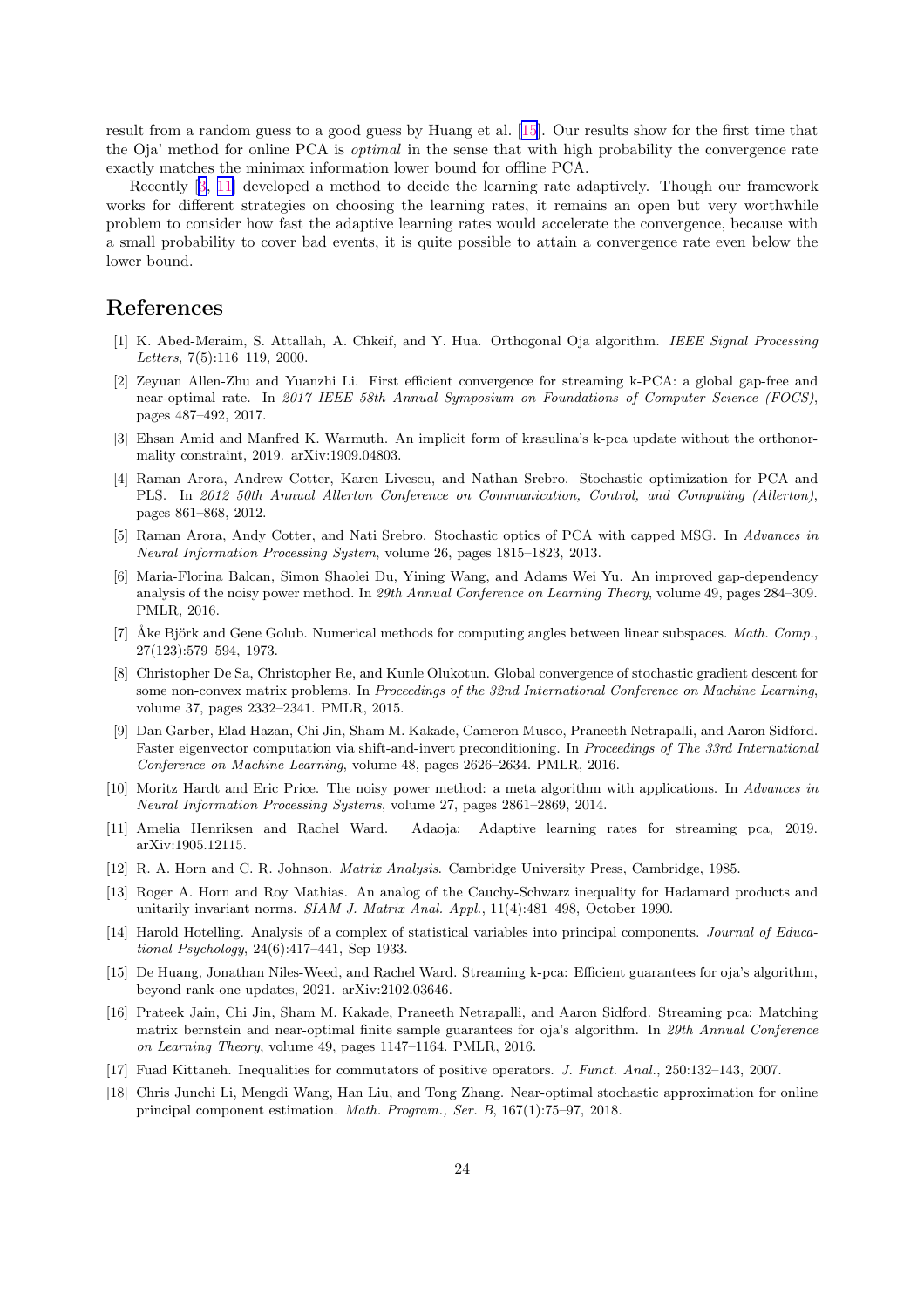result from a random guess to a good guess by Huang et al. [15]. Our results show for the first time that the Oja' method for online PCA is *optimal* in the sense that with high probability the convergence rate exactly matches the minimax information lower bound for offline PCA.

Recently [3, 11] developed a method to decide the learning rate adaptively. Though our framework works for different strategies on choosing the learning rates, it remains an open but very worthwhile problem to consider how fast the adaptive learning rates would accelerate the convergence, because with a small probability to cover bad events, it is quite possible to attain a convergence rate even below the lower bound.

## References

[1] K. Abed-Meraim, S. Attallah, A. Chkeif, and Y. Hua. Orthogonal Oja algorithm. *IEEE Signal Processing Letters*, 7(5):116–119, 2000.

[2] Zeyuan Allen-Zhu and Yuanzhi Li. First efficient convergence for streaming k-PCA: a global gap-free and near-optimal rate. In *2017 IEEE 58th Annual Symposium on Foundations of Computer Science (FOCS)*, pages 487–492, 2017.

[3] Ehsan Amid and Manfred K. Warmuth. An implicit form of krasulina's k-pca update without the orthonormality constraint, 2019. arXiv:1909.04803.

[4] Raman Arora, Andrew Cotter, Karen Livescu, and Nathan Srebro. Stochastic optimization for PCA and PLS. In *2012 50th Annual Allerton Conference on Communication, Control, and Computing (Allerton)*, pages 861–868, 2012.

[5] Raman Arora, Andy Cotter, and Nati Srebro. Stochastic optics of PCA with capped MSG. In *Advances in Neural Information Processing System*, volume 26, pages 1815–1823, 2013.

[6] Maria-Florina Balcan, Simon Shaolei Du, Yining Wang, and Adams Wei Yu. An improved gap-dependency analysis of the noisy power method. In *29th Annual Conference on Learning Theory*, volume 49, pages 284–309. PMLR, 2016.

[7] Åke Björk and Gene Golub. Numerical methods for computing angles between linear subspaces. *Math. Comp.*, 27(123):579–594, 1973.

[8] Christopher De Sa, Christopher Re, and Kunle Olukotun. Global convergence of stochastic gradient descent for some non-convex matrix problems. In *Proceedings of the 32nd International Conference on Machine Learning*, volume 37, pages 2332–2341. PMLR, 2015.

[9] Dan Garber, Elad Hazan, Chi Jin, Sham M. Kakade, Cameron Musco, Praneeth Netrapalli, and Aaron Sidford. Faster eigenvector computation via shift-and-invert preconditioning. In *Proceedings of The 33rd International Conference on Machine Learning*, volume 48, pages 2626–2634. PMLR, 2016.

[10] Moritz Hardt and Eric Price. The noisy power method: a meta algorithm with applications. In *Advances in Neural Information Processing Systems*, volume 27, pages 2861–2869, 2014.

[11] Amelia Henriksen and Rachel Ward. Adaoja: Adaptive learning rates for streaming pca, 2019. arXiv:1905.12115.

[12] R. A. Horn and C. R. Johnson. *Matrix Analysis*. Cambridge University Press, Cambridge, 1985.

[13] Roger A. Horn and Roy Mathias. An analog of the Cauchy-Schwarz inequality for Hadamard products and unitarily invariant norms. *SIAM J. Matrix Anal. Appl.*, 11(4):481–498, October 1990.

[14] Harold Hotelling. Analysis of a complex of statistical variables into principal components. *Journal of Educational Psychology*, 24(6):417–441, Sep 1933.

[15] De Huang, Jonathan Niles-Weed, and Rachel Ward. Streaming k-pca: Efficient guarantees for oja's algorithm, beyond rank-one updates, 2021. arXiv:2102.03646.

[16] Prateek Jain, Chi Jin, Sham M. Kakade, Praneeth Netrapalli, and Aaron Sidford. Streaming pca: Matching matrix bernstein and near-optimal finite sample guarantees for oja's algorithm. In *29th Annual Conference on Learning Theory*, volume 49, pages 1147–1164. PMLR, 2016.

[17] Fuad Kittaneh. Inequalities for commutators of positive operators. *J. Funct. Anal.*, 250:132–143, 2007.

[18] Chris Junchi Li, Mengdi Wang, Han Liu, and Tong Zhang. Near-optimal stochastic approximation for online principal component estimation. *Math. Program., Ser. B*, 167(1):75–97, 2018.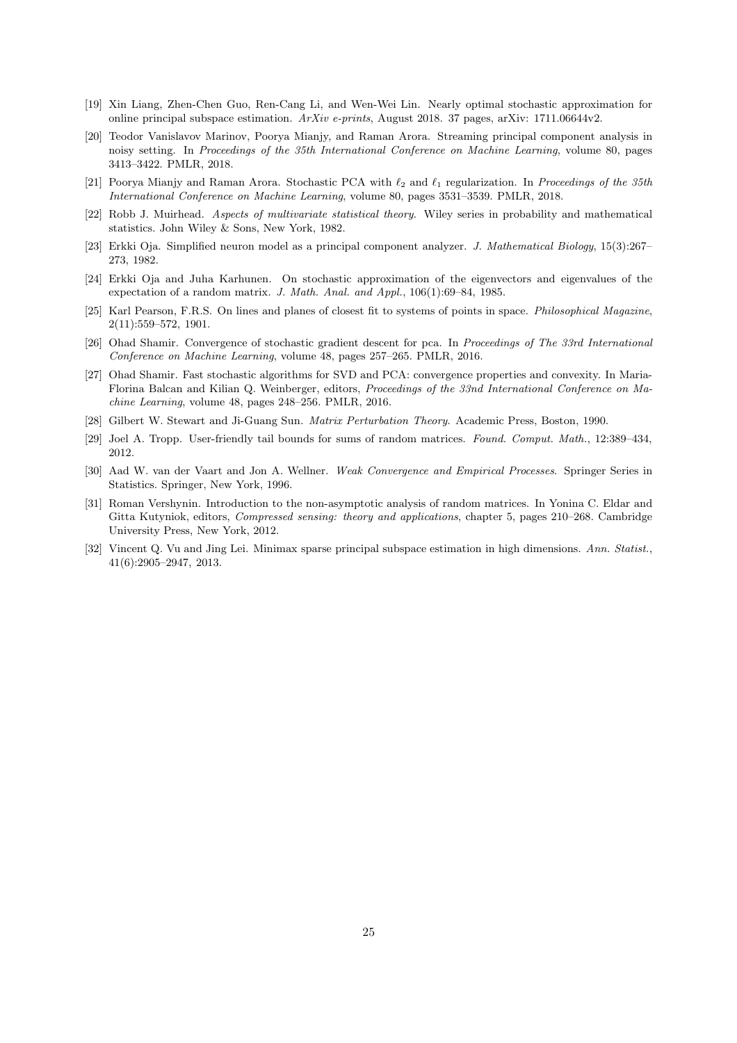[19] Xin Liang, Zhen-Chen Guo, Ren-Cang Li, and Wen-Wei Lin. Nearly optimal stochastic approximation for online principal subspace estimation. *ArXiv e-prints*, August 2018. 37 pages, arXiv: 1711.06644v2.

[20] Teodor Vanislavov Marinov, Poorya Mianjy, and Raman Arora. Streaming principal component analysis in noisy setting. In *Proceedings of the 35th International Conference on Machine Learning*, volume 80, pages 3413–3422. PMLR, 2018.

[21] Poorya Mianjy and Raman Arora. Stochastic PCA with $\ell_2$ and $\ell_1$ regularization. In *Proceedings of the 35th International Conference on Machine Learning*, volume 80, pages 3531–3539. PMLR, 2018.

[22] Robb J. Muirhead. *Aspects of multivariate statistical theory*. Wiley series in probability and mathematical statistics. John Wiley & Sons, New York, 1982.

[23] Erkki Oja. Simplified neuron model as a principal component analyzer. *J. Mathematical Biology*, 15(3):267–273, 1982.

[24] Erkki Oja and Juha Karhunen. On stochastic approximation of the eigenvectors and eigenvalues of the expectation of a random matrix. *J. Math. Anal. and Appl.*, 106(1):69–84, 1985.

[25] Karl Pearson, F.R.S. On lines and planes of closest fit to systems of points in space. *Philosophical Magazine*, 2(11):559–572, 1901.

[26] Ohad Shamir. Convergence of stochastic gradient descent for pca. In *Proceedings of The 33rd International Conference on Machine Learning*, volume 48, pages 257–265. PMLR, 2016.

[27] Ohad Shamir. Fast stochastic algorithms for SVD and PCA: convergence properties and convexity. In Maria-Florina Balcan and Kilian Q. Weinberger, editors, *Proceedings of the 33nd International Conference on Machine Learning*, volume 48, pages 248–256. PMLR, 2016.

[28] Gilbert W. Stewart and Ji-Guang Sun. *Matrix Perturbation Theory*. Academic Press, Boston, 1990.

[29] Joel A. Tropp. User-friendly tail bounds for sums of random matrices. *Found. Comput. Math.*, 12:389–434, 2012.

[30] Aad W. van der Vaart and Jon A. Wellner. *Weak Convergence and Empirical Processes*. Springer Series in Statistics. Springer, New York, 1996.

[31] Roman Vershynin. Introduction to the non-asymptotic analysis of random matrices. In Yonina C. Eldar and Gitta Kutyniok, editors, *Compressed sensing: theory and applications*, chapter 5, pages 210–268. Cambridge University Press, New York, 2012.

[32] Vincent Q. Vu and Jing Lei. Minimax sparse principal subspace estimation in high dimensions. *Ann. Statist.*, 41(6):2905–2947, 2013.